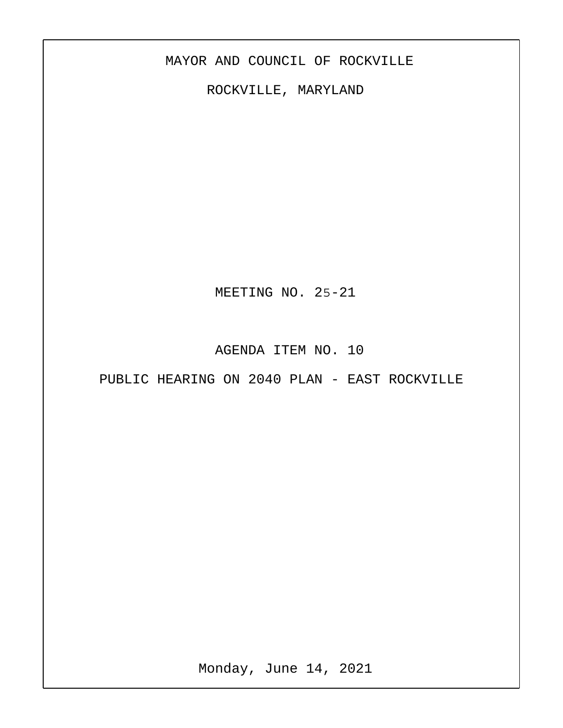MAYOR AND COUNCIL OF ROCKVILLE

ROCKVILLE, MARYLAND

MEETING NO. 25-21

AGENDA ITEM NO. 10

PUBLIC HEARING ON 2040 PLAN - EAST ROCKVILLE

Monday, June 14, 2021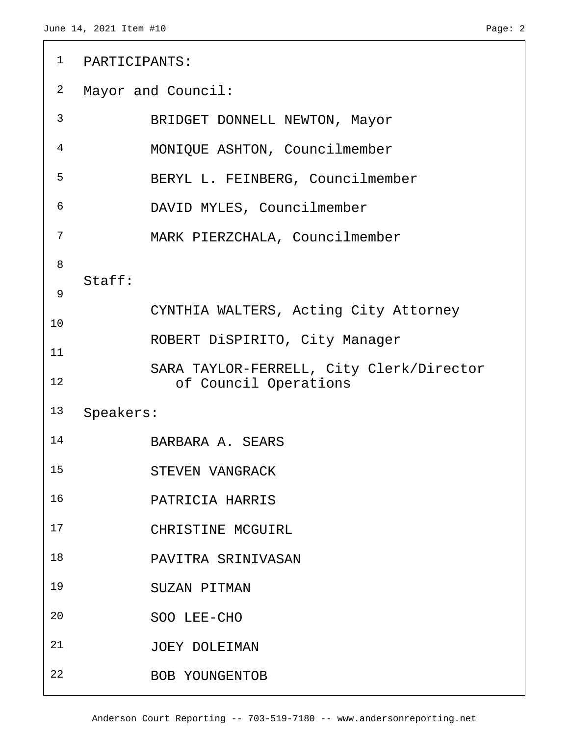PARTICIPANTS:

Mayor and Council:

BRIDGET DONNELL NEWTON, Mayor

MONIQUE ASHTON, Councilmember

BERYL L. FEINBERG, Councilmember

DAVID MYLES, Councilmember

MARK PIERZCHALA, Councilmember

Staff:

CYNTHIA WALTERS, Acting City Attorney

ROBERT DiSPIRITO, City Manager

SARA TAYLOR-FERRELL, City Clerk/Director of Council Operations

Speakers:

BARBARA A. SEARS

STEVEN VANGRACK

PATRICIA HARRIS

CHRISTINE MCGUIRL

PAVITRA SRINIVASAN

SUZAN PITMAN

SOO LEE-CHO

JOEY DOLEIMAN

BOB YOUNGENTOB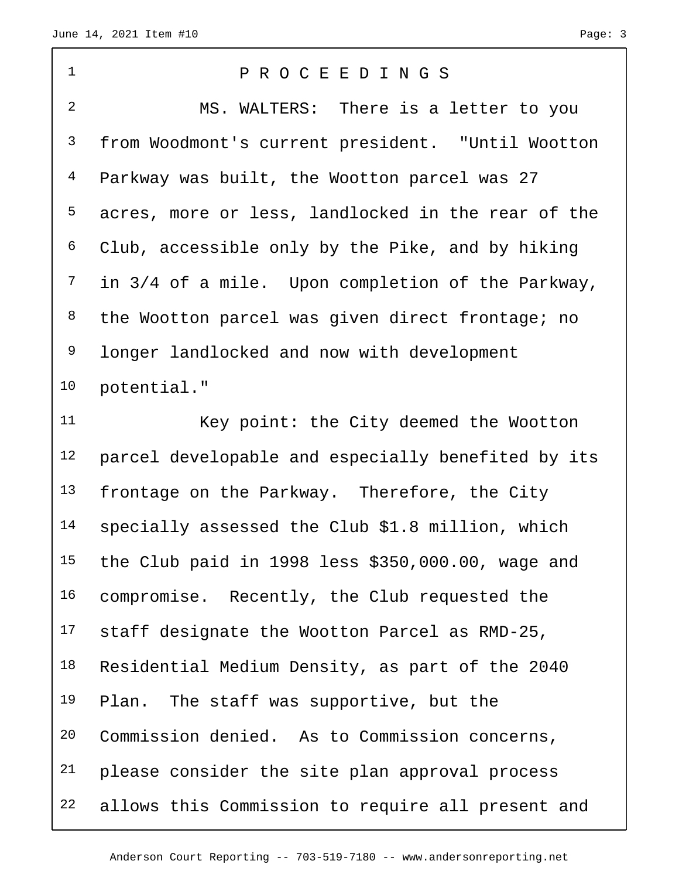PROCEEDINGS

MS. WALTERS: There is a letter to you from Woodmont's current president. "Until Wootton Parkway was built, the Wootton parcel was 27 acres, more or less, landlocked in the rear of the Club, accessible only by the Pike, and by hiking in 3/4 of a mile. Upon completion of the Parkway, the Wootton parcel was given direct frontage; no longer landlocked and now with development potential."

Key point: the City deemed the Wootton parcel developable and especially benefited by its frontage on the Parkway. Therefore, the City specially assessed the Club $1.8 million, which the Club paid in 1998 less $350,000.00, wage and compromise. Recently, the Club requested the staff designate the Wootton Parcel as RMD-25, Residential Medium Density, as part of the 2040 Plan. The staff was supportive, but the Commission denied. As to Commission concerns, please consider the site plan approval process allows this Commission to require all present and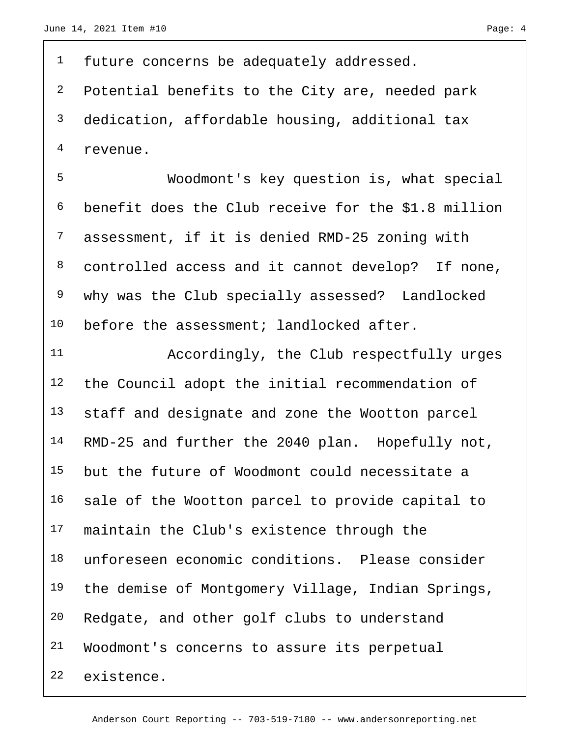future concerns be adequately addressed. Potential benefits to the City are, needed park dedication, affordable housing, additional tax revenue.

Woodmont's key question is, what special benefit does the Club receive for the $1.8 million assessment, if it is denied RMD-25 zoning with controlled access and it cannot develop? If none, why was the Club specially assessed? Landlocked before the assessment; landlocked after.

Accordingly, the Club respectfully urges the Council adopt the initial recommendation of staff and designate and zone the Wootton parcel RMD-25 and further the 2040 plan. Hopefully not, but the future of Woodmont could necessitate a sale of the Wootton parcel to provide capital to maintain the Club's existence through the unforeseen economic conditions. Please consider the demise of Montgomery Village, Indian Springs, Redgate, and other golf clubs to understand Woodmont's concerns to assure its perpetual existence.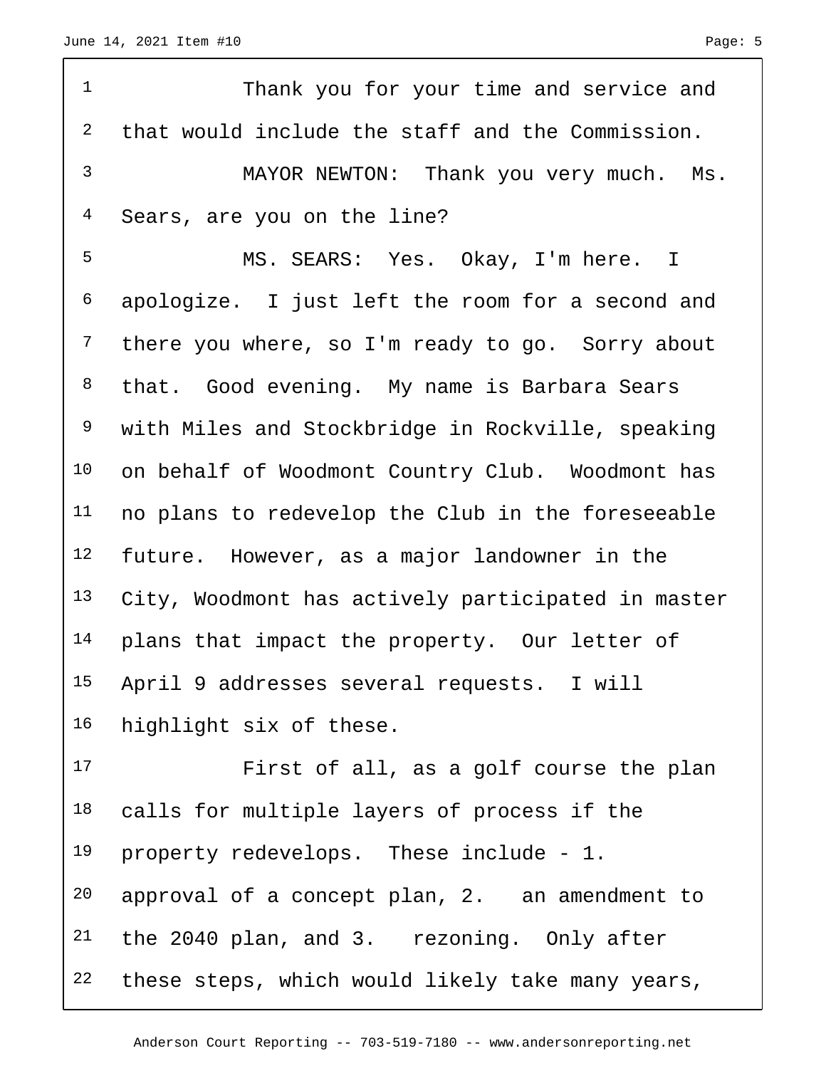Thank you for your time and service and that would include the staff and the Commission.

MAYOR NEWTON: Thank you very much. Ms. Sears, are you on the line?

MS. SEARS: Yes. Okay, I'm here. I apologize. I just left the room for a second and there you where, so I'm ready to go. Sorry about that. Good evening. My name is Barbara Sears with Miles and Stockbridge in Rockville, speaking on behalf of Woodmont Country Club. Woodmont has no plans to redevelop the Club in the foreseeable future. However, as a major landowner in the City, Woodmont has actively participated in master plans that impact the property. Our letter of April 9 addresses several requests. I will highlight six of these.

First of all, as a golf course the plan calls for multiple layers of process if the property redevelops. These include - 1. approval of a concept plan, 2. an amendment to the 2040 plan, and 3. rezoning. Only after these steps, which would likely take many years,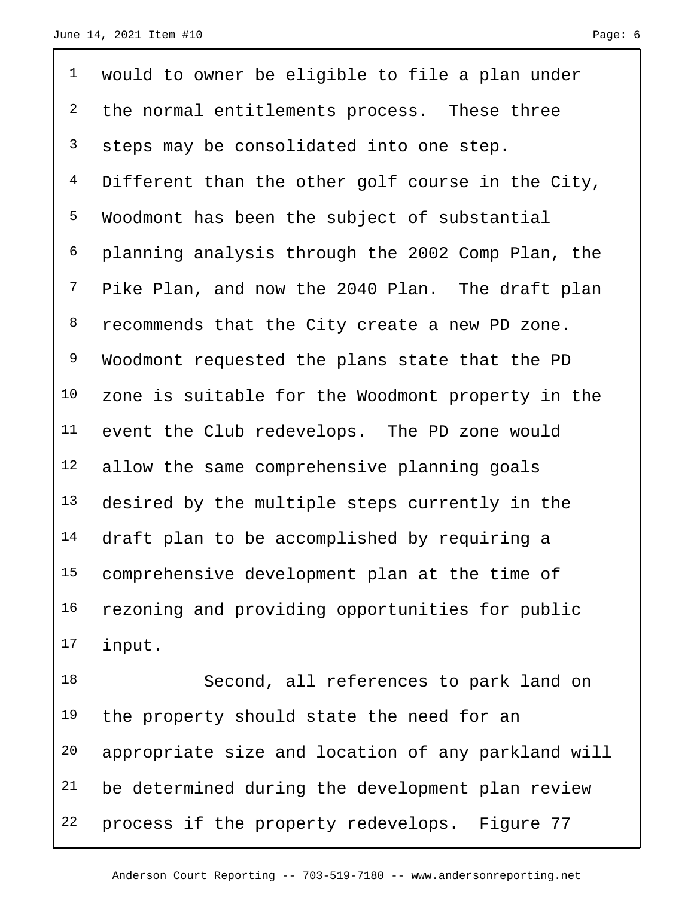would to owner be eligible to file a plan under the normal entitlements process. These three steps may be consolidated into one step. Different than the other golf course in the City, Woodmont has been the subject of substantial planning analysis through the 2002 Comp Plan, the Pike Plan, and now the 2040 Plan. The draft plan recommends that the City create a new PD zone. Woodmont requested the plans state that the PD zone is suitable for the Woodmont property in the event the Club redevelops. The PD zone would allow the same comprehensive planning goals desired by the multiple steps currently in the draft plan to be accomplished by requiring a comprehensive development plan at the time of rezoning and providing opportunities for public input.

Second, all references to park land on the property should state the need for an appropriate size and location of any parkland will be determined during the development plan review process if the property redevelops. Figure 77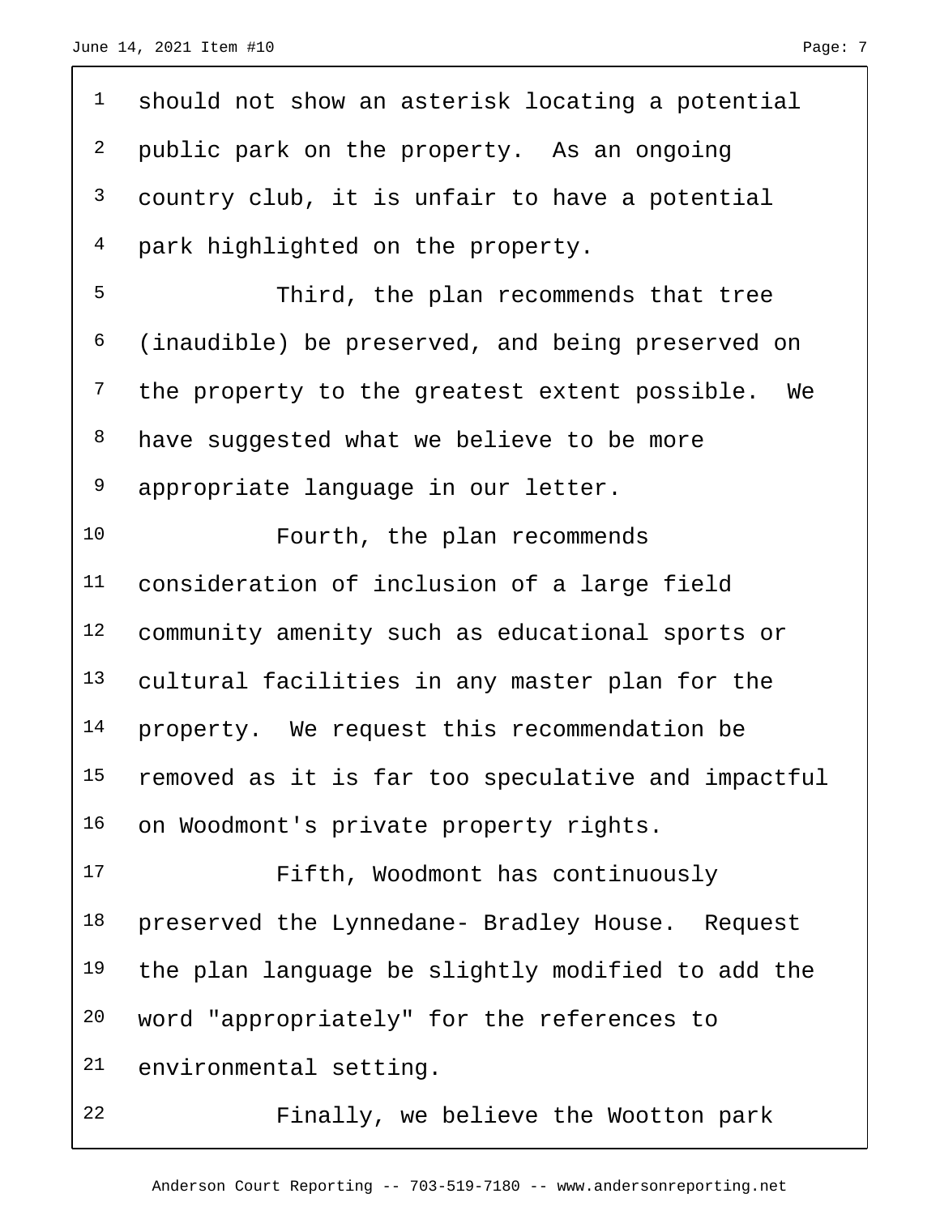should not show an asterisk locating a potential public park on the property. As an ongoing country club, it is unfair to have a potential park highlighted on the property.

Third, the plan recommends that tree (inaudible) be preserved, and being preserved on the property to the greatest extent possible. We have suggested what we believe to be more appropriate language in our letter.

Fourth, the plan recommends consideration of inclusion of a large field community amenity such as educational sports or cultural facilities in any master plan for the property. We request this recommendation be removed as it is far too speculative and impactful on Woodmont's private property rights.

Fifth, Woodmont has continuously preserved the Lynnedane- Bradley House. Request the plan language be slightly modified to add the word "appropriately" for the references to environmental setting.

Finally, we believe the Wootton park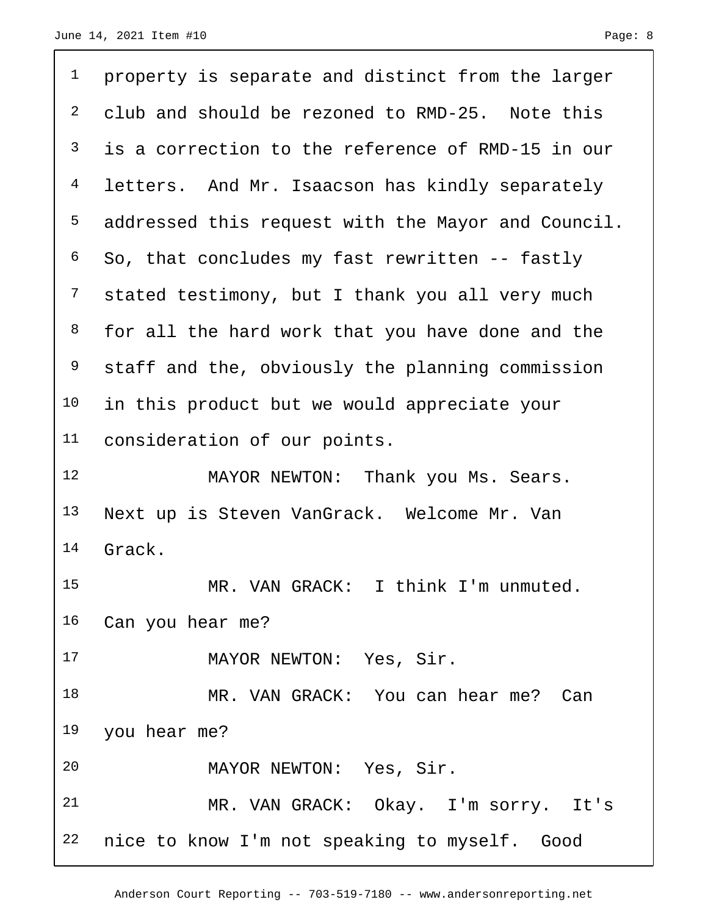property is separate and distinct from the larger club and should be rezoned to RMD-25. Note this is a correction to the reference of RMD-15 in our letters. And Mr. Isaacson has kindly separately addressed this request with the Mayor and Council. So, that concludes my fast rewritten -- fastly stated testimony, but I thank you all very much for all the hard work that you have done and the staff and the, obviously the planning commission in this product but we would appreciate your consideration of our points.

MAYOR NEWTON: Thank you Ms. Sears. Next up is Steven VanGrack. Welcome Mr. Van Grack.

MR. VAN GRACK: I think I'm unmuted. Can you hear me?

MAYOR NEWTON: Yes, Sir.

MR. VAN GRACK: You can hear me? Can you hear me?

MAYOR NEWTON: Yes, Sir.

MR. VAN GRACK: Okay. I'm sorry. It's nice to know I'm not speaking to myself. Good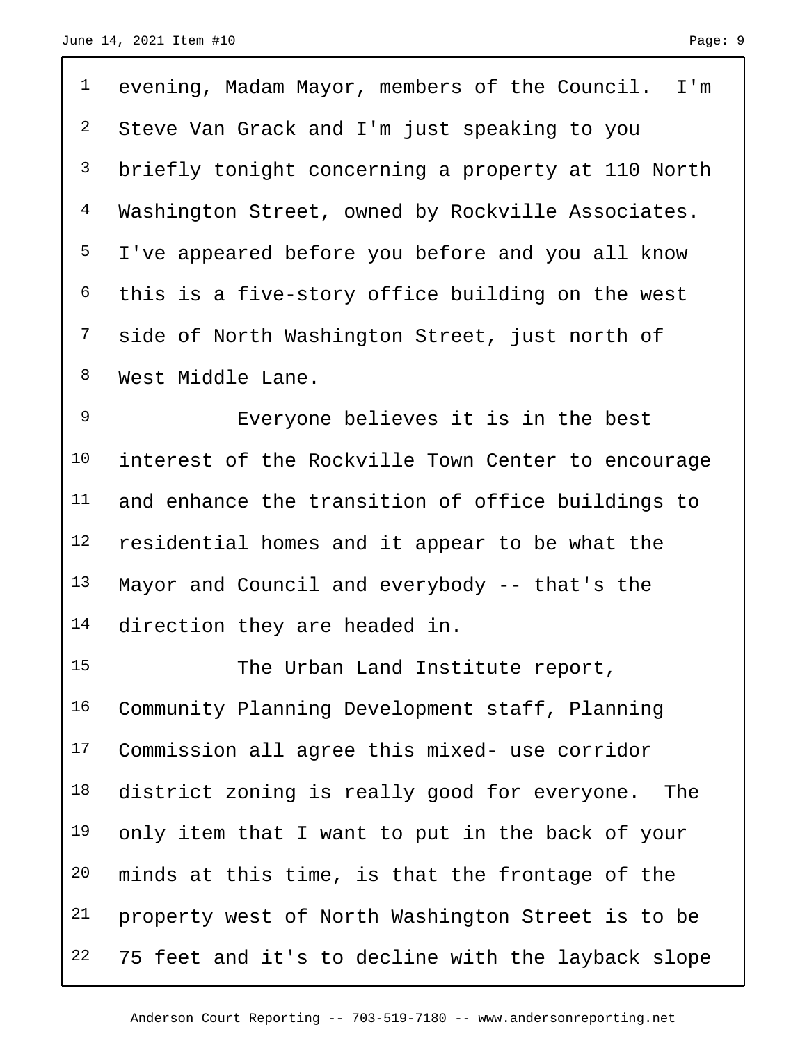1 evening, Madam Mayor, members of the Council. I'm
2 Steve Van Grack and I'm just speaking to you
3 briefly tonight concerning a property at 110 North
4 Washington Street, owned by Rockville Associates.
5 I've appeared before you before and you all know
6 this is a five-story office building on the west
7 side of North Washington Street, just north of
8 West Middle Lane.
9 Everyone believes it is in the best
10 interest of the Rockville Town Center to encourage
11 and enhance the transition of office buildings to
12 residential homes and it appear to be what the
13 Mayor and Council and everybody -- that's the
14 direction they are headed in.
15 The Urban Land Institute report,
16 Community Planning Development staff, Planning
17 Commission all agree this mixed- use corridor
18 district zoning is really good for everyone. The
19 only item that I want to put in the back of your
20 minds at this time, is that the frontage of the
21 property west of North Washington Street is to be
22 75 feet and it's to decline with the layback slope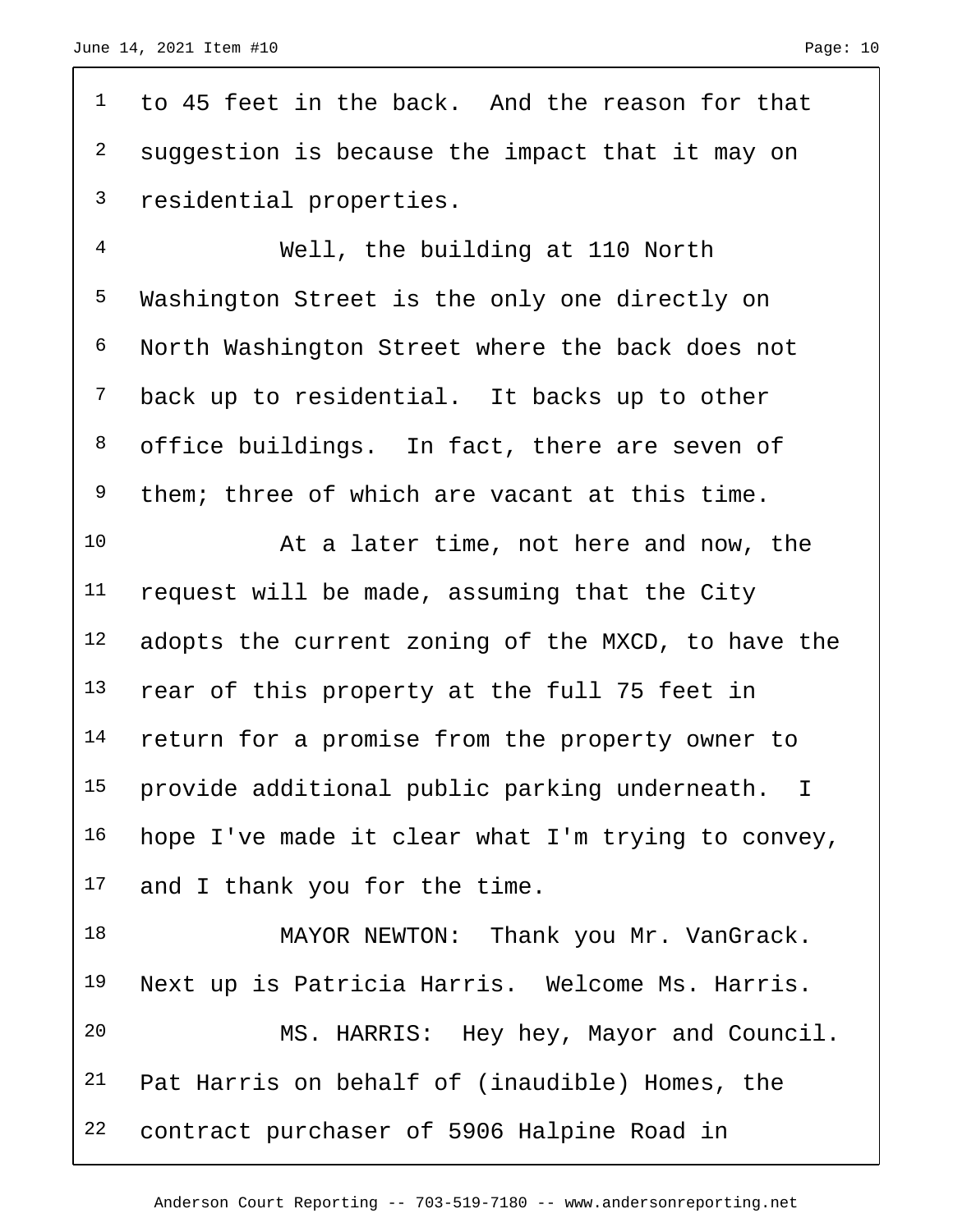to 45 feet in the back. And the reason for that suggestion is because the impact that it may on residential properties.

Well, the building at 110 North Washington Street is the only one directly on North Washington Street where the back does not back up to residential. It backs up to other office buildings. In fact, there are seven of them; three of which are vacant at this time.

At a later time, not here and now, the request will be made, assuming that the City adopts the current zoning of the MXCD, to have the rear of this property at the full 75 feet in return for a promise from the property owner to provide additional public parking underneath. I hope I've made it clear what I'm trying to convey, and I thank you for the time.

MAYOR NEWTON: Thank you Mr. VanGrack. Next up is Patricia Harris. Welcome Ms. Harris.

MS. HARRIS: Hey hey, Mayor and Council. Pat Harris on behalf of (inaudible) Homes, the contract purchaser of 5906 Halpine Road in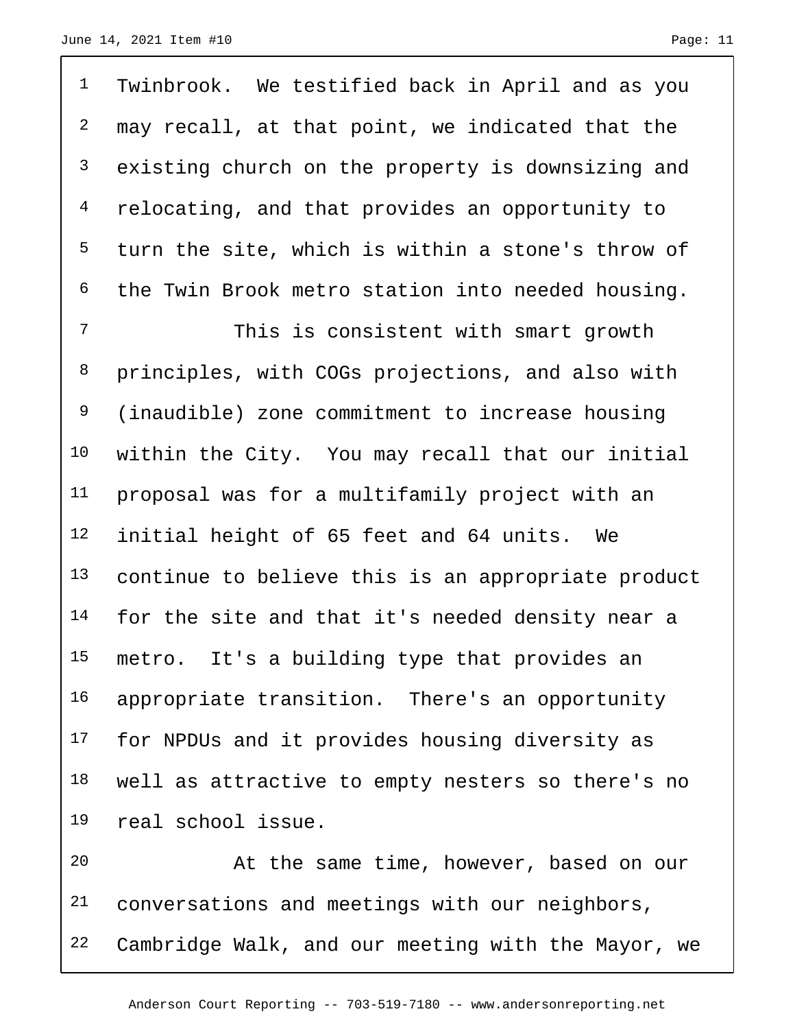Twinbrook. We testified back in April and as you may recall, at that point, we indicated that the existing church on the property is downsizing and relocating, and that provides an opportunity to turn the site, which is within a stone's throw of the Twin Brook metro station into needed housing.

This is consistent with smart growth principles, with COGs projections, and also with (inaudible) zone commitment to increase housing within the City. You may recall that our initial proposal was for a multifamily project with an initial height of 65 feet and 64 units. We continue to believe this is an appropriate product for the site and that it's needed density near a metro. It's a building type that provides an appropriate transition. There's an opportunity for NPDUs and it provides housing diversity as well as attractive to empty nesters so there's no real school issue.

At the same time, however, based on our conversations and meetings with our neighbors, Cambridge Walk, and our meeting with the Mayor, we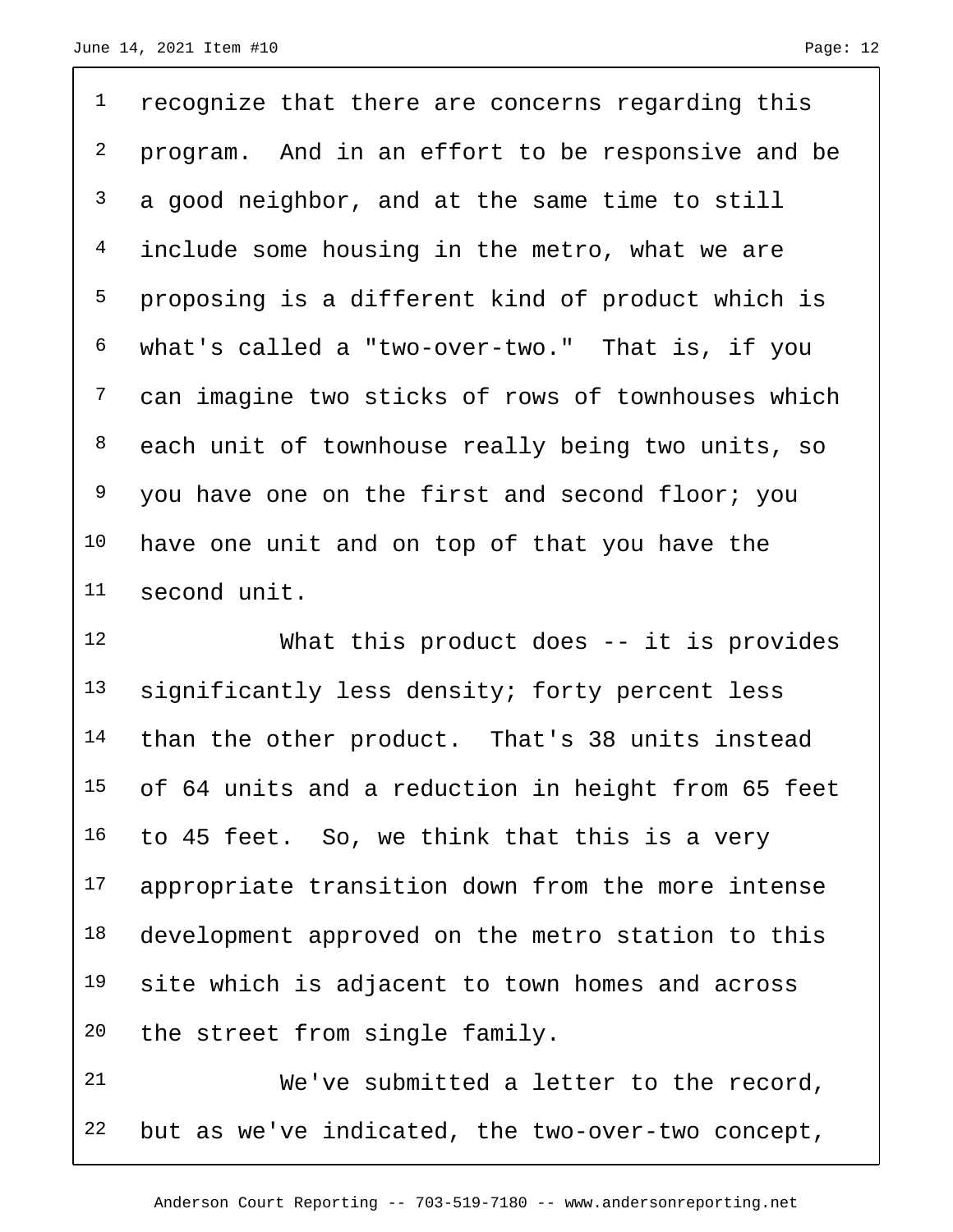recognize that there are concerns regarding this program. And in an effort to be responsive and be a good neighbor, and at the same time to still include some housing in the metro, what we are proposing is a different kind of product which is what's called a "two-over-two." That is, if you can imagine two sticks of rows of townhouses which each unit of townhouse really being two units, so you have one on the first and second floor; you have one unit and on top of that you have the second unit.

What this product does -- it is provides significantly less density; forty percent less than the other product. That's 38 units instead of 64 units and a reduction in height from 65 feet to 45 feet. So, we think that this is a very appropriate transition down from the more intense development approved on the metro station to this site which is adjacent to town homes and across the street from single family.

We've submitted a letter to the record, but as we've indicated, the two-over-two concept,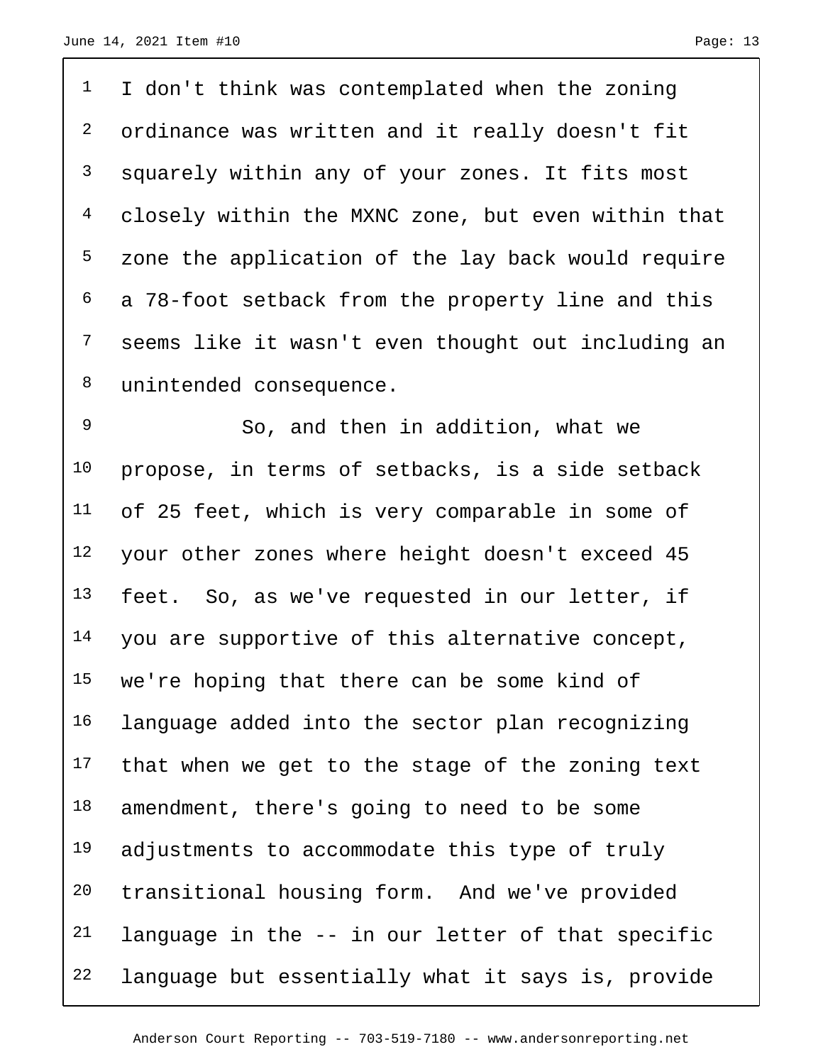I don't think was contemplated when the zoning ordinance was written and it really doesn't fit squarely within any of your zones. It fits most closely within the MXNC zone, but even within that zone the application of the lay back would require a 78-foot setback from the property line and this seems like it wasn't even thought out including an unintended consequence.

So, and then in addition, what we propose, in terms of setbacks, is a side setback of 25 feet, which is very comparable in some of your other zones where height doesn't exceed 45 feet. So, as we've requested in our letter, if you are supportive of this alternative concept, we're hoping that there can be some kind of language added into the sector plan recognizing that when we get to the stage of the zoning text amendment, there's going to need to be some adjustments to accommodate this type of truly transitional housing form. And we've provided language in the -- in our letter of that specific language but essentially what it says is, provide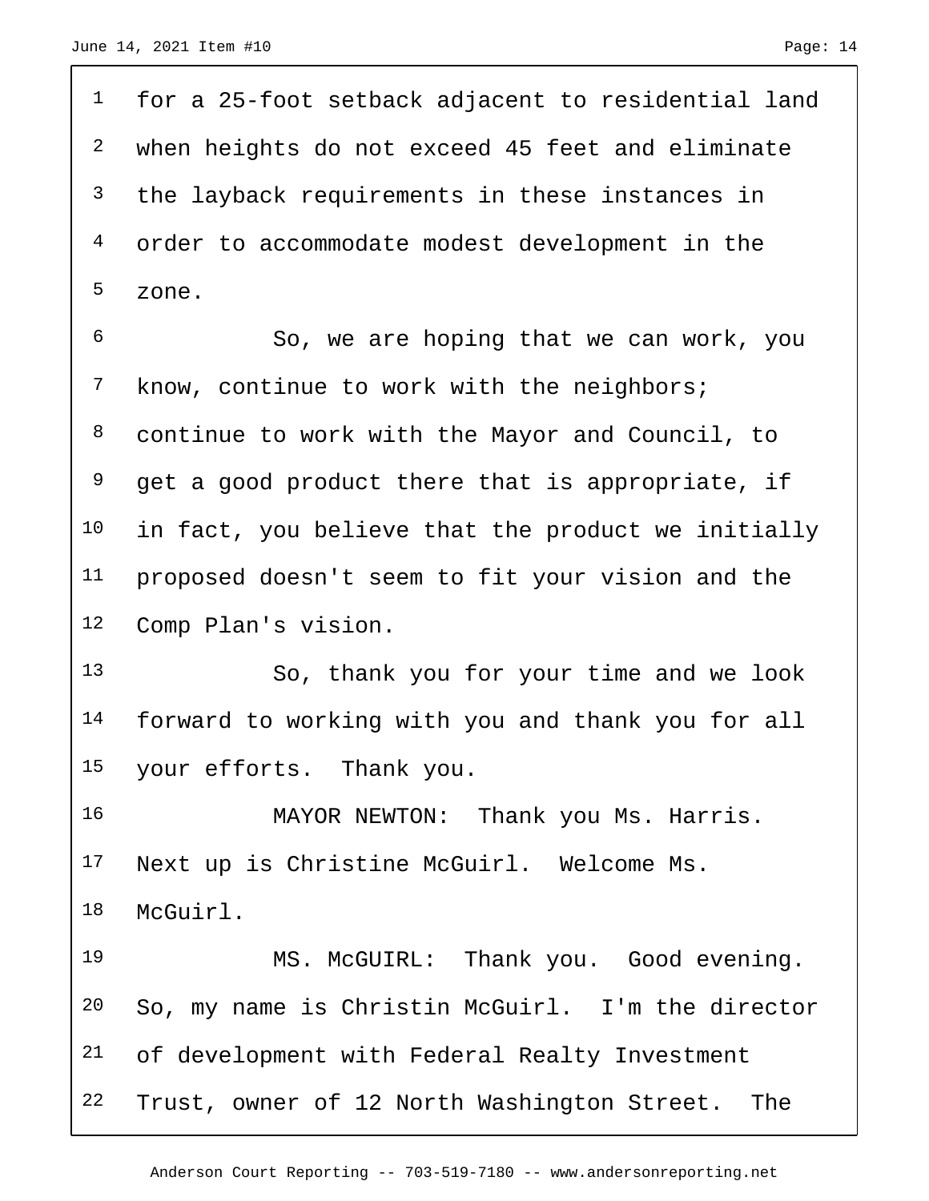for a 25-foot setback adjacent to residential land when heights do not exceed 45 feet and eliminate the layback requirements in these instances in order to accommodate modest development in the zone.

So, we are hoping that we can work, you know, continue to work with the neighbors; continue to work with the Mayor and Council, to get a good product there that is appropriate, if in fact, you believe that the product we initially proposed doesn't seem to fit your vision and the Comp Plan's vision.

So, thank you for your time and we look forward to working with you and thank you for all your efforts. Thank you.

MAYOR NEWTON: Thank you Ms. Harris. Next up is Christine McGuirl. Welcome Ms. McGuirl.

MS. McGUIRL: Thank you. Good evening. So, my name is Christin McGuirl. I'm the director of development with Federal Realty Investment Trust, owner of 12 North Washington Street. The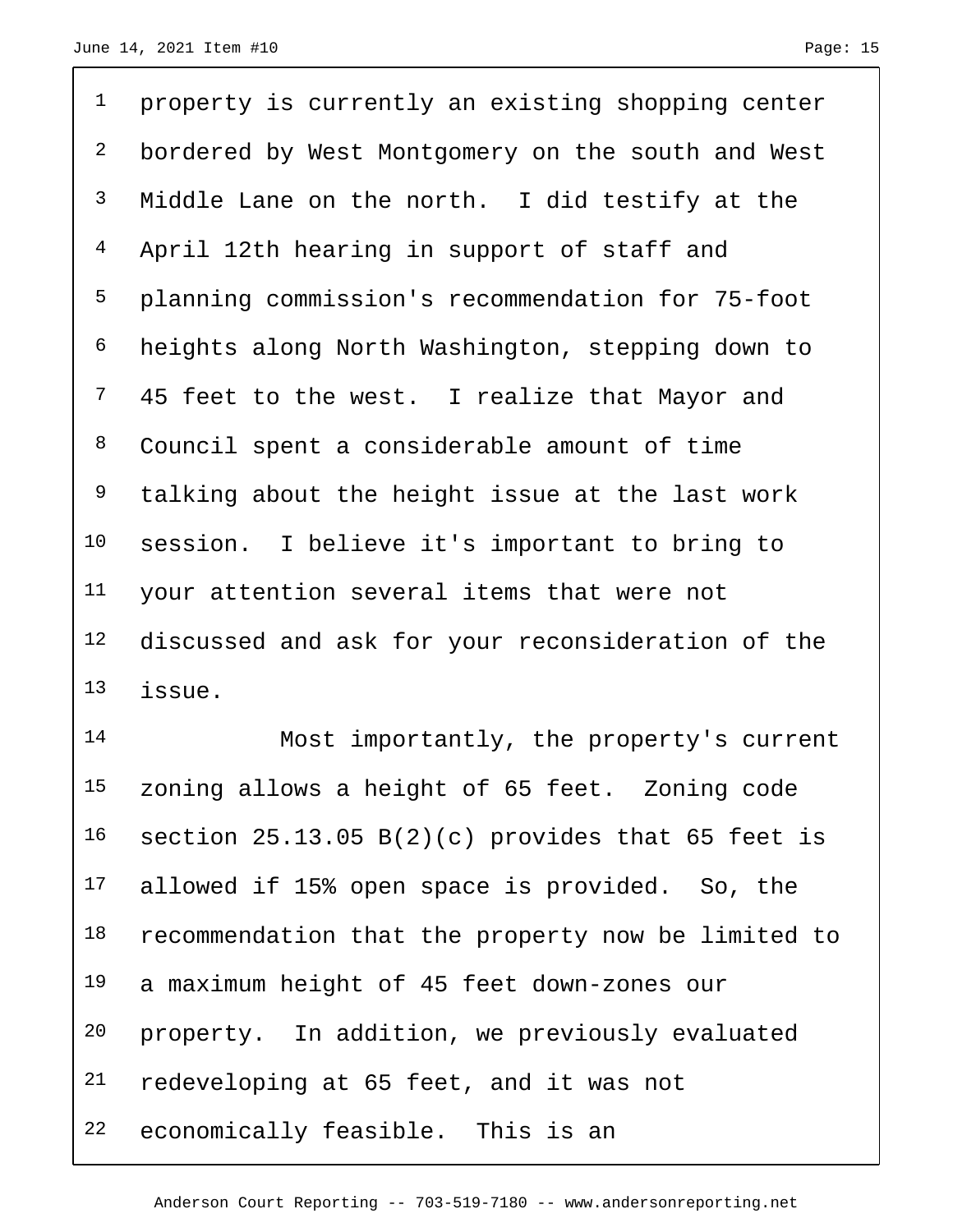property is currently an existing shopping center bordered by West Montgomery on the south and West Middle Lane on the north. I did testify at the April 12th hearing in support of staff and planning commission's recommendation for 75-foot heights along North Washington, stepping down to 45 feet to the west. I realize that Mayor and Council spent a considerable amount of time talking about the height issue at the last work session. I believe it's important to bring to your attention several items that were not discussed and ask for your reconsideration of the issue.

Most importantly, the property's current zoning allows a height of 65 feet. Zoning code section 25.13.05 B(2)(c) provides that 65 feet is allowed if 15% open space is provided. So, the recommendation that the property now be limited to a maximum height of 45 feet down-zones our property. In addition, we previously evaluated redeveloping at 65 feet, and it was not economically feasible. This is an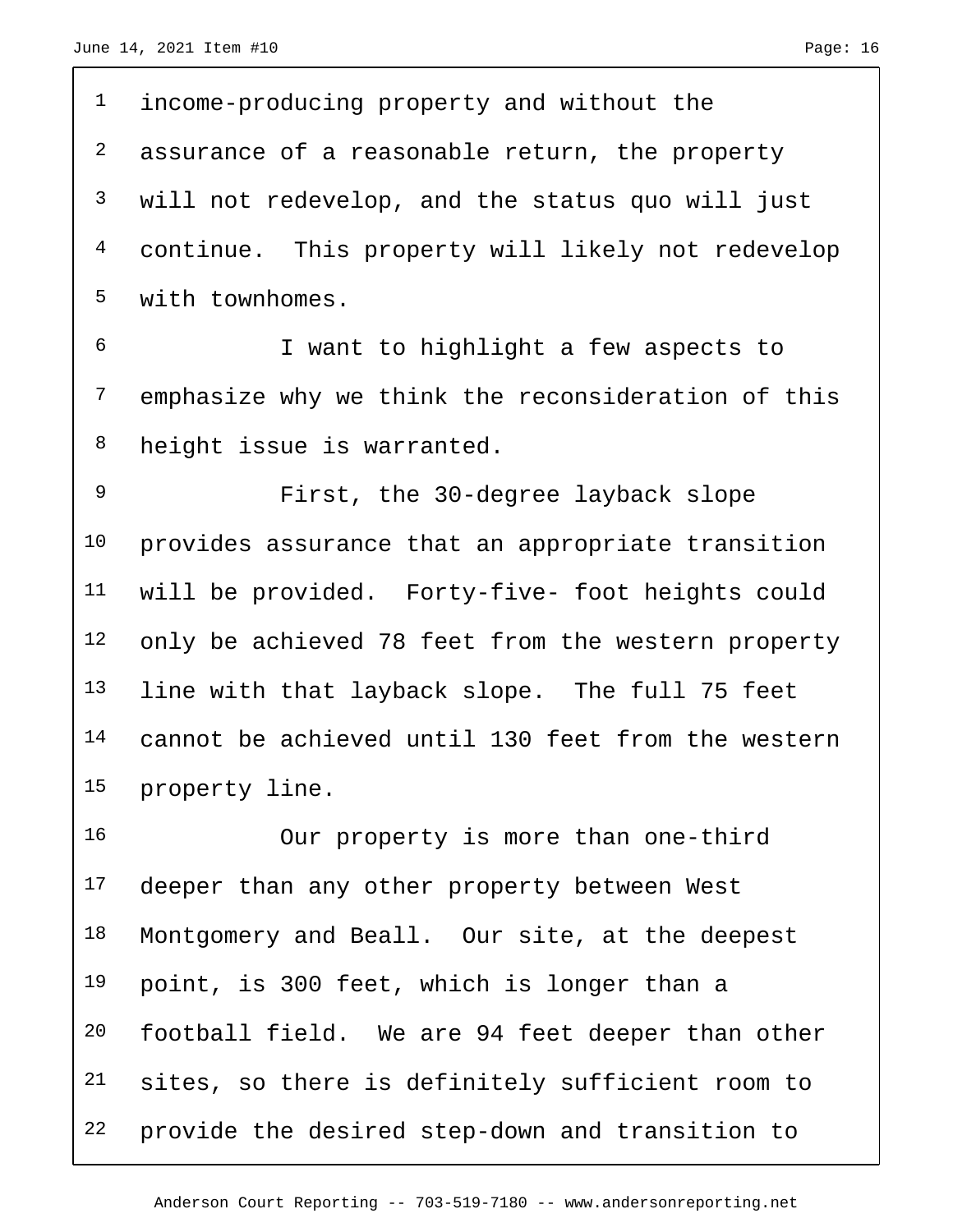income-producing property and without the assurance of a reasonable return, the property will not redevelop, and the status quo will just continue. This property will likely not redevelop with townhomes.

I want to highlight a few aspects to emphasize why we think the reconsideration of this height issue is warranted.

First, the 30-degree layback slope provides assurance that an appropriate transition will be provided. Forty-five- foot heights could only be achieved 78 feet from the western property line with that layback slope. The full 75 feet cannot be achieved until 130 feet from the western property line.

Our property is more than one-third deeper than any other property between West Montgomery and Beall. Our site, at the deepest point, is 300 feet, which is longer than a football field. We are 94 feet deeper than other sites, so there is definitely sufficient room to provide the desired step-down and transition to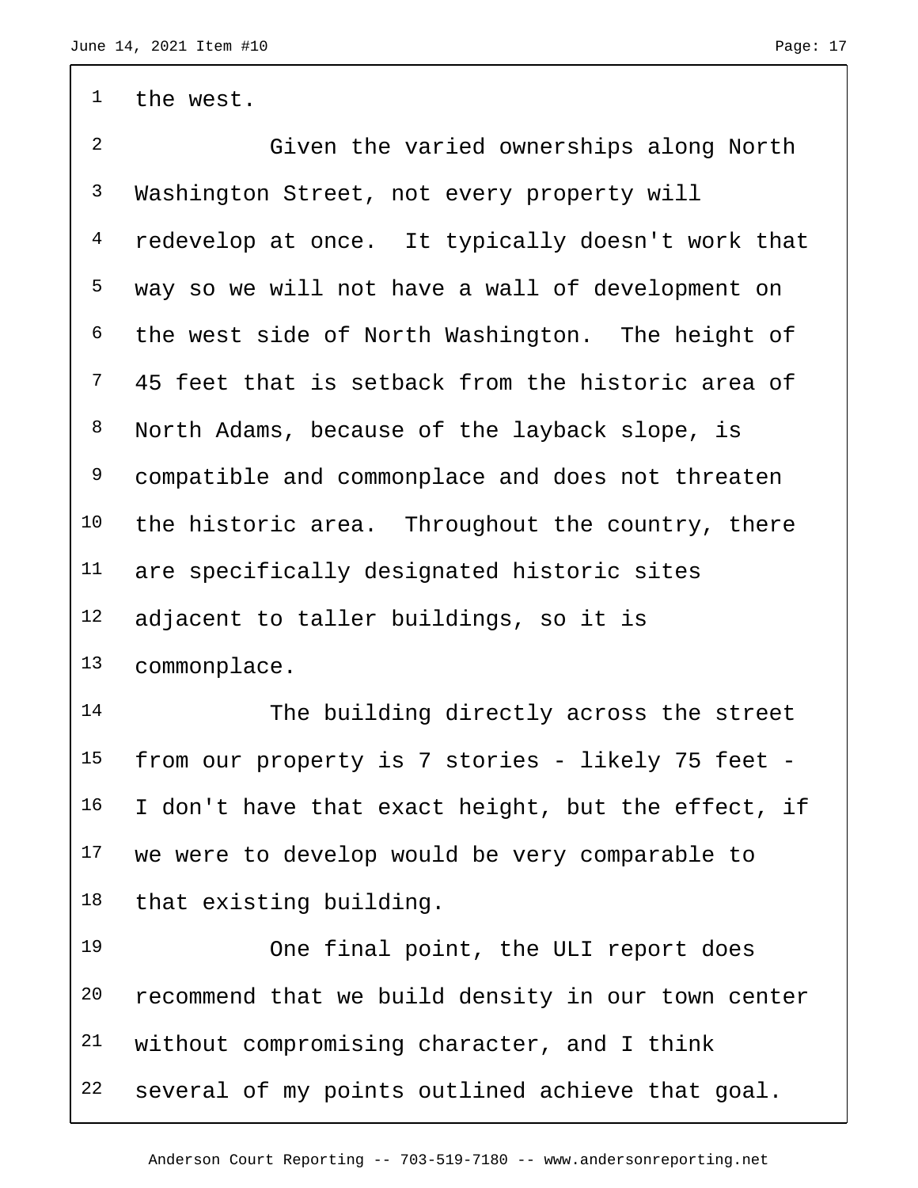the west.

Given the varied ownerships along North Washington Street, not every property will redevelop at once. It typically doesn't work that way so we will not have a wall of development on the west side of North Washington. The height of 45 feet that is setback from the historic area of North Adams, because of the layback slope, is compatible and commonplace and does not threaten the historic area. Throughout the country, there are specifically designated historic sites adjacent to taller buildings, so it is commonplace.

The building directly across the street from our property is 7 stories - likely 75 feet - I don't have that exact height, but the effect, if we were to develop would be very comparable to that existing building.

One final point, the ULI report does recommend that we build density in our town center without compromising character, and I think several of my points outlined achieve that goal.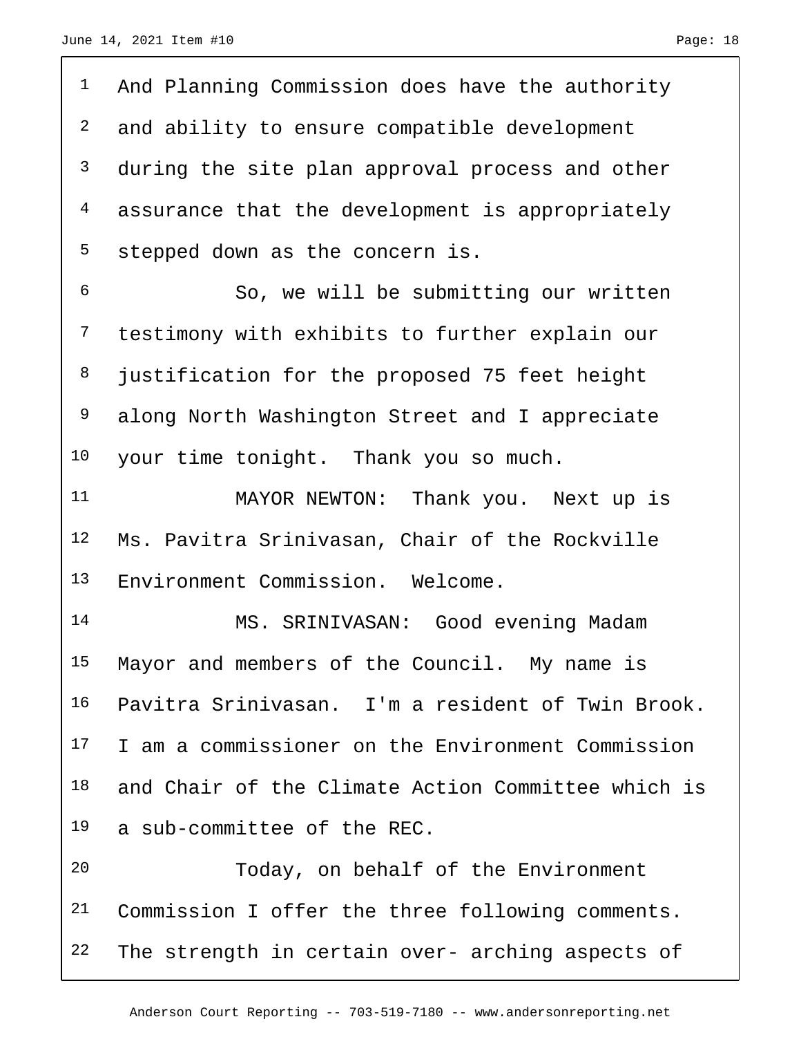And Planning Commission does have the authority and ability to ensure compatible development during the site plan approval process and other assurance that the development is appropriately stepped down as the concern is.

So, we will be submitting our written testimony with exhibits to further explain our justification for the proposed 75 feet height along North Washington Street and I appreciate your time tonight. Thank you so much.

MAYOR NEWTON: Thank you. Next up is Ms. Pavitra Srinivasan, Chair of the Rockville Environment Commission. Welcome.

MS. SRINIVASAN: Good evening Madam Mayor and members of the Council. My name is Pavitra Srinivasan. I'm a resident of Twin Brook. I am a commissioner on the Environment Commission and Chair of the Climate Action Committee which is a sub-committee of the REC.

Today, on behalf of the Environment Commission I offer the three following comments. The strength in certain over- arching aspects of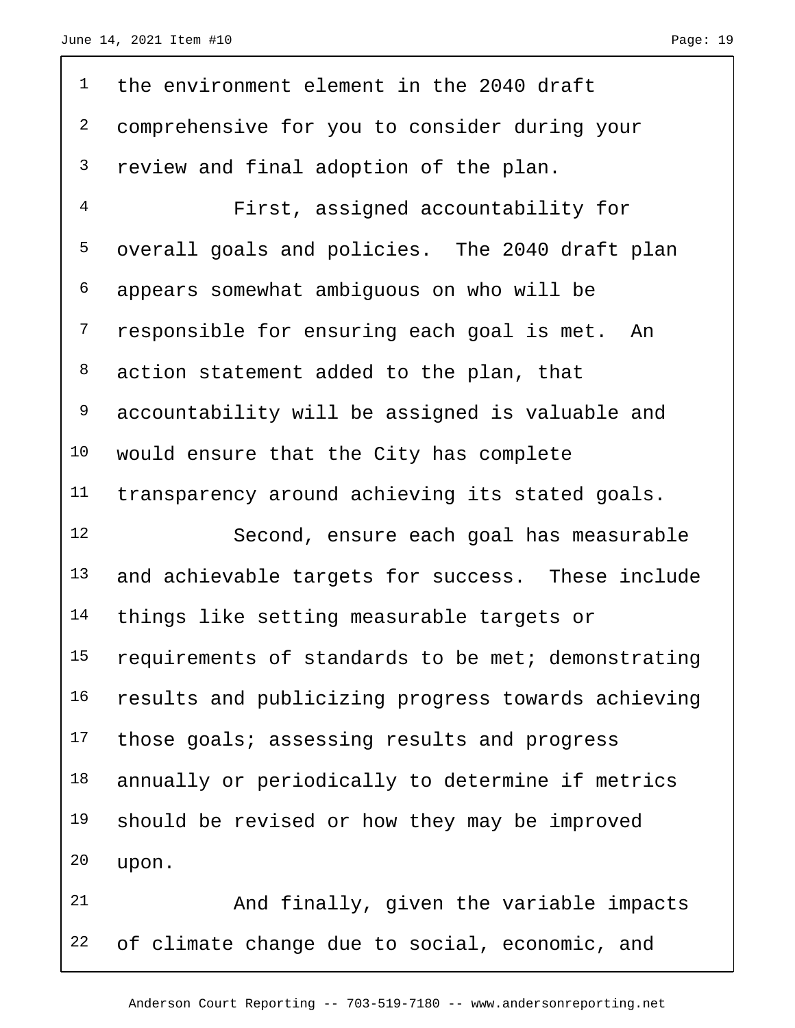the environment element in the 2040 draft comprehensive for you to consider during your review and final adoption of the plan.

First, assigned accountability for overall goals and policies. The 2040 draft plan appears somewhat ambiguous on who will be responsible for ensuring each goal is met. An action statement added to the plan, that accountability will be assigned is valuable and would ensure that the City has complete transparency around achieving its stated goals.

Second, ensure each goal has measurable and achievable targets for success. These include things like setting measurable targets or requirements of standards to be met; demonstrating results and publicizing progress towards achieving those goals; assessing results and progress annually or periodically to determine if metrics should be revised or how they may be improved upon.

And finally, given the variable impacts of climate change due to social, economic, and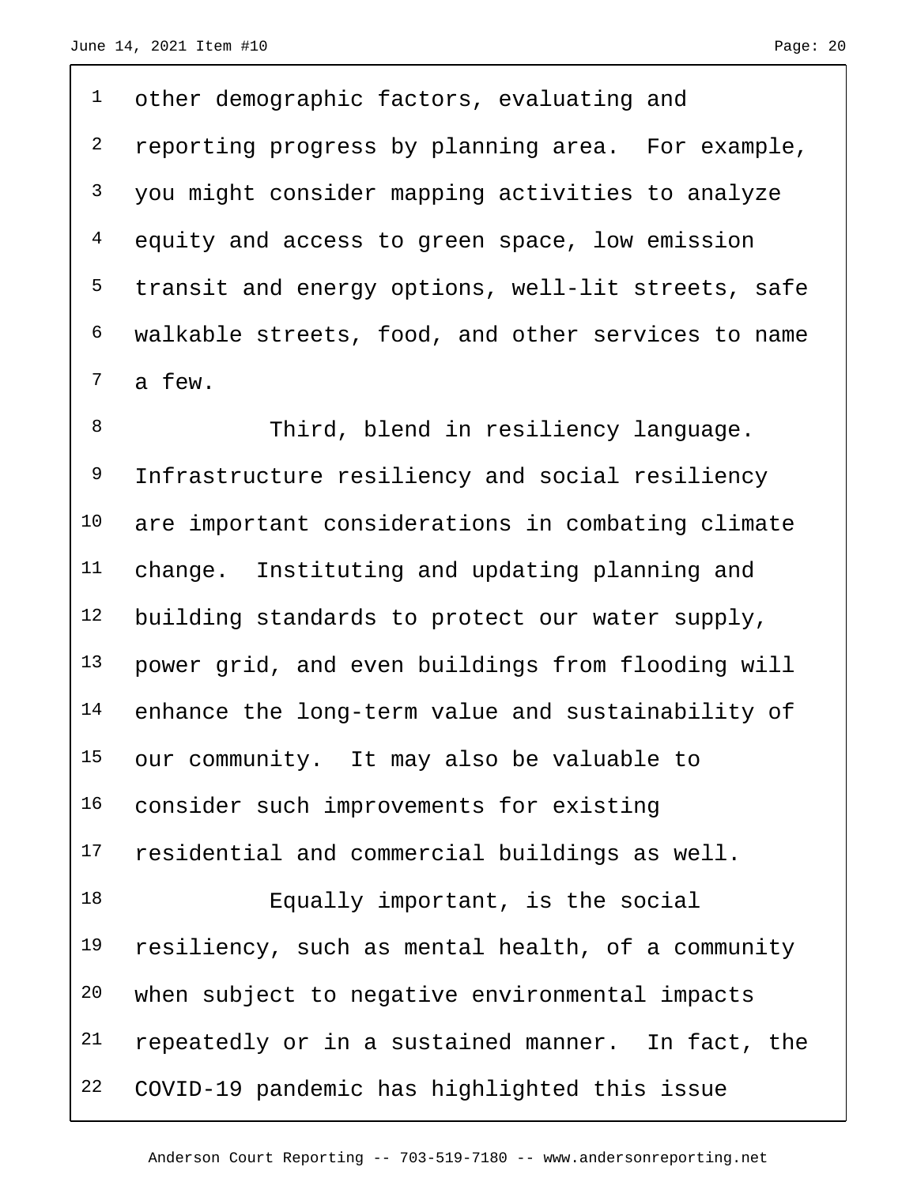other demographic factors, evaluating and reporting progress by planning area. For example, you might consider mapping activities to analyze equity and access to green space, low emission transit and energy options, well-lit streets, safe walkable streets, food, and other services to name a few.

Third, blend in resiliency language. Infrastructure resiliency and social resiliency are important considerations in combating climate change. Instituting and updating planning and building standards to protect our water supply, power grid, and even buildings from flooding will enhance the long-term value and sustainability of our community. It may also be valuable to consider such improvements for existing residential and commercial buildings as well.

Equally important, is the social resiliency, such as mental health, of a community when subject to negative environmental impacts repeatedly or in a sustained manner. In fact, the COVID-19 pandemic has highlighted this issue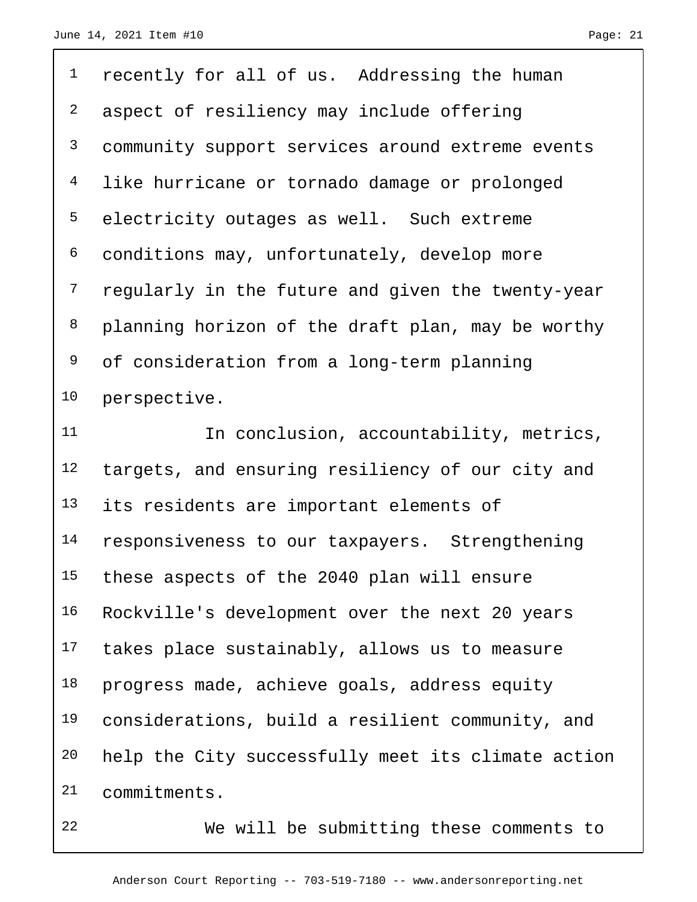recently for all of us. Addressing the human aspect of resiliency may include offering community support services around extreme events like hurricane or tornado damage or prolonged electricity outages as well. Such extreme conditions may, unfortunately, develop more regularly in the future and given the twenty-year planning horizon of the draft plan, may be worthy of consideration from a long-term planning perspective.

In conclusion, accountability, metrics, targets, and ensuring resiliency of our city and its residents are important elements of responsiveness to our taxpayers. Strengthening these aspects of the 2040 plan will ensure Rockville's development over the next 20 years takes place sustainably, allows us to measure progress made, achieve goals, address equity considerations, build a resilient community, and help the City successfully meet its climate action commitments.

We will be submitting these comments to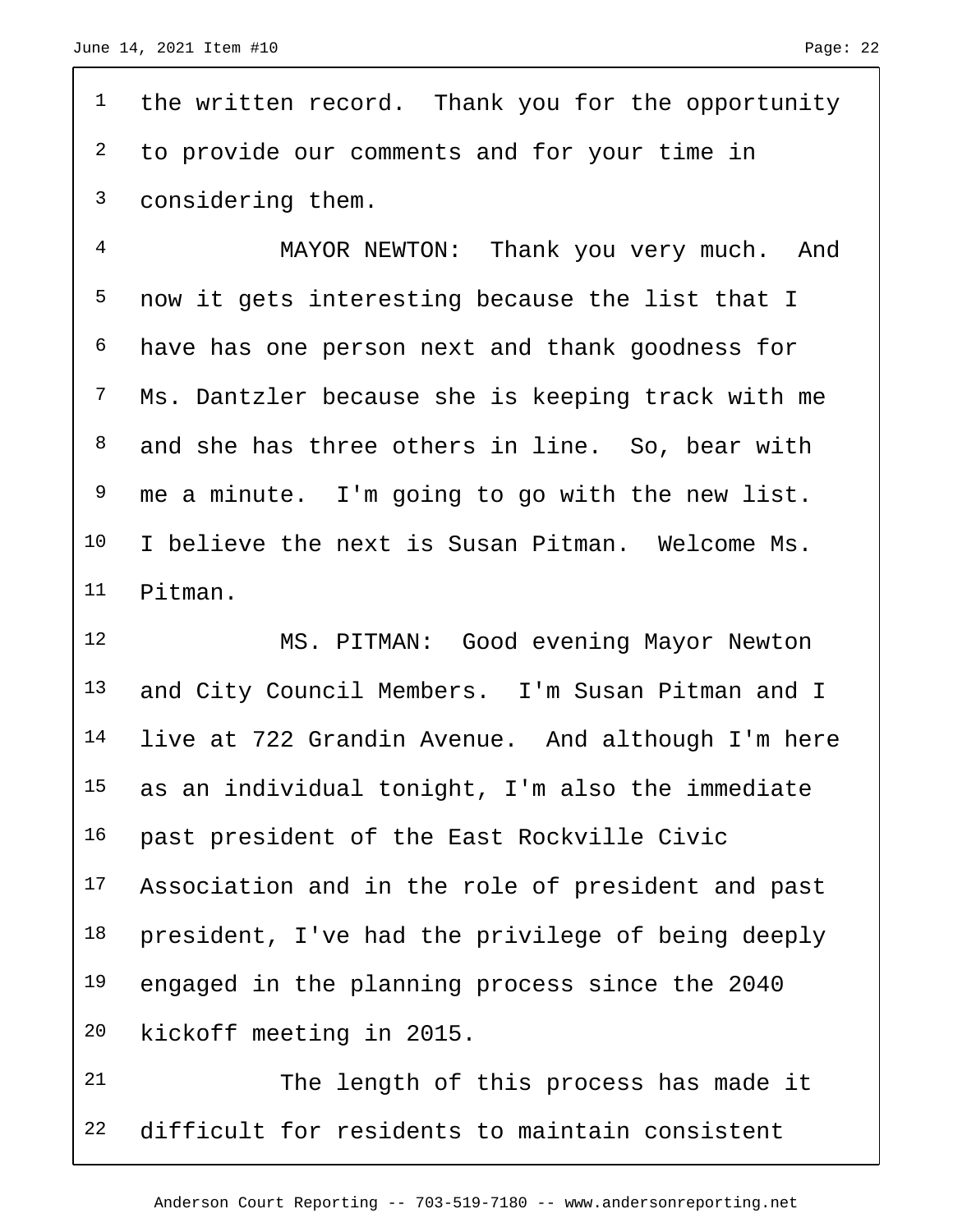the written record. Thank you for the opportunity to provide our comments and for your time in considering them.

MAYOR NEWTON: Thank you very much. And now it gets interesting because the list that I have has one person next and thank goodness for Ms. Dantzler because she is keeping track with me and she has three others in line. So, bear with me a minute. I'm going to go with the new list. I believe the next is Susan Pitman. Welcome Ms. Pitman.

MS. PITMAN: Good evening Mayor Newton and City Council Members. I'm Susan Pitman and I live at 722 Grandin Avenue. And although I'm here as an individual tonight, I'm also the immediate past president of the East Rockville Civic Association and in the role of president and past president, I've had the privilege of being deeply engaged in the planning process since the 2040 kickoff meeting in 2015.

The length of this process has made it difficult for residents to maintain consistent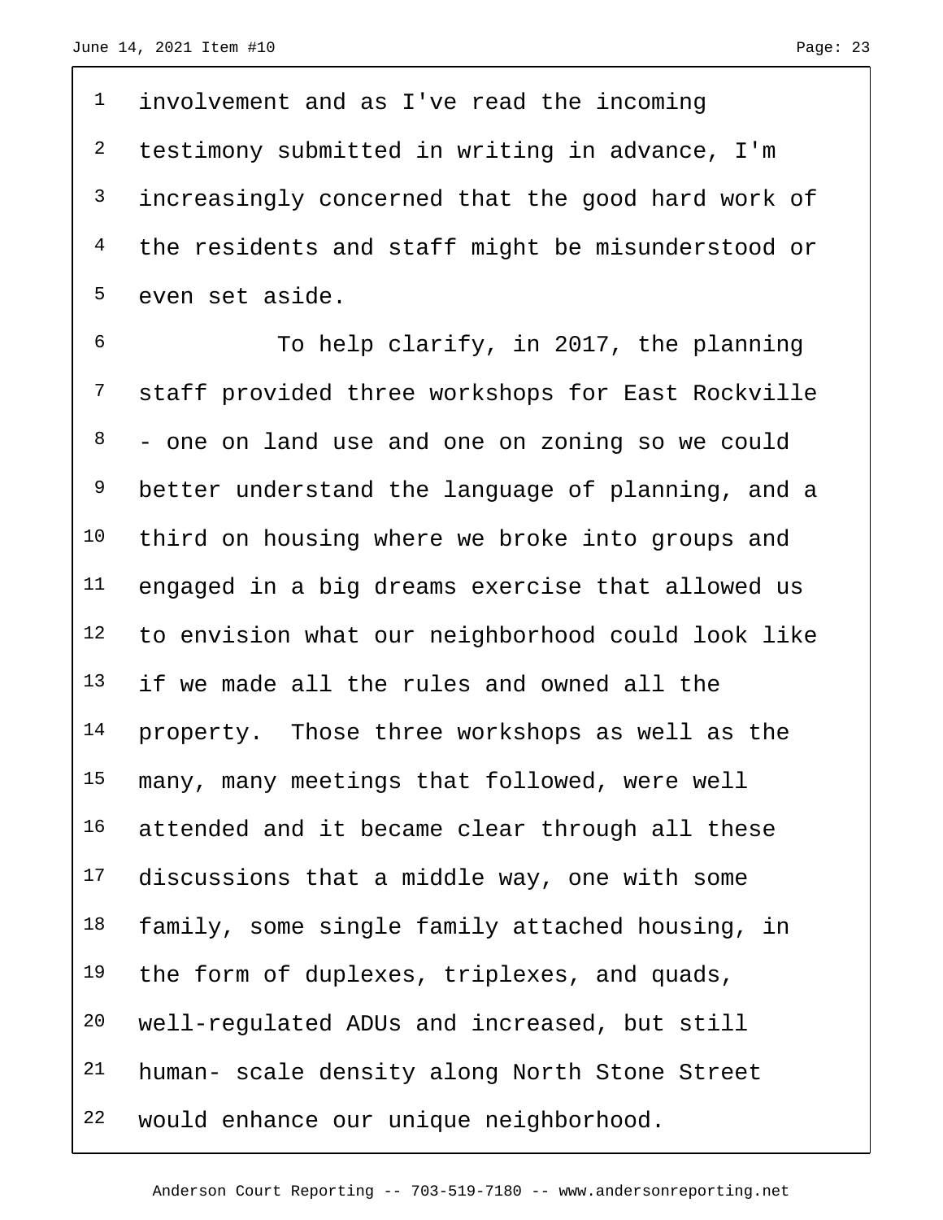involvement and as I've read the incoming testimony submitted in writing in advance, I'm increasingly concerned that the good hard work of the residents and staff might be misunderstood or even set aside.

To help clarify, in 2017, the planning staff provided three workshops for East Rockville - one on land use and one on zoning so we could better understand the language of planning, and a third on housing where we broke into groups and engaged in a big dreams exercise that allowed us to envision what our neighborhood could look like if we made all the rules and owned all the property. Those three workshops as well as the many, many meetings that followed, were well attended and it became clear through all these discussions that a middle way, one with some family, some single family attached housing, in the form of duplexes, triplexes, and quads, well-regulated ADUs and increased, but still human- scale density along North Stone Street would enhance our unique neighborhood.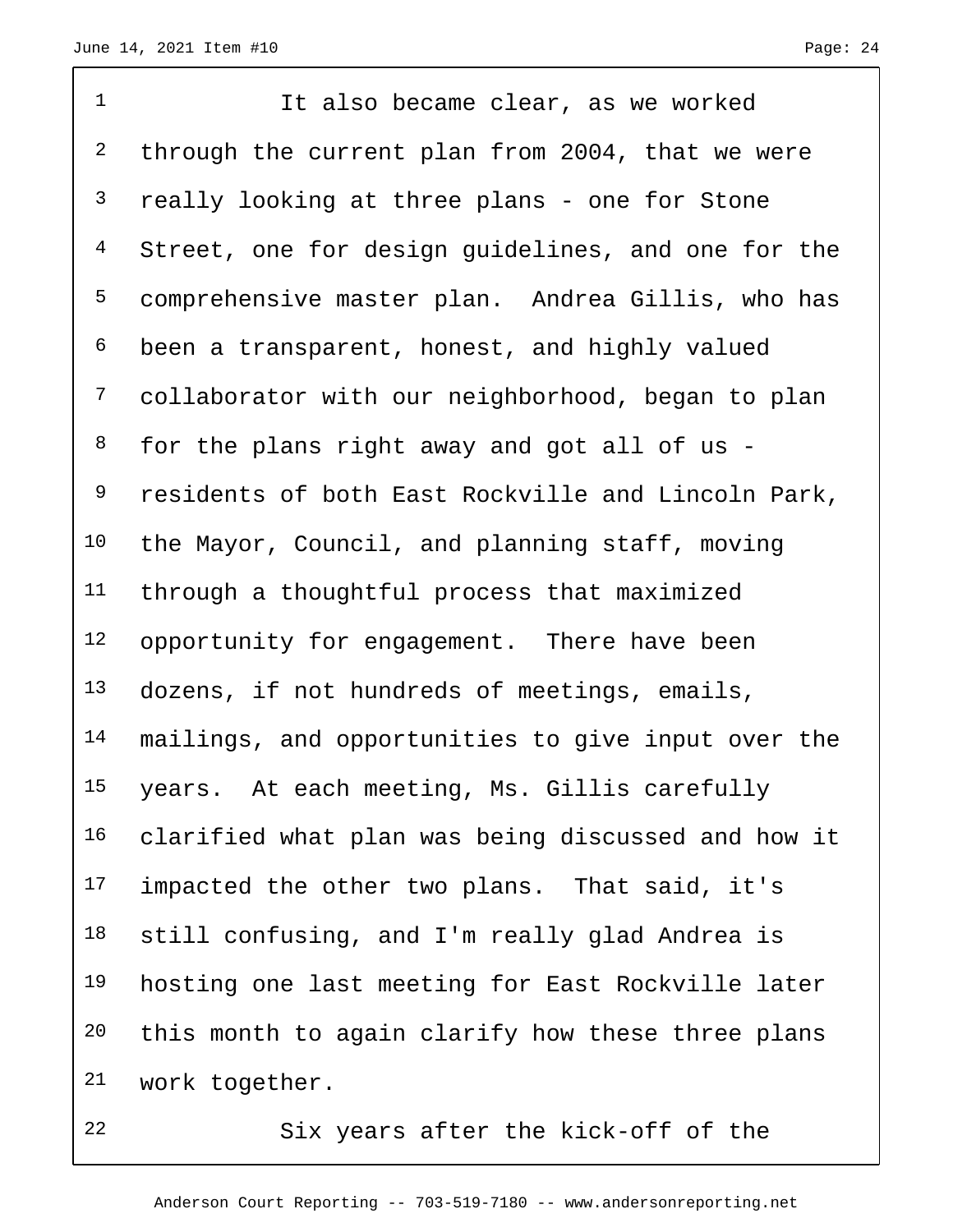It also became clear, as we worked through the current plan from 2004, that we were really looking at three plans - one for Stone Street, one for design guidelines, and one for the comprehensive master plan. Andrea Gillis, who has been a transparent, honest, and highly valued collaborator with our neighborhood, began to plan for the plans right away and got all of us - residents of both East Rockville and Lincoln Park, the Mayor, Council, and planning staff, moving through a thoughtful process that maximized opportunity for engagement. There have been dozens, if not hundreds of meetings, emails, mailings, and opportunities to give input over the years. At each meeting, Ms. Gillis carefully clarified what plan was being discussed and how it impacted the other two plans. That said, it's still confusing, and I'm really glad Andrea is hosting one last meeting for East Rockville later this month to again clarify how these three plans work together.

Six years after the kick-off of the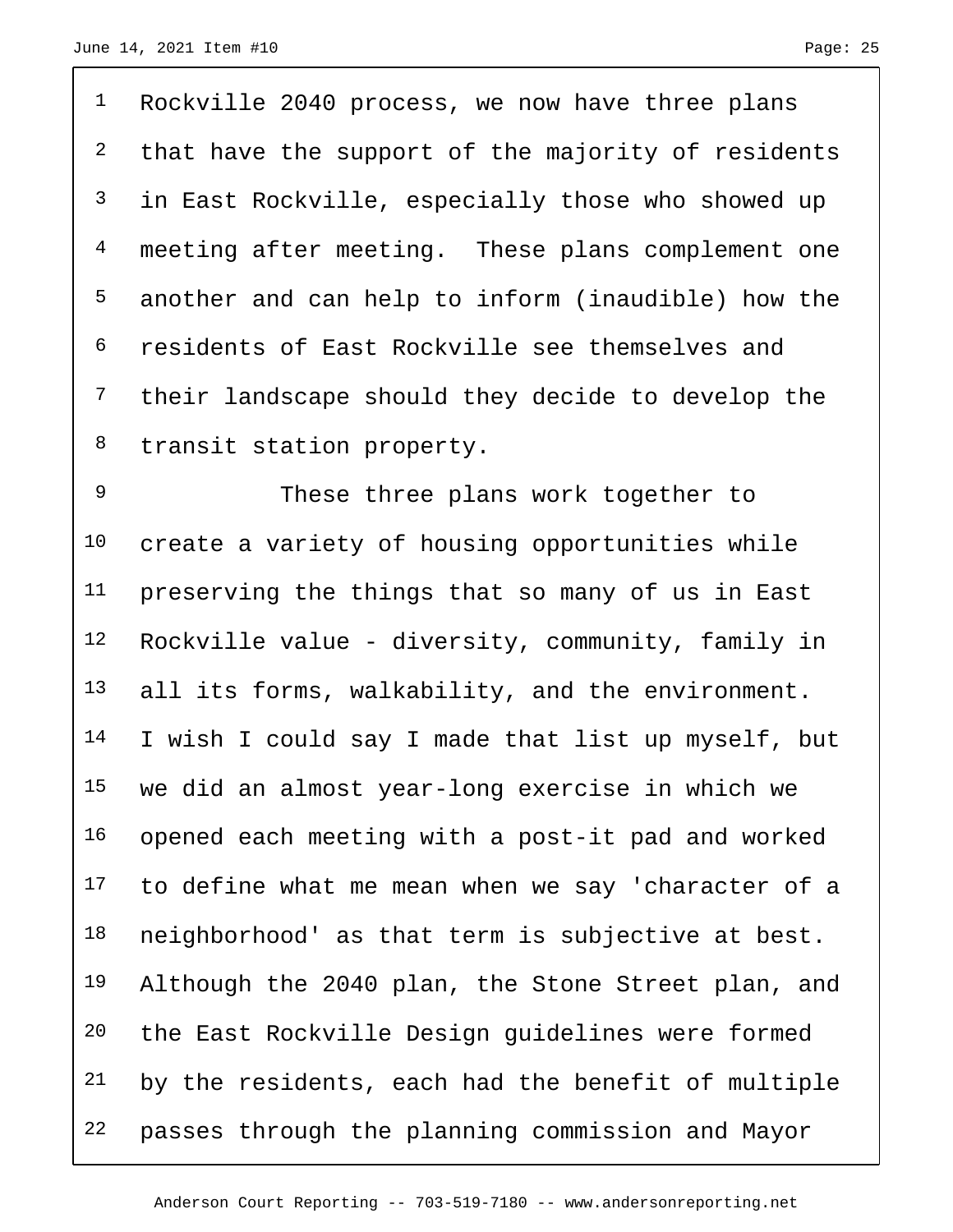Rockville 2040 process, we now have three plans that have the support of the majority of residents in East Rockville, especially those who showed up meeting after meeting. These plans complement one another and can help to inform (inaudible) how the residents of East Rockville see themselves and their landscape should they decide to develop the transit station property.

These three plans work together to create a variety of housing opportunities while preserving the things that so many of us in East Rockville value - diversity, community, family in all its forms, walkability, and the environment. I wish I could say I made that list up myself, but we did an almost year-long exercise in which we opened each meeting with a post-it pad and worked to define what me mean when we say 'character of a neighborhood' as that term is subjective at best. Although the 2040 plan, the Stone Street plan, and the East Rockville Design guidelines were formed by the residents, each had the benefit of multiple passes through the planning commission and Mayor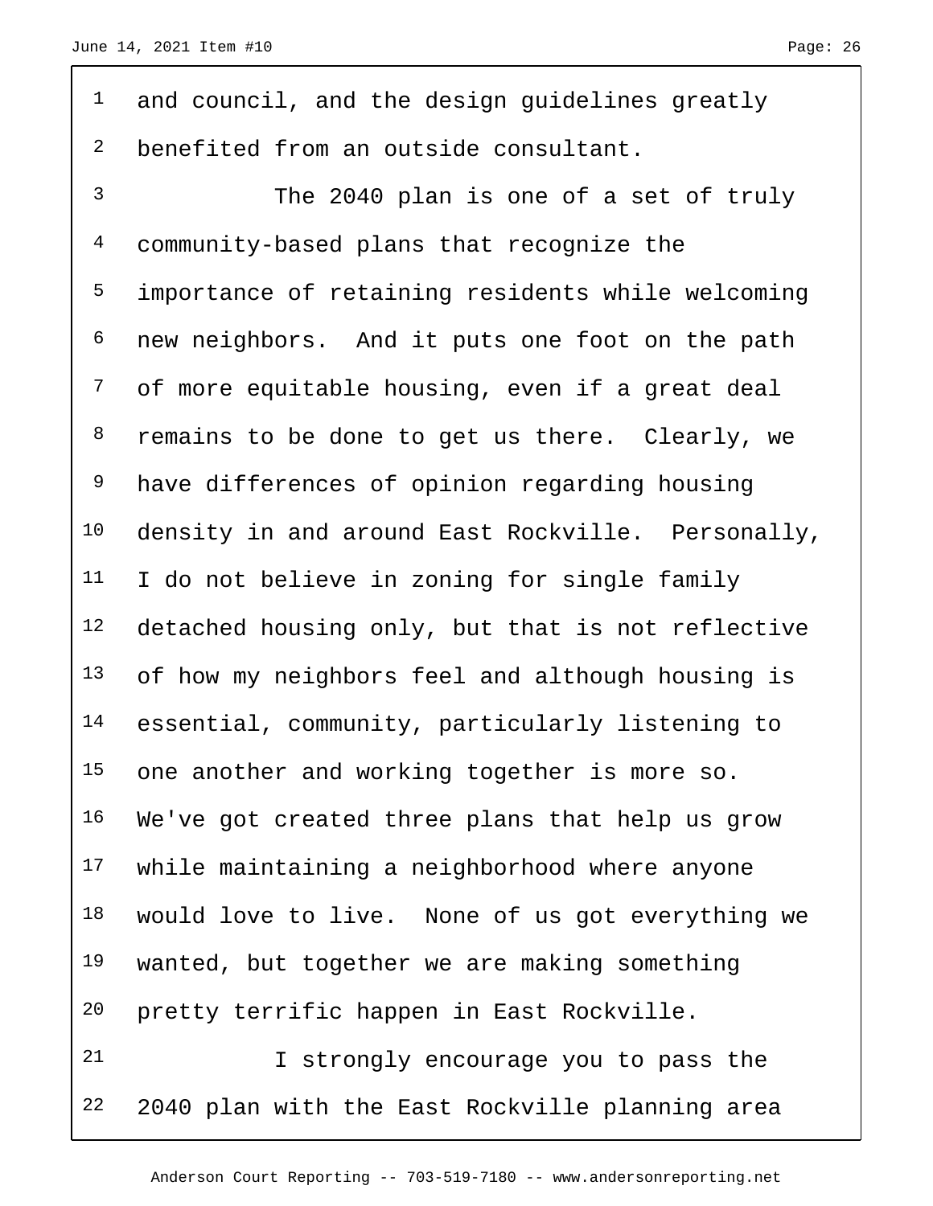and council, and the design guidelines greatly benefited from an outside consultant.

The 2040 plan is one of a set of truly community-based plans that recognize the importance of retaining residents while welcoming new neighbors. And it puts one foot on the path of more equitable housing, even if a great deal remains to be done to get us there. Clearly, we have differences of opinion regarding housing density in and around East Rockville. Personally, I do not believe in zoning for single family detached housing only, but that is not reflective of how my neighbors feel and although housing is essential, community, particularly listening to one another and working together is more so. We've got created three plans that help us grow while maintaining a neighborhood where anyone would love to live. None of us got everything we wanted, but together we are making something pretty terrific happen in East Rockville.

I strongly encourage you to pass the 2040 plan with the East Rockville planning area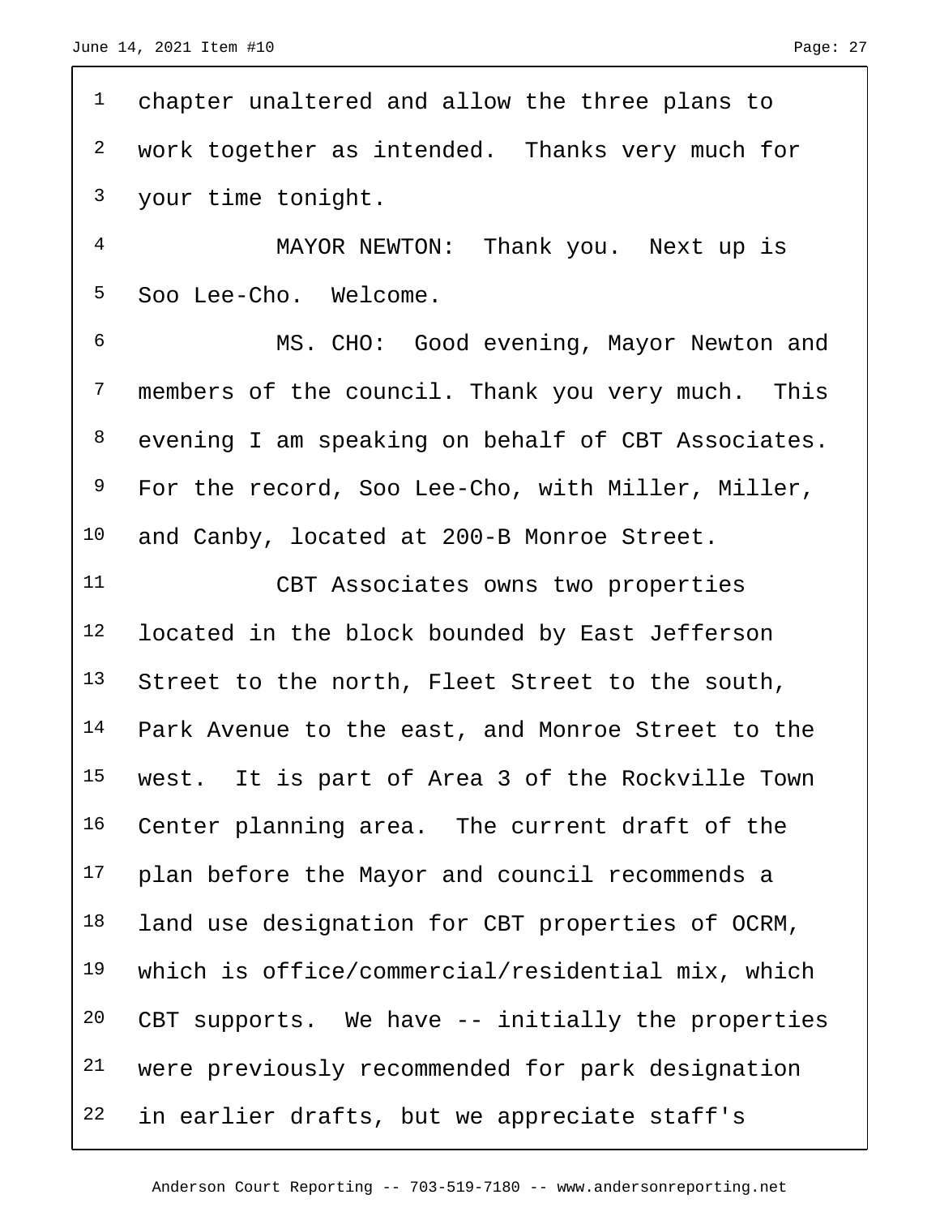chapter unaltered and allow the three plans to work together as intended. Thanks very much for your time tonight.

MAYOR NEWTON: Thank you. Next up is Soo Lee-Cho. Welcome.

MS. CHO: Good evening, Mayor Newton and members of the council. Thank you very much. This evening I am speaking on behalf of CBT Associates. For the record, Soo Lee-Cho, with Miller, Miller, and Canby, located at 200-B Monroe Street.

CBT Associates owns two properties located in the block bounded by East Jefferson Street to the north, Fleet Street to the south, Park Avenue to the east, and Monroe Street to the west. It is part of Area 3 of the Rockville Town Center planning area. The current draft of the plan before the Mayor and council recommends a land use designation for CBT properties of OCRM, which is office/commercial/residential mix, which CBT supports. We have -- initially the properties were previously recommended for park designation in earlier drafts, but we appreciate staff's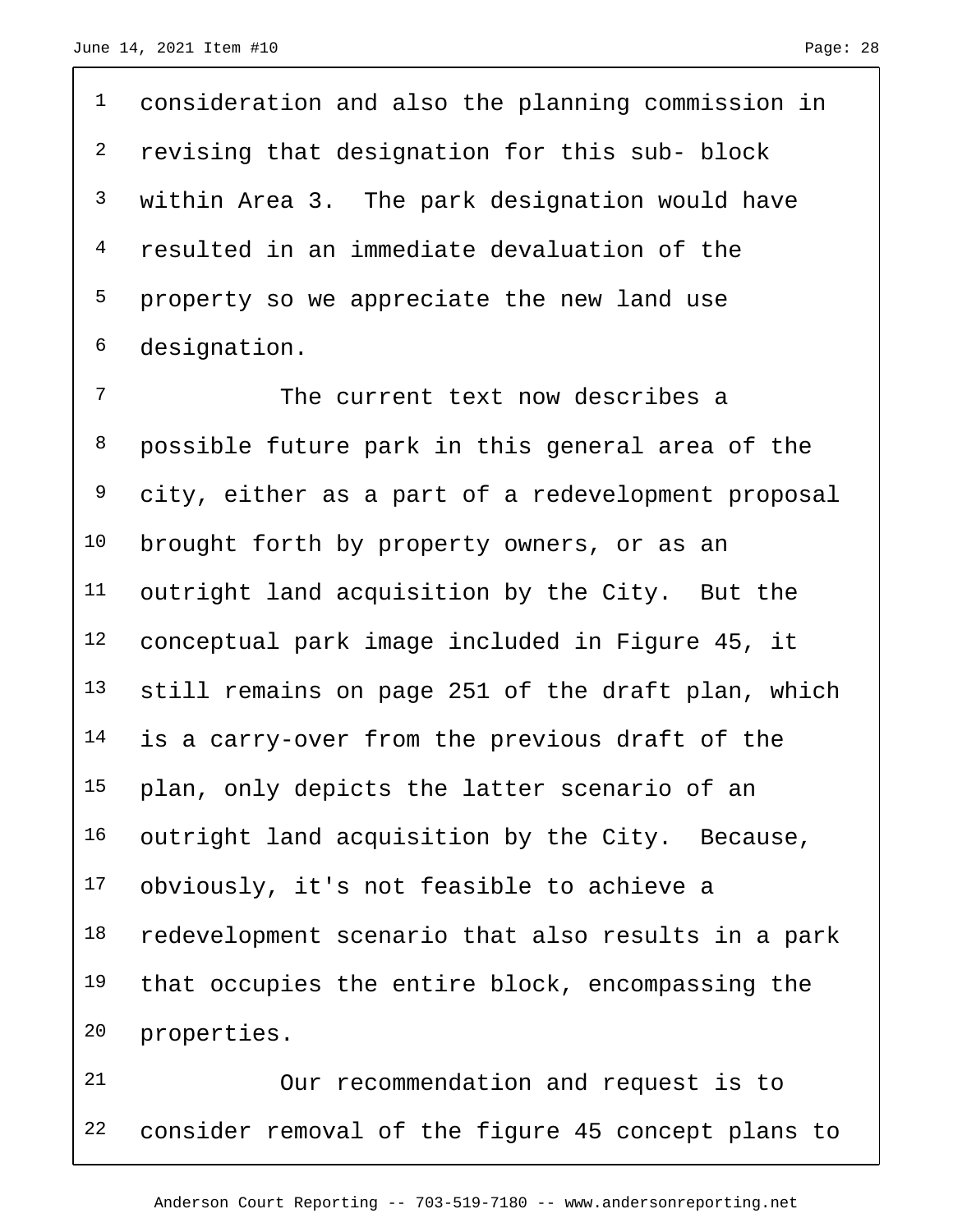consideration and also the planning commission in revising that designation for this sub- block within Area 3. The park designation would have resulted in an immediate devaluation of the property so we appreciate the new land use designation.

The current text now describes a possible future park in this general area of the city, either as a part of a redevelopment proposal brought forth by property owners, or as an outright land acquisition by the City. But the conceptual park image included in Figure 45, it still remains on page 251 of the draft plan, which is a carry-over from the previous draft of the plan, only depicts the latter scenario of an outright land acquisition by the City. Because, obviously, it's not feasible to achieve a redevelopment scenario that also results in a park that occupies the entire block, encompassing the properties.

Our recommendation and request is to consider removal of the figure 45 concept plans to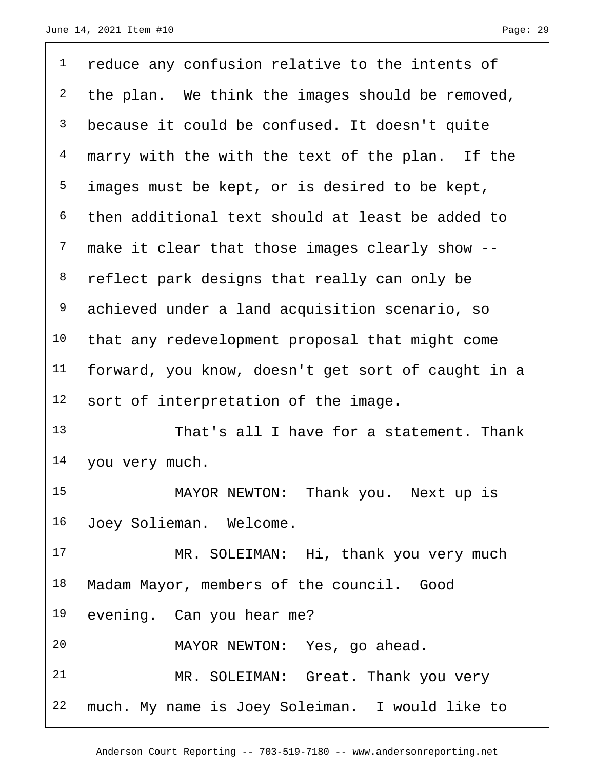1 reduce any confusion relative to the intents of

2 the plan. We think the images should be removed,

3 because it could be confused. It doesn't quite

4 marry with the with the text of the plan. If the

5 images must be kept, or is desired to be kept,

6 then additional text should at least be added to

7 make it clear that those images clearly show --

8 reflect park designs that really can only be

9 achieved under a land acquisition scenario, so

10 that any redevelopment proposal that might come

11 forward, you know, doesn't get sort of caught in a

12 sort of interpretation of the image.

13 That's all I have for a statement. Thank

14 you very much.

15 MAYOR NEWTON: Thank you. Next up is

16 Joey Solieman. Welcome.

17 MR. SOLEIMAN: Hi, thank you very much

18 Madam Mayor, members of the council. Good

19 evening. Can you hear me?

20 MAYOR NEWTON: Yes, go ahead.

21 MR. SOLEIMAN: Great. Thank you very

22 much. My name is Joey Soleiman. I would like to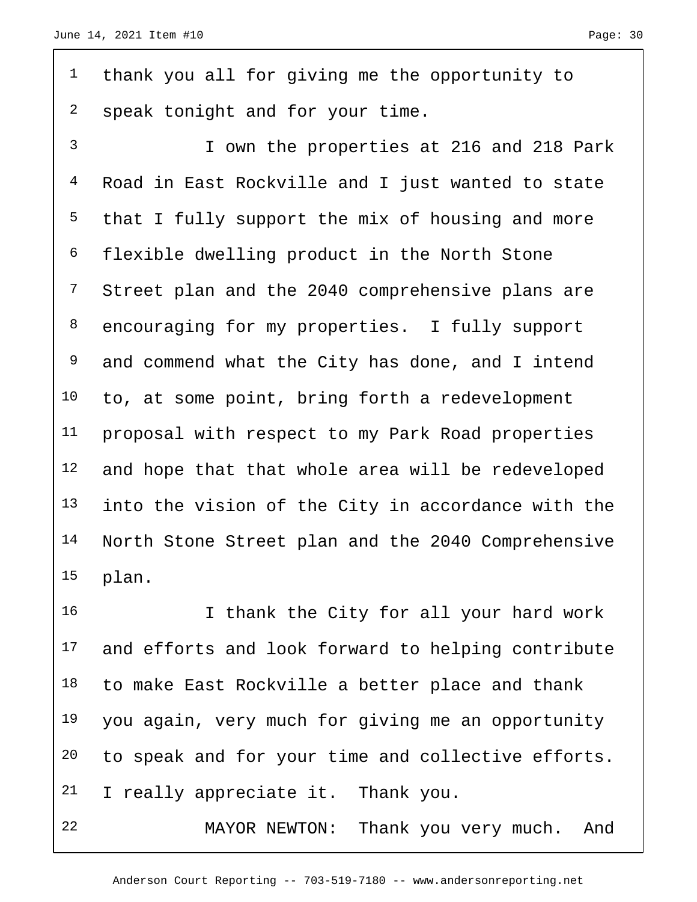thank you all for giving me the opportunity to speak tonight and for your time.

I own the properties at 216 and 218 Park Road in East Rockville and I just wanted to state that I fully support the mix of housing and more flexible dwelling product in the North Stone Street plan and the 2040 comprehensive plans are encouraging for my properties. I fully support and commend what the City has done, and I intend to, at some point, bring forth a redevelopment proposal with respect to my Park Road properties and hope that that whole area will be redeveloped into the vision of the City in accordance with the North Stone Street plan and the 2040 Comprehensive plan.

I thank the City for all your hard work and efforts and look forward to helping contribute to make East Rockville a better place and thank you again, very much for giving me an opportunity to speak and for your time and collective efforts. I really appreciate it. Thank you.

MAYOR NEWTON: Thank you very much. And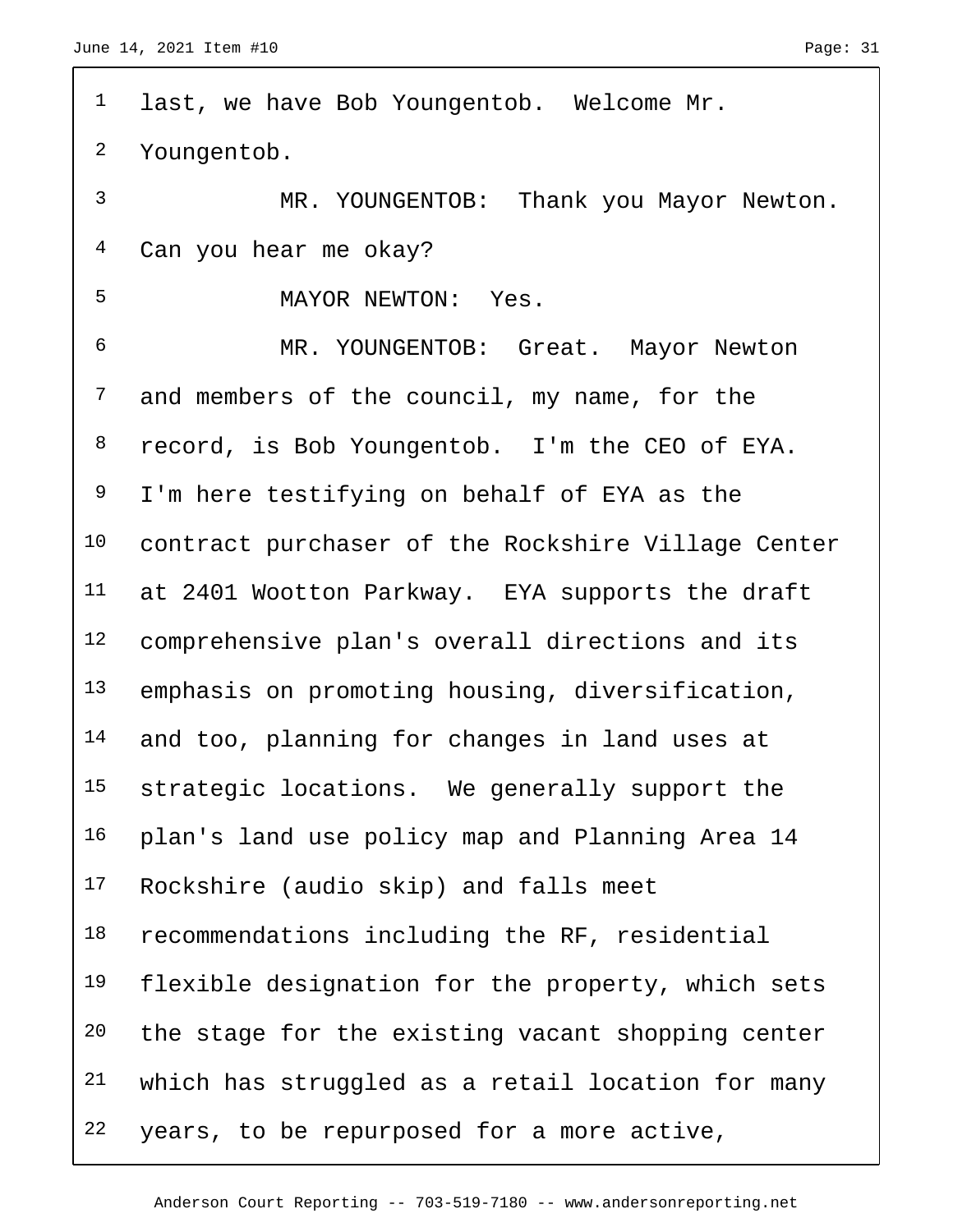1 last, we have Bob Youngentob. Welcome Mr.

2 Youngentob.

3 MR. YOUNGENTOB: Thank you Mayor Newton.

4 Can you hear me okay?

5 MAYOR NEWTON: Yes.

6 MR. YOUNGENTOB: Great. Mayor Newton

7 and members of the council, my name, for the

8 record, is Bob Youngentob. I'm the CEO of EYA.

9 I'm here testifying on behalf of EYA as the

10 contract purchaser of the Rockshire Village Center

11 at 2401 Wootton Parkway. EYA supports the draft

12 comprehensive plan's overall directions and its

13 emphasis on promoting housing, diversification,

14 and too, planning for changes in land uses at

15 strategic locations. We generally support the

16 plan's land use policy map and Planning Area 14

17 Rockshire (audio skip) and falls meet

18 recommendations including the RF, residential

19 flexible designation for the property, which sets

20 the stage for the existing vacant shopping center

21 which has struggled as a retail location for many

22 years, to be repurposed for a more active,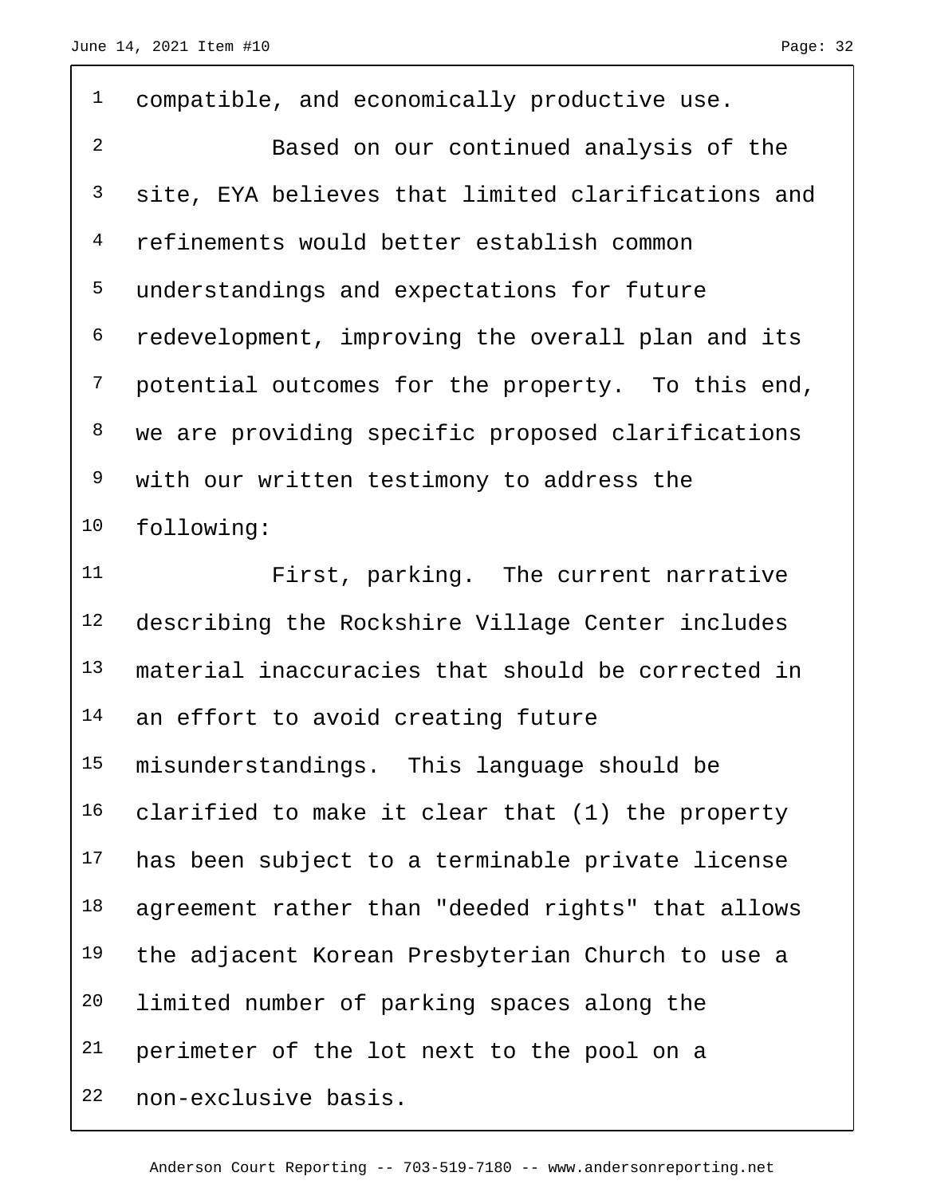compatible, and economically productive use.

Based on our continued analysis of the site, EYA believes that limited clarifications and refinements would better establish common understandings and expectations for future redevelopment, improving the overall plan and its potential outcomes for the property. To this end, we are providing specific proposed clarifications with our written testimony to address the following:

First, parking. The current narrative describing the Rockshire Village Center includes material inaccuracies that should be corrected in an effort to avoid creating future misunderstandings. This language should be clarified to make it clear that (1) the property has been subject to a terminable private license agreement rather than "deeded rights" that allows the adjacent Korean Presbyterian Church to use a limited number of parking spaces along the perimeter of the lot next to the pool on a non-exclusive basis.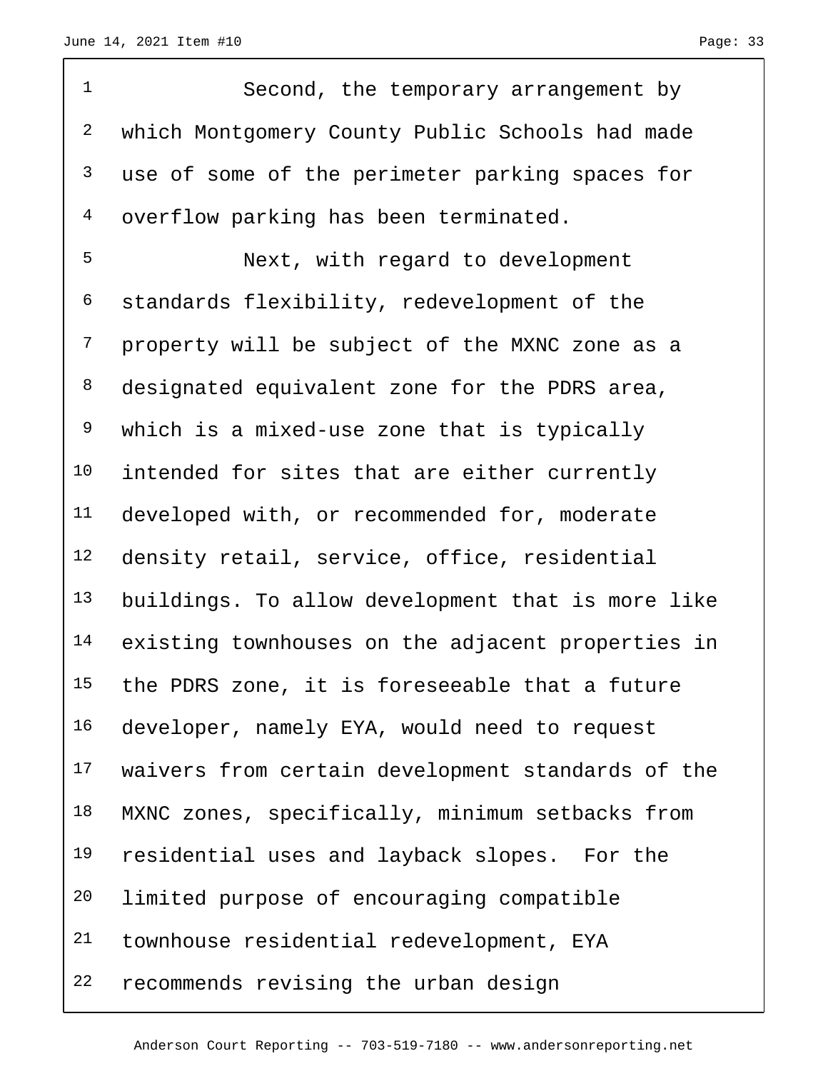Second, the temporary arrangement by which Montgomery County Public Schools had made use of some of the perimeter parking spaces for overflow parking has been terminated.

Next, with regard to development standards flexibility, redevelopment of the property will be subject of the MXNC zone as a designated equivalent zone for the PDRS area, which is a mixed-use zone that is typically intended for sites that are either currently developed with, or recommended for, moderate density retail, service, office, residential buildings. To allow development that is more like existing townhouses on the adjacent properties in the PDRS zone, it is foreseeable that a future developer, namely EYA, would need to request waivers from certain development standards of the MXNC zones, specifically, minimum setbacks from residential uses and layback slopes.  For the limited purpose of encouraging compatible townhouse residential redevelopment, EYA recommends revising the urban design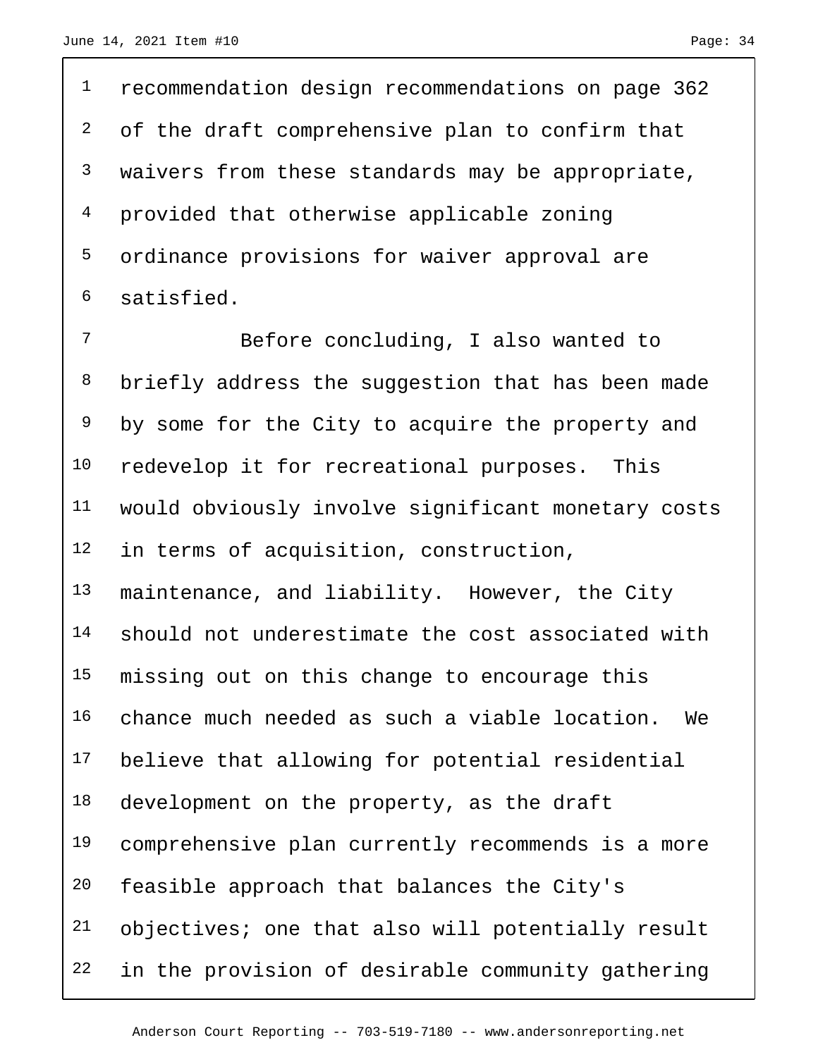recommendation design recommendations on page 362 of the draft comprehensive plan to confirm that waivers from these standards may be appropriate, provided that otherwise applicable zoning ordinance provisions for waiver approval are satisfied.

Before concluding, I also wanted to briefly address the suggestion that has been made by some for the City to acquire the property and redevelop it for recreational purposes. This would obviously involve significant monetary costs in terms of acquisition, construction, maintenance, and liability. However, the City should not underestimate the cost associated with missing out on this change to encourage this chance much needed as such a viable location. We believe that allowing for potential residential development on the property, as the draft comprehensive plan currently recommends is a more feasible approach that balances the City's objectives; one that also will potentially result in the provision of desirable community gathering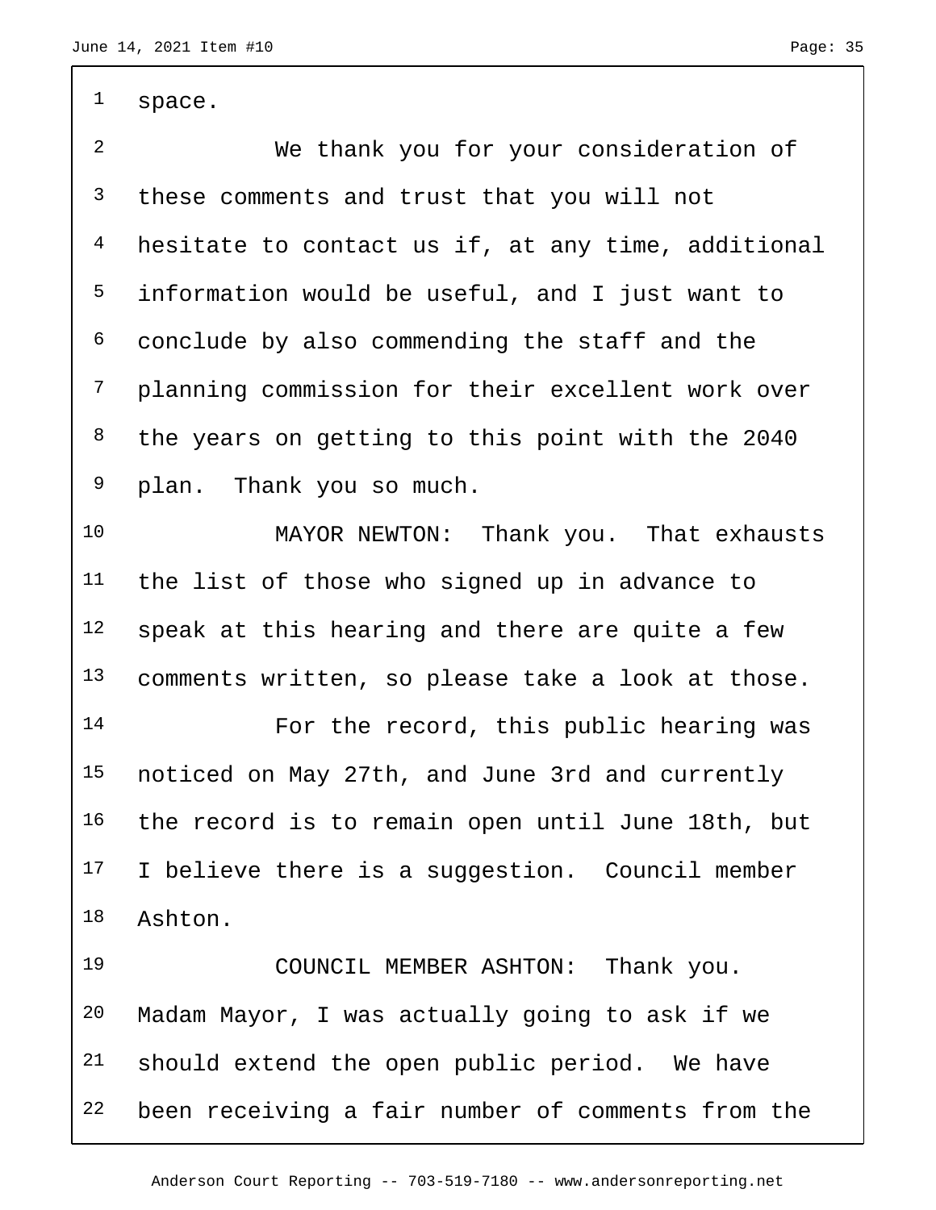space.

We thank you for your consideration of these comments and trust that you will not hesitate to contact us if, at any time, additional information would be useful, and I just want to conclude by also commending the staff and the planning commission for their excellent work over the years on getting to this point with the 2040 plan. Thank you so much.

MAYOR NEWTON: Thank you. That exhausts the list of those who signed up in advance to speak at this hearing and there are quite a few comments written, so please take a look at those.

For the record, this public hearing was noticed on May 27th, and June 3rd and currently the record is to remain open until June 18th, but I believe there is a suggestion. Council member Ashton.

COUNCIL MEMBER ASHTON: Thank you. Madam Mayor, I was actually going to ask if we should extend the open public period. We have been receiving a fair number of comments from the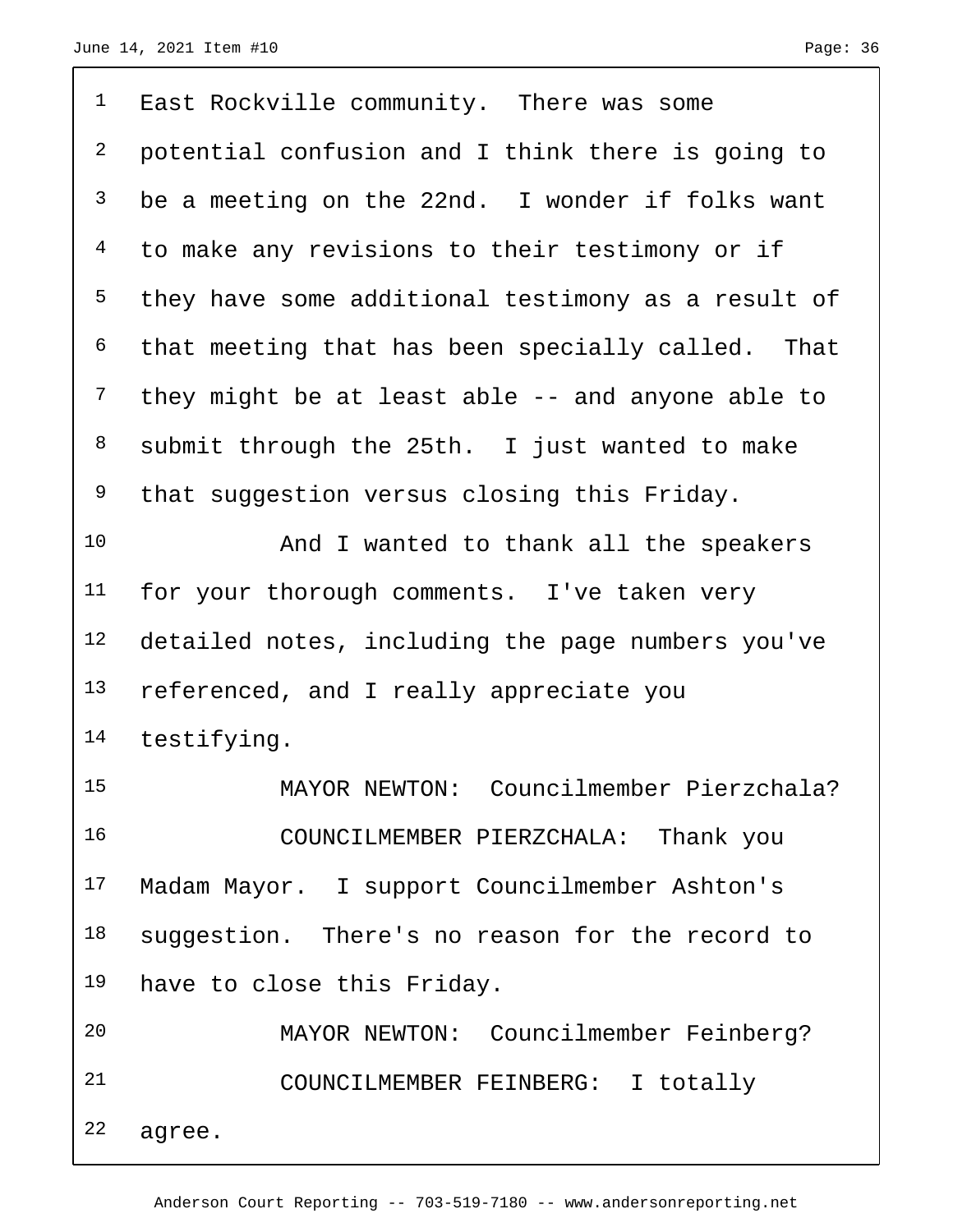East Rockville community. There was some potential confusion and I think there is going to be a meeting on the 22nd. I wonder if folks want to make any revisions to their testimony or if they have some additional testimony as a result of that meeting that has been specially called. That they might be at least able -- and anyone able to submit through the 25th. I just wanted to make that suggestion versus closing this Friday.

And I wanted to thank all the speakers for your thorough comments. I've taken very detailed notes, including the page numbers you've referenced, and I really appreciate you testifying.

MAYOR NEWTON: Councilmember Pierzchala?

COUNCILMEMBER PIERZCHALA: Thank you Madam Mayor. I support Councilmember Ashton's suggestion. There's no reason for the record to have to close this Friday.

MAYOR NEWTON: Councilmember Feinberg?

COUNCILMEMBER FEINBERG: I totally agree.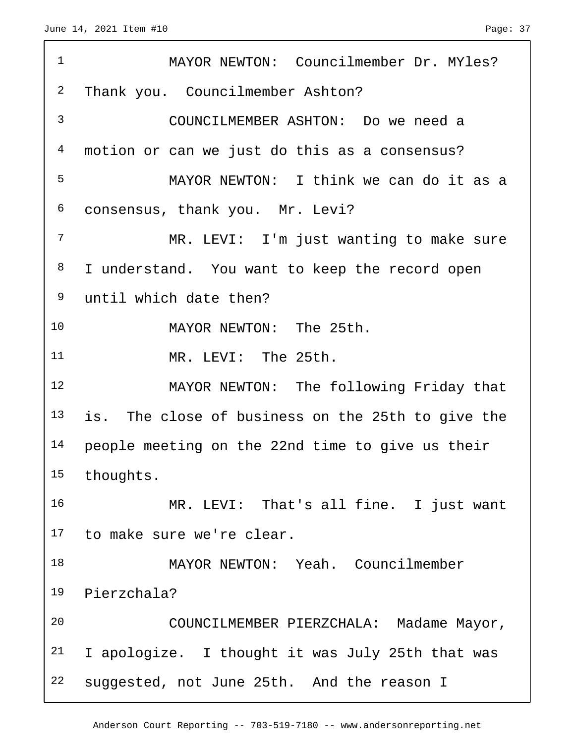1 MAYOR NEWTON: Councilmember Dr. MYles?
2 Thank you. Councilmember Ashton?
3 COUNCILMEMBER ASHTON: Do we need a
4 motion or can we just do this as a consensus?
5 MAYOR NEWTON: I think we can do it as a
6 consensus, thank you. Mr. Levi?
7 MR. LEVI: I'm just wanting to make sure
8 I understand. You want to keep the record open
9 until which date then?
10 MAYOR NEWTON: The 25th.
11 MR. LEVI: The 25th.
12 MAYOR NEWTON: The following Friday that
13 is. The close of business on the 25th to give the
14 people meeting on the 22nd time to give us their
15 thoughts.
16 MR. LEVI: That's all fine. I just want
17 to make sure we're clear.
18 MAYOR NEWTON: Yeah. Councilmember
19 Pierzchala?
20 COUNCILMEMBER PIERZCHALA: Madame Mayor,
21 I apologize. I thought it was July 25th that was
22 suggested, not June 25th. And the reason I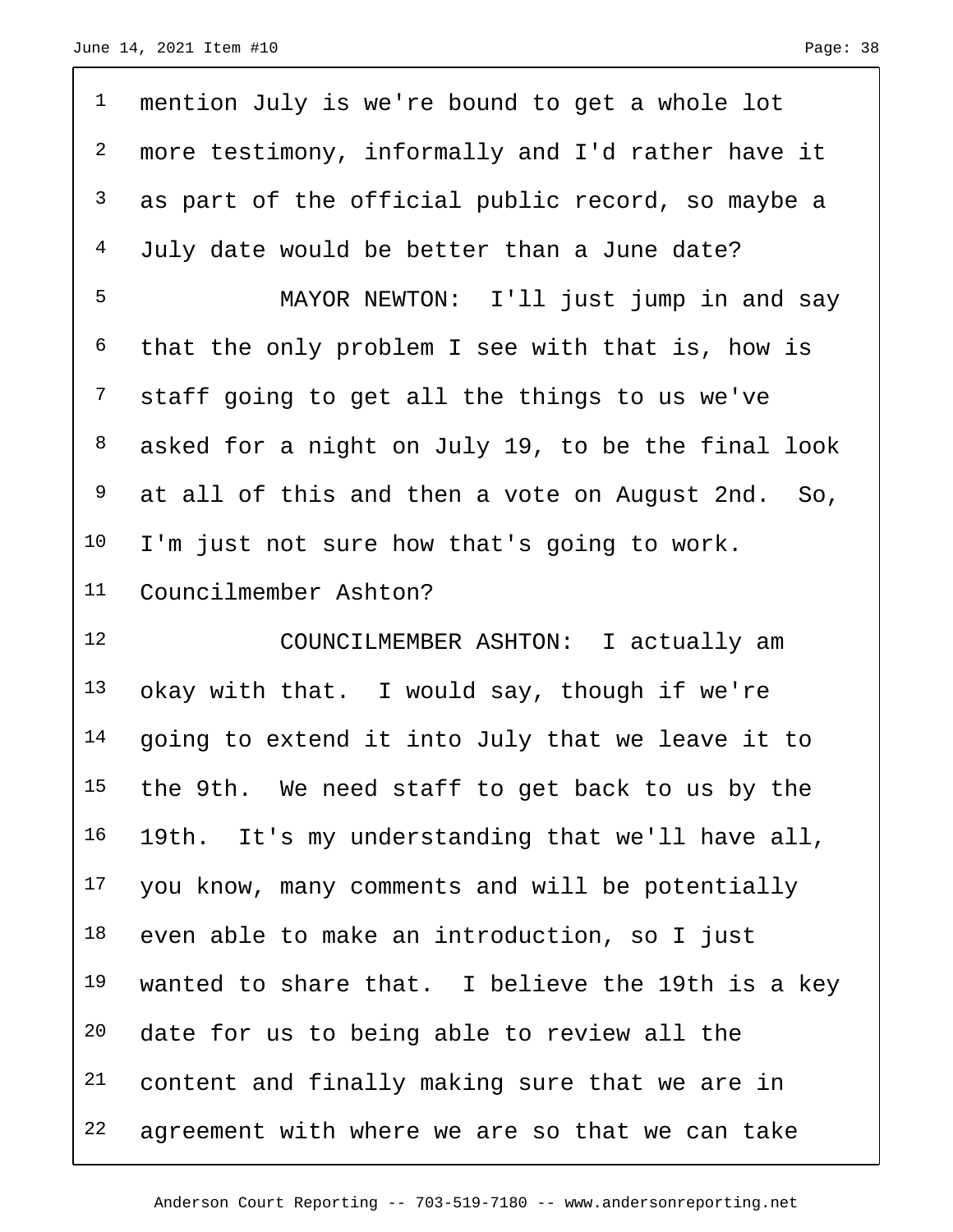1 mention July is we're bound to get a whole lot
2 more testimony, informally and I'd rather have it
3 as part of the official public record, so maybe a
4 July date would be better than a June date?
5 MAYOR NEWTON: I'll just jump in and say
6 that the only problem I see with that is, how is
7 staff going to get all the things to us we've
8 asked for a night on July 19, to be the final look
9 at all of this and then a vote on August 2nd. So,
10 I'm just not sure how that's going to work.
11 Councilmember Ashton?
12 COUNCILMEMBER ASHTON: I actually am
13 okay with that. I would say, though if we're
14 going to extend it into July that we leave it to
15 the 9th. We need staff to get back to us by the
16 19th. It's my understanding that we'll have all,
17 you know, many comments and will be potentially
18 even able to make an introduction, so I just
19 wanted to share that. I believe the 19th is a key
20 date for us to being able to review all the
21 content and finally making sure that we are in
22 agreement with where we are so that we can take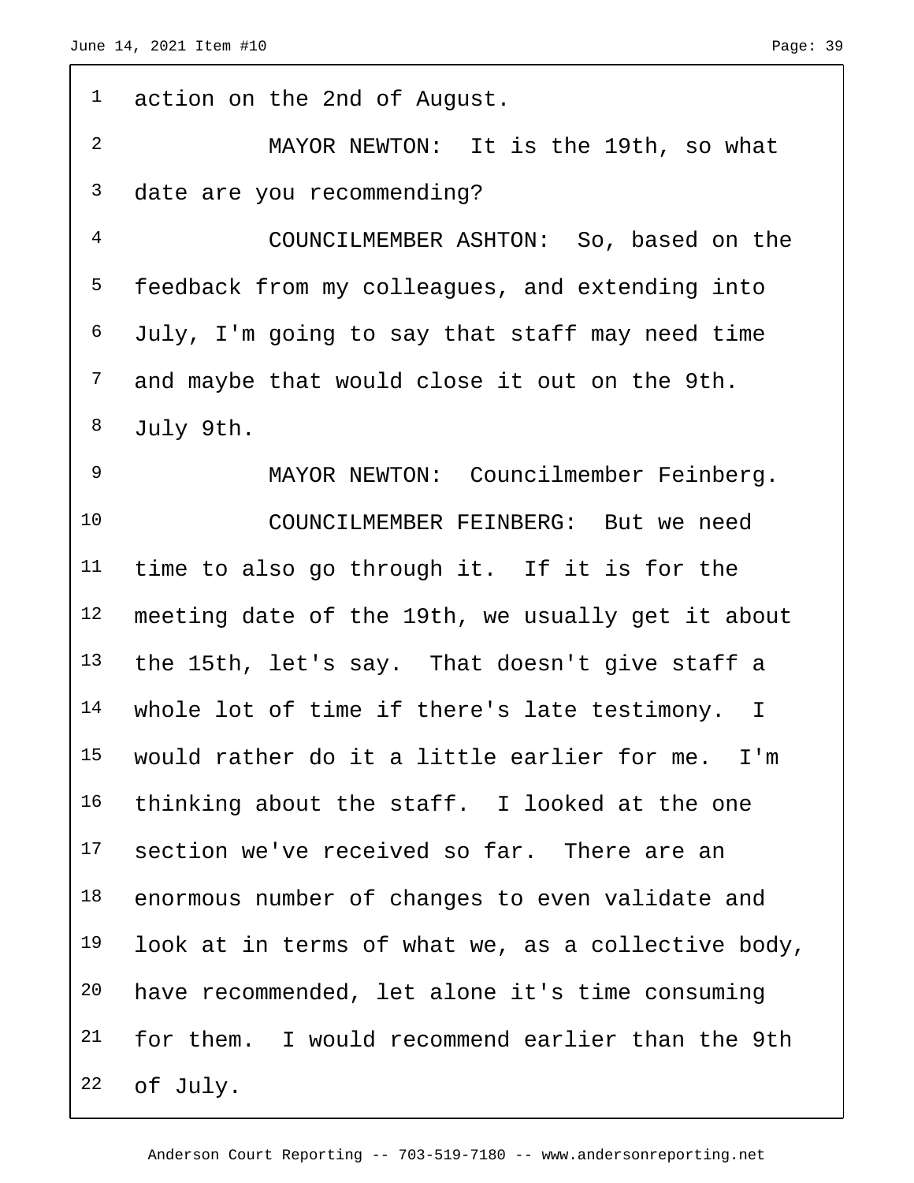action on the 2nd of August.

MAYOR NEWTON: It is the 19th, so what date are you recommending?

COUNCILMEMBER ASHTON: So, based on the feedback from my colleagues, and extending into July, I'm going to say that staff may need time and maybe that would close it out on the 9th. July 9th.

MAYOR NEWTON: Councilmember Feinberg.

COUNCILMEMBER FEINBERG: But we need time to also go through it. If it is for the meeting date of the 19th, we usually get it about the 15th, let's say. That doesn't give staff a whole lot of time if there's late testimony. I would rather do it a little earlier for me. I'm thinking about the staff. I looked at the one section we've received so far. There are an enormous number of changes to even validate and look at in terms of what we, as a collective body, have recommended, let alone it's time consuming for them. I would recommend earlier than the 9th of July.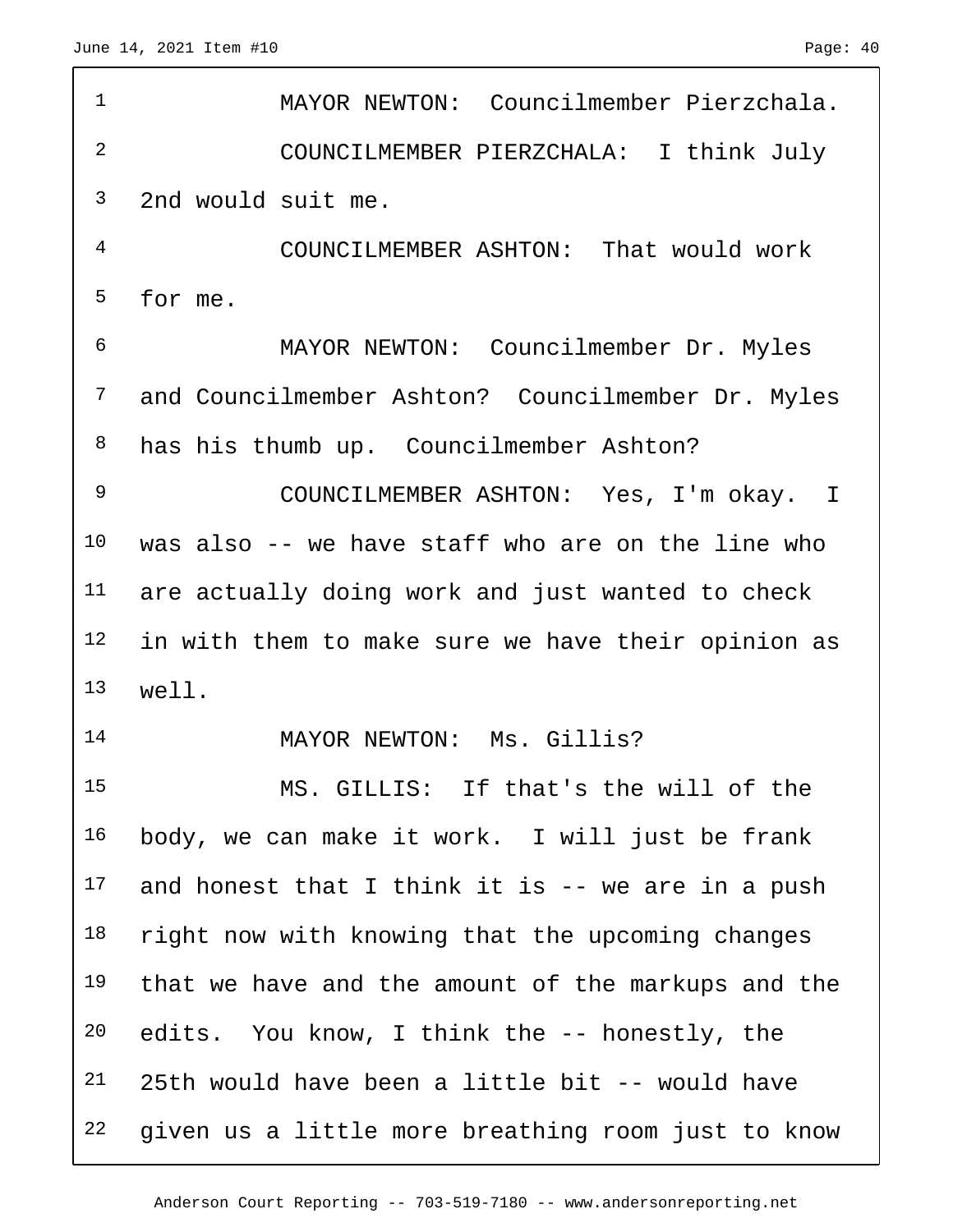1 MAYOR NEWTON: Councilmember Pierzchala.

2 COUNCILMEMBER PIERZCHALA: I think July

3 2nd would suit me.

4 COUNCILMEMBER ASHTON: That would work

5 for me.

6 MAYOR NEWTON: Councilmember Dr. Myles

7 and Councilmember Ashton? Councilmember Dr. Myles

8 has his thumb up. Councilmember Ashton?

9 COUNCILMEMBER ASHTON: Yes, I'm okay. I

10 was also -- we have staff who are on the line who

11 are actually doing work and just wanted to check

12 in with them to make sure we have their opinion as

13 well.

14 MAYOR NEWTON: Ms. Gillis?

15 MS. GILLIS: If that's the will of the

16 body, we can make it work. I will just be frank

17 and honest that I think it is -- we are in a push

18 right now with knowing that the upcoming changes

19 that we have and the amount of the markups and the

20 edits. You know, I think the -- honestly, the

21 25th would have been a little bit -- would have

22 given us a little more breathing room just to know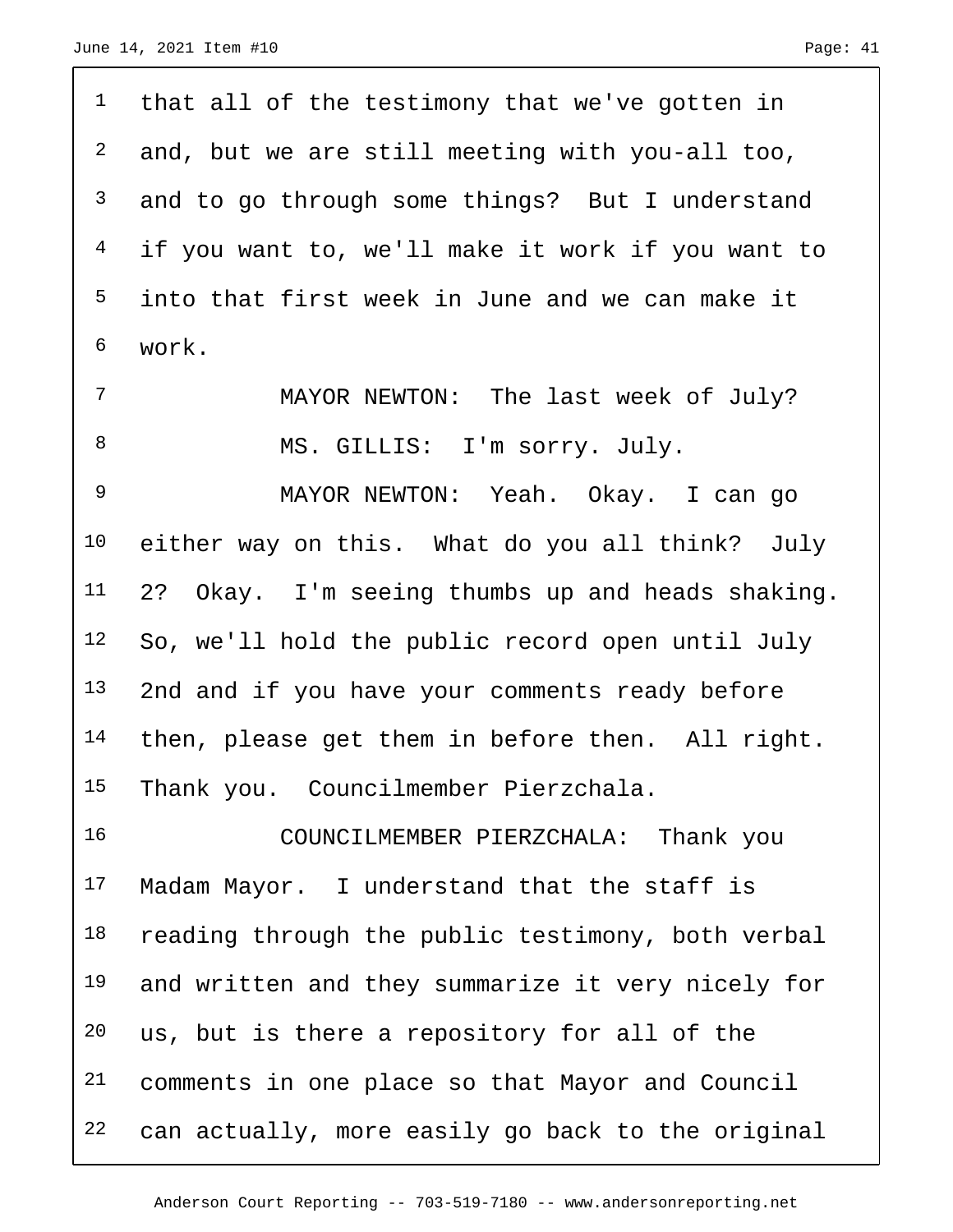that all of the testimony that we've gotten in and, but we are still meeting with you-all too, and to go through some things? But I understand if you want to, we'll make it work if you want to into that first week in June and we can make it work.

MAYOR NEWTON: The last week of July?

MS. GILLIS: I'm sorry. July.

MAYOR NEWTON: Yeah. Okay. I can go either way on this. What do you all think? July 2? Okay. I'm seeing thumbs up and heads shaking. So, we'll hold the public record open until July 2nd and if you have your comments ready before then, please get them in before then. All right. Thank you. Councilmember Pierzchala.

COUNCILMEMBER PIERZCHALA: Thank you Madam Mayor. I understand that the staff is reading through the public testimony, both verbal and written and they summarize it very nicely for us, but is there a repository for all of the comments in one place so that Mayor and Council can actually, more easily go back to the original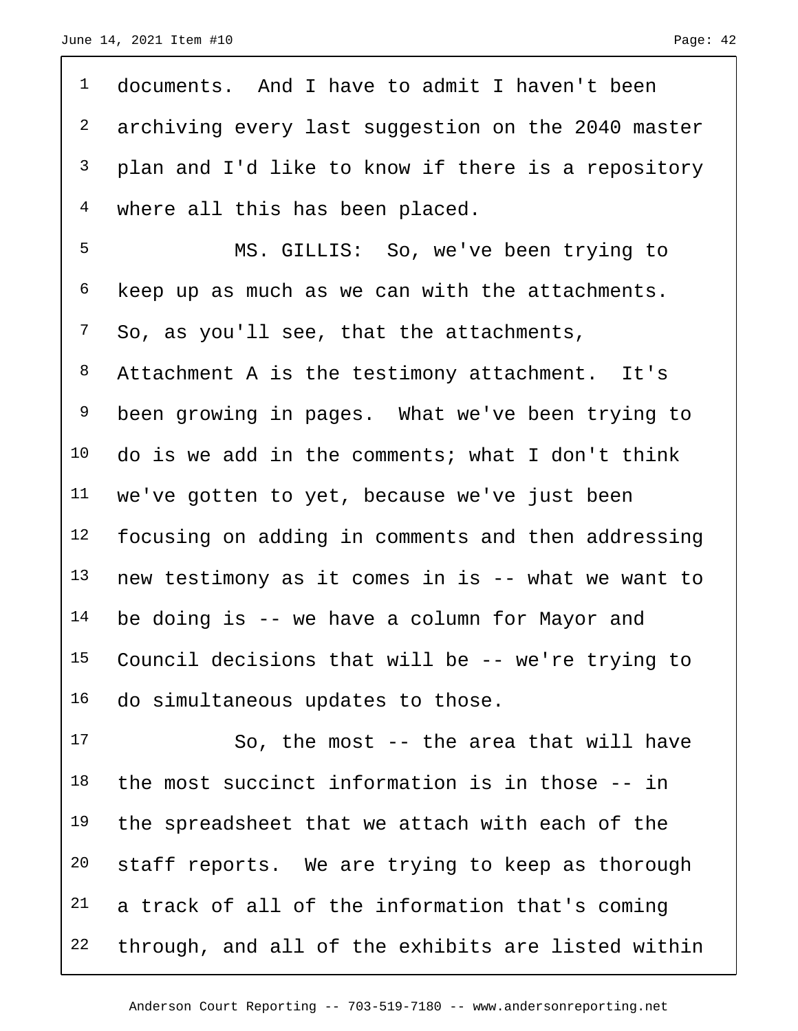documents. And I have to admit I haven't been archiving every last suggestion on the 2040 master plan and I'd like to know if there is a repository where all this has been placed.

MS. GILLIS: So, we've been trying to keep up as much as we can with the attachments. So, as you'll see, that the attachments, Attachment A is the testimony attachment. It's been growing in pages. What we've been trying to do is we add in the comments; what I don't think we've gotten to yet, because we've just been focusing on adding in comments and then addressing new testimony as it comes in is -- what we want to be doing is -- we have a column for Mayor and Council decisions that will be -- we're trying to do simultaneous updates to those.

So, the most -- the area that will have the most succinct information is in those -- in the spreadsheet that we attach with each of the staff reports. We are trying to keep as thorough a track of all of the information that's coming through, and all of the exhibits are listed within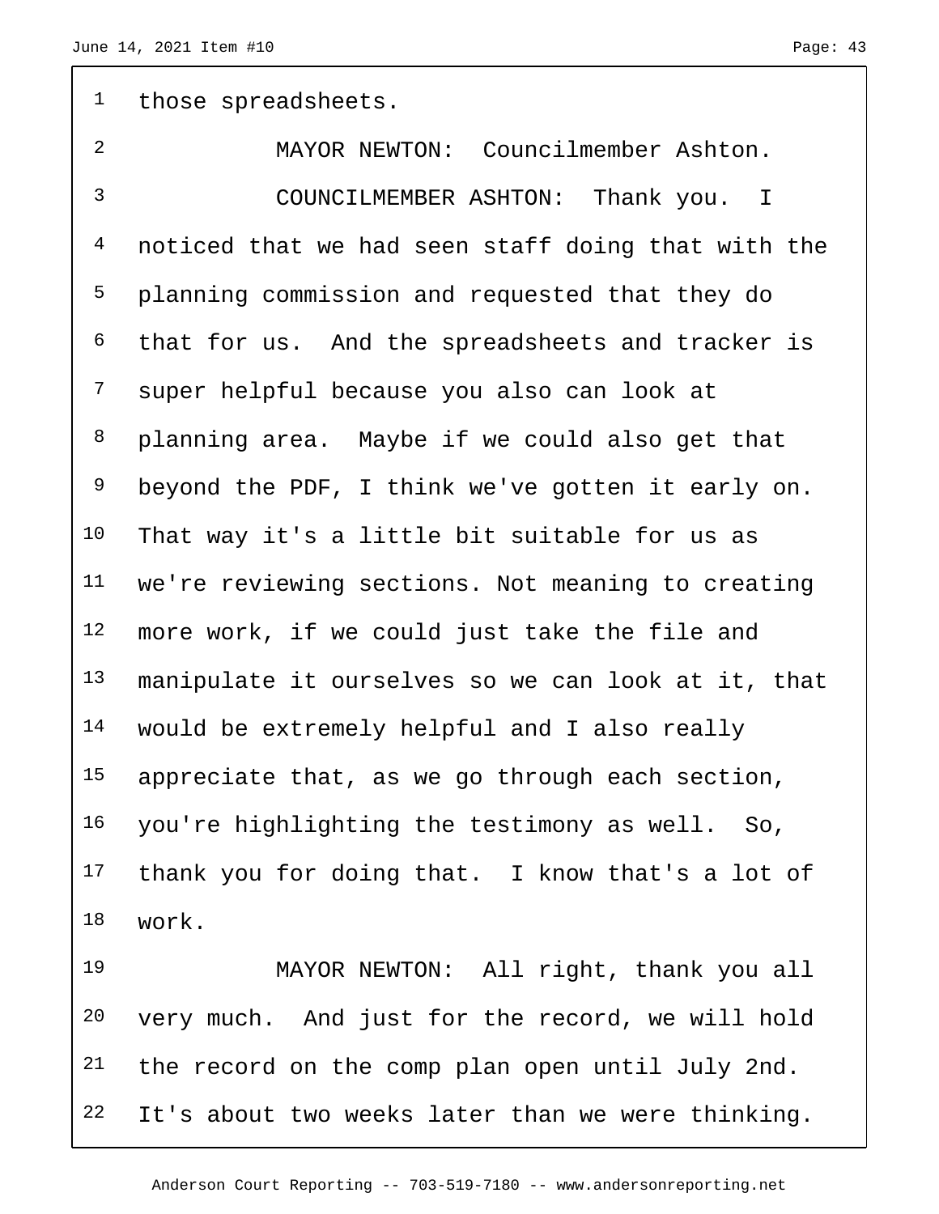1 those spreadsheets.

2 MAYOR NEWTON: Councilmember Ashton.

3 COUNCILMEMBER ASHTON: Thank you. I
4 noticed that we had seen staff doing that with the
5 planning commission and requested that they do
6 that for us. And the spreadsheets and tracker is
7 super helpful because you also can look at
8 planning area. Maybe if we could also get that
9 beyond the PDF, I think we've gotten it early on.
10 That way it's a little bit suitable for us as
11 we're reviewing sections. Not meaning to creating
12 more work, if we could just take the file and
13 manipulate it ourselves so we can look at it, that
14 would be extremely helpful and I also really
15 appreciate that, as we go through each section,
16 you're highlighting the testimony as well. So,
17 thank you for doing that. I know that's a lot of
18 work.

19 MAYOR NEWTON: All right, thank you all
20 very much. And just for the record, we will hold
21 the record on the comp plan open until July 2nd.
22 It's about two weeks later than we were thinking.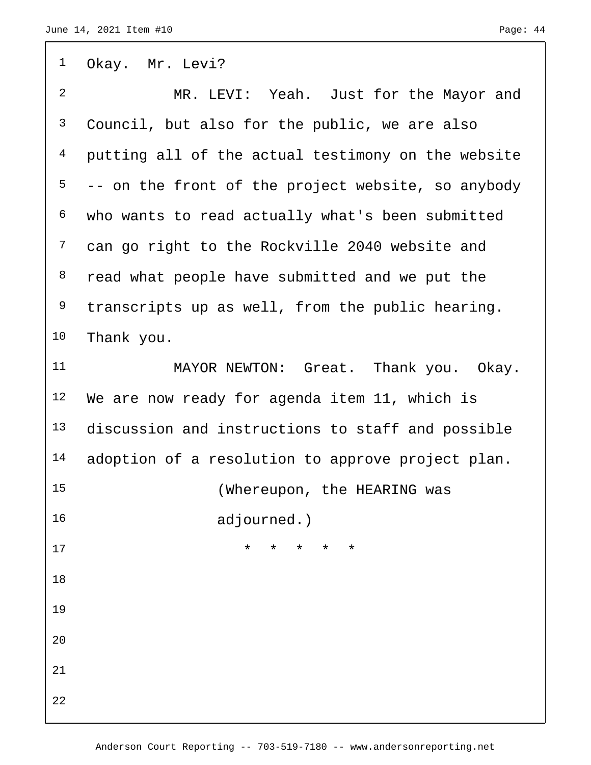Okay. Mr. Levi?

MR. LEVI: Yeah. Just for the Mayor and Council, but also for the public, we are also putting all of the actual testimony on the website -- on the front of the project website, so anybody who wants to read actually what's been submitted can go right to the Rockville 2040 website and read what people have submitted and we put the transcripts up as well, from the public hearing. Thank you.

MAYOR NEWTON: Great. Thank you. Okay. We are now ready for agenda item 11, which is discussion and instructions to staff and possible adoption of a resolution to approve project plan.

(Whereupon, the HEARING was adjourned.)

* * * * *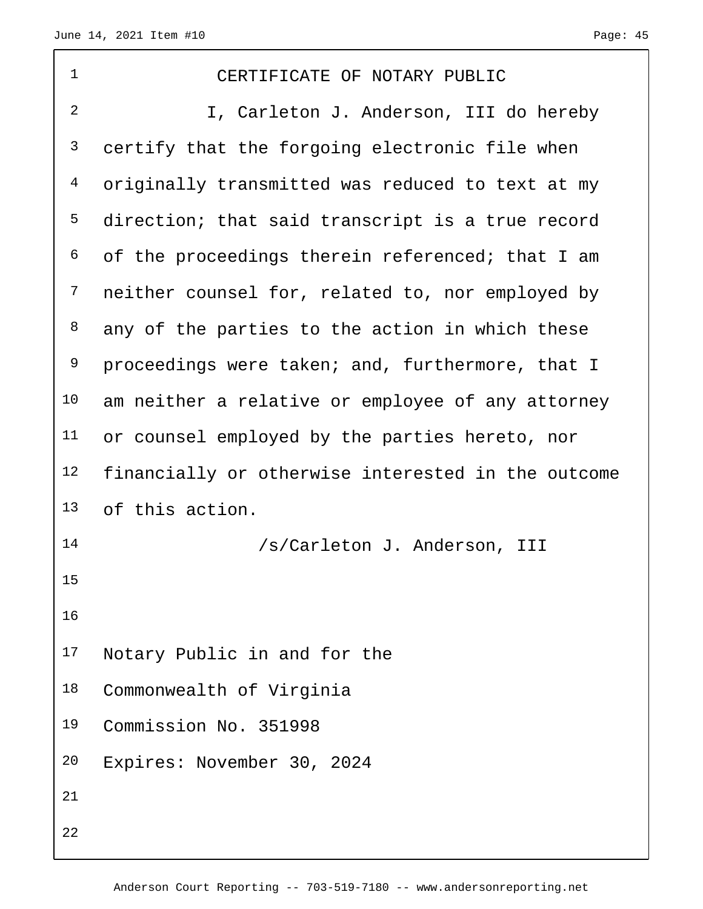# CERTIFICATE OF NOTARY PUBLIC

I, Carleton J. Anderson, III do hereby certify that the forgoing electronic file when originally transmitted was reduced to text at my direction; that said transcript is a true record of the proceedings therein referenced; that I am neither counsel for, related to, nor employed by any of the parties to the action in which these proceedings were taken; and, furthermore, that I am neither a relative or employee of any attorney or counsel employed by the parties hereto, nor financially or otherwise interested in the outcome of this action.

/s/Carleton J. Anderson, III

Notary Public in and for the
Commonwealth of Virginia
Commission No. 351998
Expires: November 30, 2024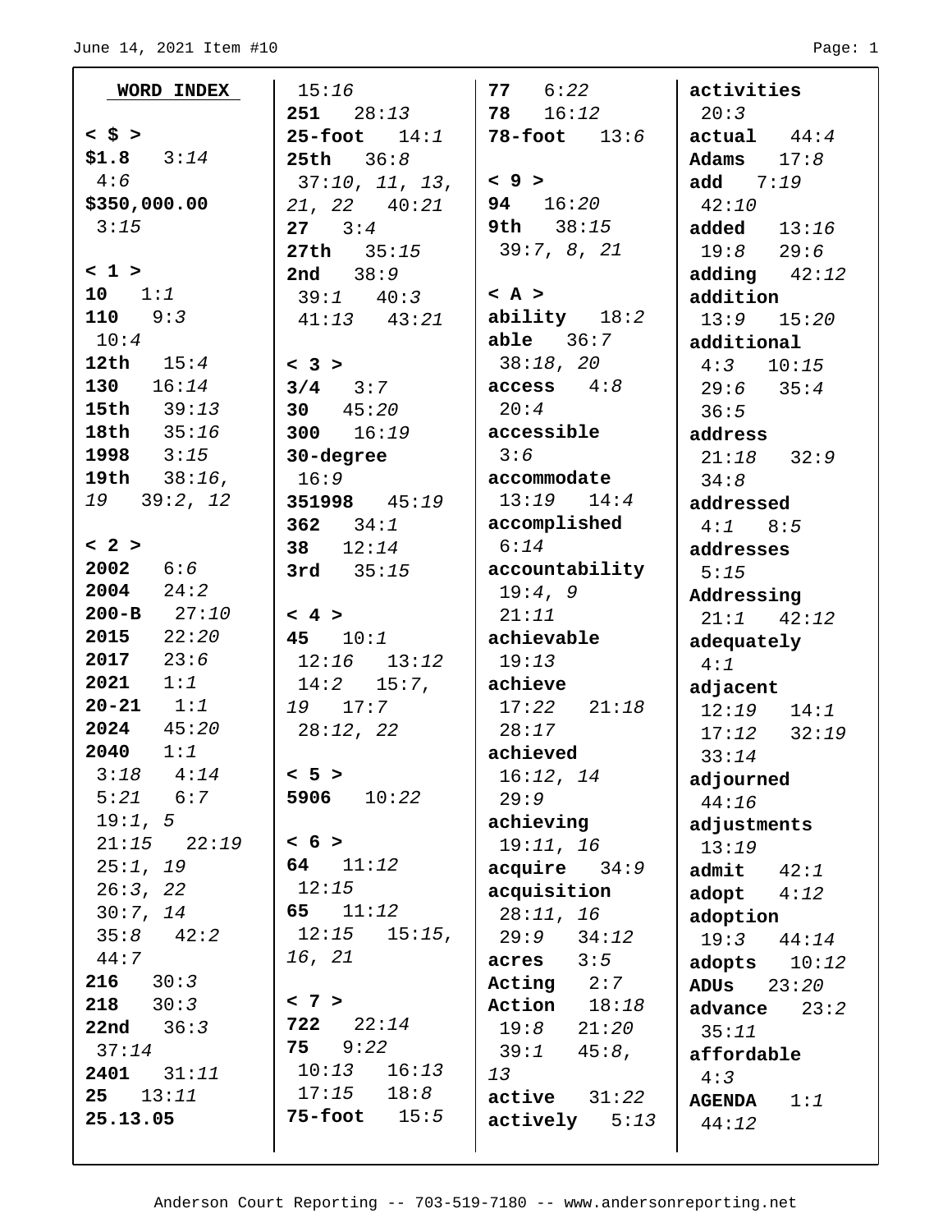## WORD INDEX

**< $ >**

**$1.8** 3:*14* 4:*6*
**$350,000.00** 3:*15*

**< 1 >**

**10** 1:*1*
**110** 9:*3* 10:*4*
**12th** 15:*4*
**130** 16:*14*
**15th** 39:*13*
**18th** 35:*16*
**1998** 3:*15*
**19th** 38:*16*, *19* 39:*2*, *12*

**< 2 >**

**2002** 6:*6*
**2004** 24:*2*
**200-B** 27:*10*
**2015** 22:*20*
**2017** 23:*6*
**2021** 1:*1*
**20-21** 1:*1*
**2024** 45:*20*
**2040** 1:*1* 3:*18* 4:*14* 5:*21* 6:*7* 19:*1*, *5* 21:*15* 22:*19* 25:*1*, *19* 26:*3*, *22* 30:*7*, *14* 35:*8* 42:*2* 44:*7*
**216** 30:*3*
**218** 30:*3*
**22nd** 36:*3* 37:*14*
**2401** 31:*11*
**25** 13:*11*
**25.13.05** 15:*16*
**251** 28:*13*
**25-foot** 14:*1*
**25th** 36:*8* 37:*10*, *11*, *13*, *21*, *22* 40:*21*
**27** 3:*4*
**27th** 35:*15*
**2nd** 38:*9* 39:*1* 40:*3* 41:*13* 43:*21*

**< 3 >**

**3/4** 3:*7*
**30** 45:*20*
**300** 16:*19*
**30-degree** 16:*9*
**351998** 45:*19*
**362** 34:*1*
**38** 12:*14*
**3rd** 35:*15*

**< 4 >**

**45** 10:*1* 12:*16* 13:*12* 14:*2* 15:*7*, *19* 17:*7* 28:*12*, *22*

**< 5 >**

**5906** 10:*22*

**< 6 >**

**64** 11:*12* 12:*15*
**65** 11:*12* 12:*15* 15:*15*, *16*, *21*

**< 7 >**

**722** 22:*14*
**75** 9:*22* 10:*13* 16:*13* 17:*15* 18:*8*
**75-foot** 15:*5*
**77** 6:*22*
**78** 16:*12*
**78-foot** 13:*6*

**< 9 >**

**94** 16:*20*
**9th** 38:*15* 39:*7*, *8*, *21*

**< A >**

**ability** 18:*2*
**able** 36:*7* 38:*18*, *20*
**access** 4:*8* 20:*4*
**accessible** 3:*6*
**accommodate** 13:*19* 14:*4*
**accomplished** 6:*14*
**accountability** 19:*4*, *9* 21:*11*
**achievable** 19:*13*
**achieve** 17:*22* 21:*18* 28:*17*
**achieved** 16:*12*, *14* 29:*9*
**achieving** 19:*11*, *16*
**acquire** 34:*9*
**acquisition** 28:*11*, *16* 29:*9* 34:*12*
**acres** 3:*5*
**Acting** 2:*7*
**Action** 18:*18* 19:*8* 21:*20* 39:*1* 45:*8*, *13*
**active** 31:*22*
**actively** 5:*13*
**activities** 20:*3*
**actual** 44:*4*
**Adams** 17:*8*
**add** 7:*19* 42:*10*
**added** 13:*16* 19:*8* 29:*6*
**adding** 42:*12*
**addition** 13:*9* 15:*20*
**additional** 4:*3* 10:*15* 29:*6* 35:*4* 36:*5*
**address** 21:*18* 32:*9* 34:*8*
**addressed** 4:*1* 8:*5*
**addresses** 5:*15*
**Addressing** 21:*1* 42:*12*
**adequately** 4:*1*
**adjacent** 12:*19* 14:*1* 17:*12* 32:*19* 33:*14*
**adjourned** 44:*16*
**adjustments** 13:*19*
**admit** 42:*1*
**adopt** 4:*12*
**adoption** 19:*3* 44:*14*
**adopts** 10:*12*
**ADUs** 23:*20*
**advance** 23:*2* 35:*11*
**affordable** 4:*3*
**AGENDA** 1:*1* 44:*12*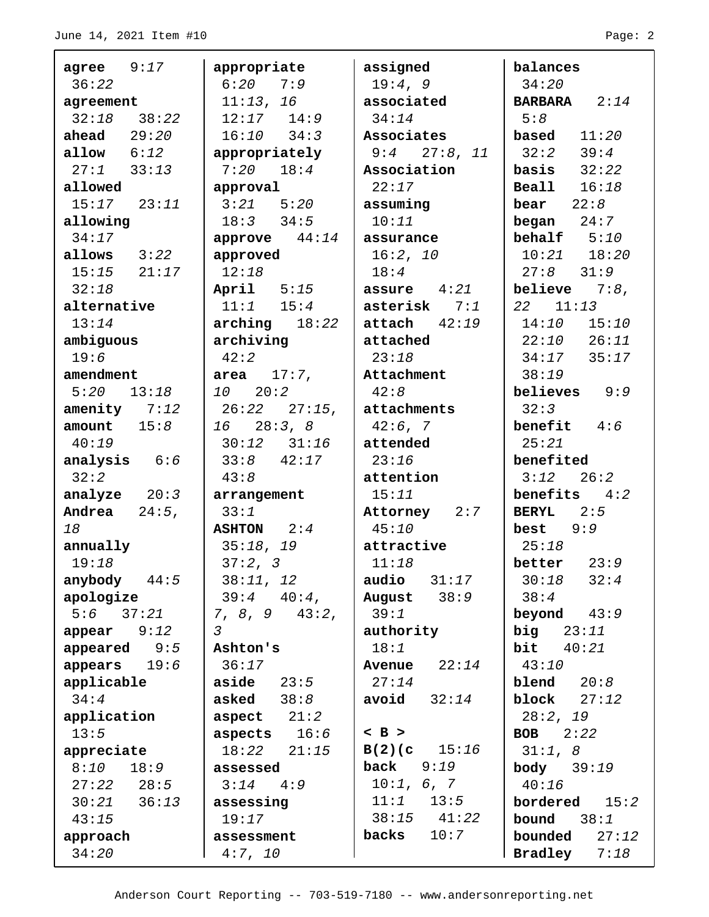**agree** 9:17 36:22
**agreement** 32:18 38:22
**ahead** 29:20
**allow** 6:12 27:1 33:13
**allowed** 15:17 23:11
**allowing** 34:17
**allows** 3:22 15:15 21:17 32:18
**alternative** 13:14
**ambiguous** 19:6
**amendment** 5:20 13:18
**amenity** 7:12
**amount** 15:8 40:19
**analysis** 6:6 32:2
**analyze** 20:3
**Andrea** 24:5, 18
**annually** 19:18
**anybody** 44:5
**apologize** 5:6 37:21
**appear** 9:12
**appeared** 9:5
**appears** 19:6
**applicable** 34:4
**application** 13:5
**appreciate** 8:10 18:9 27:22 28:5 30:21 36:13 43:15
**approach** 34:20
**appropriate** 6:20 7:9 11:13, 16 12:17 14:9 16:10 34:3
**appropriately** 7:20 18:4
**approval** 3:21 5:20 18:3 34:5
**approve** 44:14
**approved** 12:18
**April** 5:15 11:1 15:4
**arching** 18:22
**archiving** 42:2
**area** 17:7, 10 20:2 26:22 27:15, 16 28:3, 8 30:12 31:16 33:8 42:17 43:8
**arrangement** 33:1
**ASHTON** 2:4 35:18, 19 37:2, 3 38:11, 12 39:4 40:4, 7, 8, 9 43:2, 3
**Ashton's** 36:17
**aside** 23:5
**asked** 38:8
**aspect** 21:2
**aspects** 16:6 18:22 21:15
**assessed** 3:14 4:9
**assessing** 19:17
**assessment** 4:7, 10
**assigned** 19:4, 9
**associated** 34:14
**Associates** 9:4 27:8, 11
**Association** 22:17
**assuming** 10:11
**assurance** 16:2, 10 18:4
**assure** 4:21
**asterisk** 7:1
**attach** 42:19
**attached** 23:18
**Attachment** 42:8
**attachments** 42:6, 7
**attended** 23:16
**attention** 15:11
**Attorney** 2:7 45:10
**attractive** 11:18
**audio** 31:17
**August** 38:9 39:1
**authority** 18:1
**Avenue** 22:14 27:14
**avoid** 32:14

**< B >**
**B(2)(c** 15:16
**back** 9:19 10:1, 6, 7 11:1 13:5 38:15 41:22
**backs** 10:7
**balances** 34:20
**BARBARA** 2:14 5:8
**based** 11:20 32:2 39:4
**basis** 32:22
**Beall** 16:18
**bear** 22:8
**began** 24:7
**behalf** 5:10 10:21 18:20 27:8 31:9
**believe** 7:8, 22 11:13 14:10 15:10 22:10 26:11 34:17 35:17 38:19
**believes** 9:9 32:3
**benefit** 4:6 25:21
**benefited** 3:12 26:2
**benefits** 4:2
**BERYL** 2:5
**best** 9:9 25:18
**better** 23:9 30:18 32:4 38:4
**beyond** 43:9
**big** 23:11
**bit** 40:21 43:10
**blend** 20:8
**block** 27:12 28:2, 19
**BOB** 2:22 31:1, 8
**body** 39:19 40:16
**bordered** 15:2
**bound** 38:1
**bounded** 27:12
**Bradley** 7:18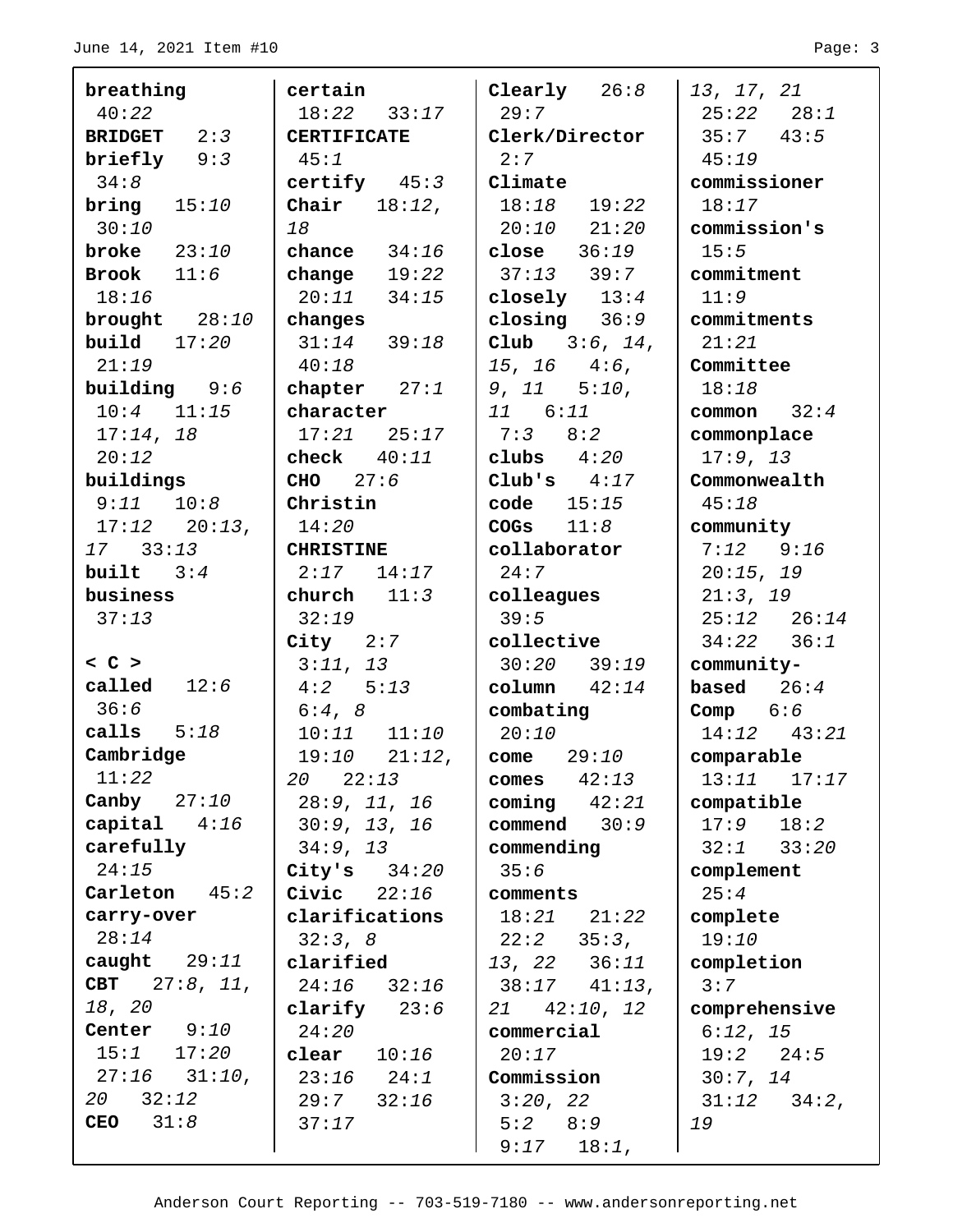**breathing** 40:22
**BRIDGET** 2:3
**briefly** 9:3 34:8
**bring** 15:10 30:10
**broke** 23:10
**Brook** 11:6 18:16
**brought** 28:10
**build** 17:20 21:19
**building** 9:6 10:4 11:15 17:14, 18 20:12
**buildings** 9:11 10:8 17:12 20:13, 17 33:13
**built** 3:4
**business** 37:13

**< C >**
**called** 12:6 36:6
**calls** 5:18
**Cambridge** 11:22
**Canby** 27:10
**capital** 4:16
**carefully** 24:15
**Carleton** 45:2
**carry-over** 28:14
**caught** 29:11
**CBT** 27:8, 11, 18, 20
**Center** 9:10 15:1 17:20 27:16 31:10, 20 32:12
**CEO** 31:8
**certain** 18:22 33:17
**CERTIFICATE** 45:1
**certify** 45:3
**Chair** 18:12, 18
**chance** 34:16
**change** 19:22 20:11 34:15
**changes** 31:14 39:18 40:18
**chapter** 27:1
**character** 17:21 25:17
**check** 40:11
**CHO** 27:6
**Christin** 14:20
**CHRISTINE** 2:17 14:17
**church** 11:3 32:19
**City** 2:7 3:11, 13 4:2 5:13 6:4, 8 10:11 11:10 19:10 21:12, 20 22:13 28:9, 11, 16 30:9, 13, 16 34:9, 13
**City's** 34:20
**Civic** 22:16
**clarifications** 32:3, 8
**clarified** 24:16 32:16
**clarify** 23:6 24:20
**clear** 10:16 23:16 24:1 29:7 32:16 37:17
**Clearly** 26:8 29:7
**Clerk/Director** 2:7
**Climate** 18:18 19:22 20:10 21:20
**close** 36:19 37:13 39:7
**closely** 13:4
**closing** 36:9
**Club** 3:6, 14, 15, 16 4:6, 9, 11 5:10, 11 6:11 7:3 8:2
**clubs** 4:20
**Club's** 4:17
**code** 15:15
**COGs** 11:8
**collaborator** 24:7
**colleagues** 39:5
**collective** 30:20 39:19
**column** 42:14
**combating** 20:10
**come** 29:10
**comes** 42:13
**coming** 42:21
**commend** 30:9
**commending** 35:6
**comments** 18:21 21:22 22:2 35:3, 13, 22 36:11 38:17 41:13, 21 42:10, 12
**commercial** 20:17
**Commission** 3:20, 22 5:2 8:9 9:17 18:1, 13, 17, 21 25:22 28:1 35:7 43:5 45:19
**commissioner** 18:17
**commission's** 15:5
**commitment** 11:9
**commitments** 21:21
**Committee** 18:18
**common** 32:4
**commonplace** 17:9, 13
**Commonwealth** 45:18
**community** 7:12 9:16 20:15, 19 21:3, 19 25:12 26:14 34:22 36:1
**community-based** 26:4
**Comp** 6:6 14:12 43:21
**comparable** 13:11 17:17
**compatible** 17:9 18:2 32:1 33:20
**complement** 25:4
**complete** 19:10
**completion** 3:7
**comprehensive** 6:12, 15 19:2 24:5 30:7, 14 31:12 34:2, 19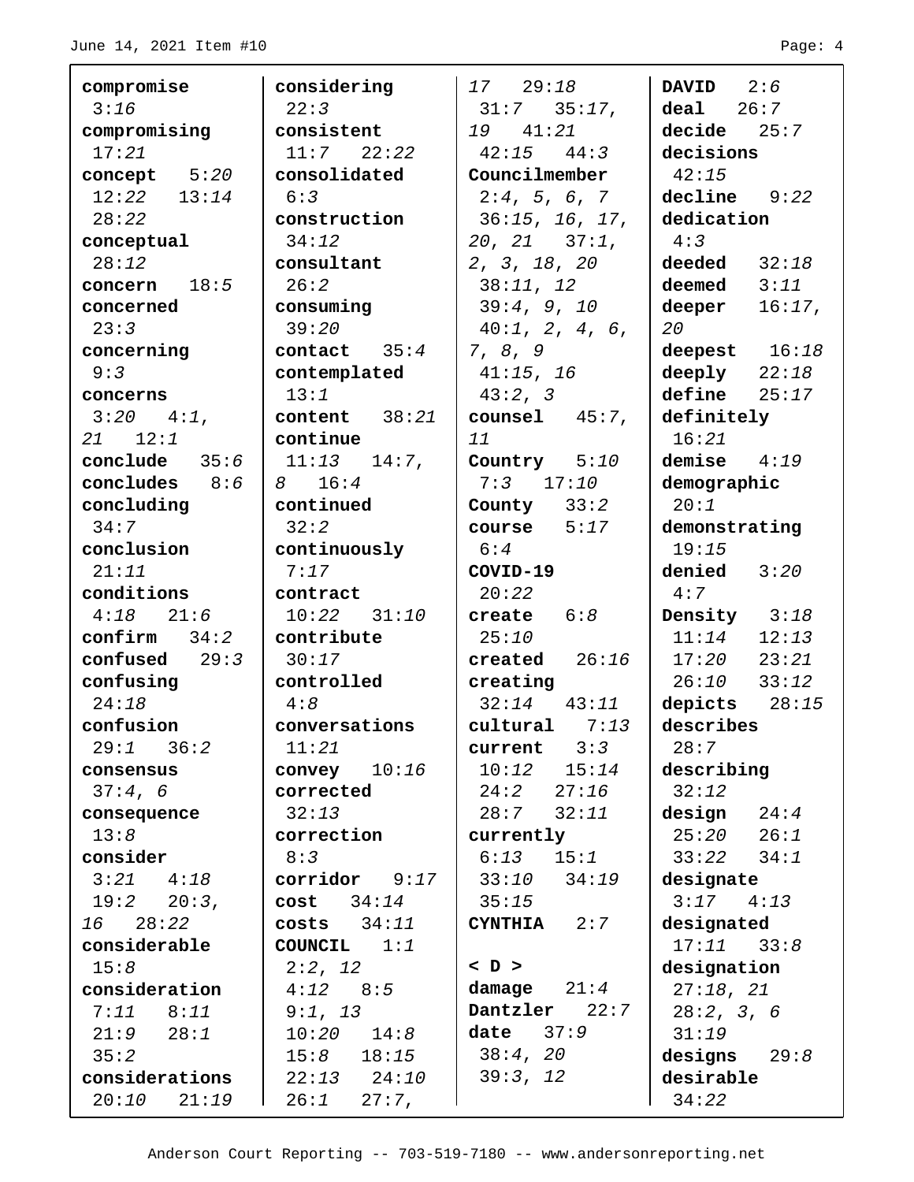**compromise** 3:*16*
**compromising** 17:*21*
**concept** 5:*20* 12:*22* 13:*14* 28:*22*
**conceptual** 28:*12*
**concern** 18:*5*
**concerned** 23:*3*
**concerning** 9:*3*
**concerns** 3:*20* 4:*1*, *21* 12:*1*
**conclude** 35:*6*
**concludes** 8:*6*
**concluding** 34:*7*
**conclusion** 21:*11*
**conditions** 4:*18* 21:*6*
**confirm** 34:*2*
**confused** 29:*3*
**confusing** 24:*18*
**confusion** 29:*1* 36:*2*
**consensus** 37:*4*, *6*
**consequence** 13:*8*
**consider** 3:*21* 4:*18* 19:*2* 20:*3*, *16* 28:*22*
**considerable** 15:*8*
**consideration** 7:*11* 8:*11* 21:*9* 28:*1* 35:*2*
**considerations** 20:*10* 21:*19*
**considering** 22:*3*
**consistent** 11:*7* 22:*22*
**consolidated** 6:*3*
**construction** 34:*12*
**consultant** 26:*2*
**consuming** 39:*20*
**contact** 35:*4*
**contemplated** 13:*1*
**content** 38:*21*
**continue** 11:*13* 14:*7*, *8* 16:*4*
**continued** 32:*2*
**continuously** 7:*17*
**contract** 10:*22* 31:*10*
**contribute** 30:*17*
**controlled** 4:*8*
**conversations** 11:*21*
**convey** 10:*16*
**corrected** 32:*13*
**correction** 8:*3*
**corridor** 9:*17*
**cost** 34:*14*
**costs** 34:*11*
**COUNCIL** 1:*1* 2:*2*, *12* 4:*12* 8:*5* 9:*1*, *13* 10:*20* 14:*8* 15:*8* 18:*15* 22:*13* 24:*10* 26:*1* 27:*7*, *17* 29:*18* 31:*7* 35:*17*, *19* 41:*21* 42:*15* 44:*3*
**Councilmember** 2:*4*, *5*, *6*, *7* 36:*15*, *16*, *17*, *20*, *21* 37:*1*, *2*, *3*, *18*, *20* 38:*11*, *12* 39:*4*, *9*, *10* 40:*1*, *2*, *4*, *6*, *7*, *8*, *9* 41:*15*, *16* 43:*2*, *3*
**counsel** 45:*7*, *11*
**Country** 5:*10* 7:*3* 17:*10*
**County** 33:*2*
**course** 5:*17* 6:*4*
**COVID-19** 20:*22*
**create** 6:*8* 25:*10*
**created** 26:*16*
**creating** 32:*14* 43:*11*
**cultural** 7:*13*
**current** 3:*3* 10:*12* 15:*14* 24:*2* 27:*16* 28:*7* 32:*11*
**currently** 6:*13* 15:*1* 33:*10* 34:*19* 35:*15*
**CYNTHIA** 2:*7*

**< D >**
**damage** 21:*4*
**Dantzler** 22:*7*
**date** 37:*9* 38:*4*, *20* 39:*3*, *12*
**DAVID** 2:*6*
**deal** 26:*7*
**decide** 25:*7*
**decisions** 42:*15*
**decline** 9:*22*
**dedication** 4:*3*
**deeded** 32:*18*
**deemed** 3:*11*
**deeper** 16:*17*, *20*
**deepest** 16:*18*
**deeply** 22:*18*
**define** 25:*17*
**definitely** 16:*21*
**demise** 4:*19*
**demographic** 20:*1*
**demonstrating** 19:*15*
**denied** 3:*20* 4:*7*
**Density** 3:*18* 11:*14* 12:*13* 17:*20* 23:*21* 26:*10* 33:*12*
**depicts** 28:*15*
**describes** 28:*7*
**describing** 32:*12*
**design** 24:*4* 25:*20* 26:*1* 33:*22* 34:*1*
**designate** 3:*17* 4:*13*
**designated** 17:*11* 33:*8*
**designation** 27:*18*, *21* 28:*2*, *3*, *6* 31:*19*
**designs** 29:*8*
**desirable** 34:*22*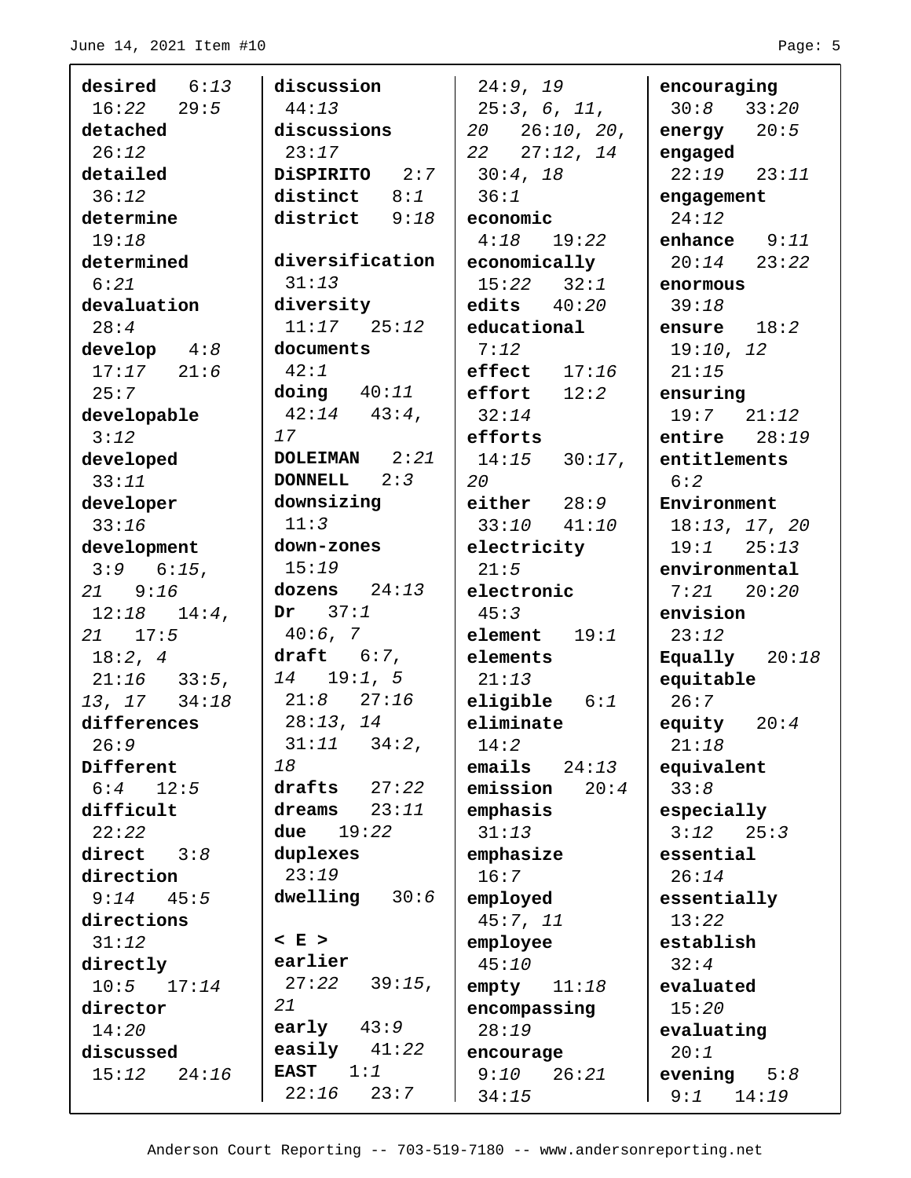**desired** 6:*13* 16:*22* 29:*5*
**detached** 26:*12*
**detailed** 36:*12*
**determine** 19:*18*
**determined** 6:*21*
**devaluation** 28:*4*
**develop** 4:*8* 17:*17* 21:*6* 25:*7*
**developable** 3:*12*
**developed** 33:*11*
**developer** 33:*16*
**development** 3:*9* 6:*15*, *21* 9:*16* 12:*18* 14:*4*, *21* 17:*5* 18:*2*, *4* 21:*16* 33:*5*, *13*, *17* 34:*18*
**differences** 26:*9*
**Different** 6:*4* 12:*5*
**difficult** 22:*22*
**direct** 3:*8*
**direction** 9:*14* 45:*5*
**directions** 31:*12*
**directly** 10:*5* 17:*14*
**director** 14:*20*
**discussed** 15:*12* 24:*16*
**discussion** 44:*13*
**discussions** 23:*17*
**DiSPIRITO** 2:*7*
**distinct** 8:*1*
**district** 9:*18*
**diversification** 31:*13*
**diversity** 11:*17* 25:*12*
**documents** 42:*1*
**doing** 40:*11* 42:*14* 43:*4*, *17*
**DOLEIMAN** 2:*21*
**DONNELL** 2:*3*
**downsizing** 11:*3*
**down-zones** 15:*19*
**dozens** 24:*13*
**Dr** 37:*1* 40:*6*, *7*
**draft** 6:*7*, *14* 19:*1*, *5* 21:*8* 27:*16* 28:*13*, *14* 31:*11* 34:*2*, *18*
**drafts** 27:*22*
**dreams** 23:*11*
**due** 19:*22*
**duplexes** 23:*19*
**dwelling** 30:*6*

**< E >**
**earlier** 27:*22* 39:*15*, *21*
**early** 43:*9*
**easily** 41:*22*
**EAST** 1:*1* 22:*16* 23:*7* 24:*9*, *19* 25:*3*, *6*, *11*, *20* 26:*10*, *20*, *22* 27:*12*, *14* 30:*4*, *18* 36:*1*
**economic** 4:*18* 19:*22*
**economically** 15:*22* 32:*1*
**edits** 40:*20*
**educational** 7:*12*
**effect** 17:*16*
**effort** 12:*2* 32:*14*
**efforts** 14:*15* 30:*17*, *20*
**either** 28:*9* 33:*10* 41:*10*
**electricity** 21:*5*
**electronic** 45:*3*
**element** 19:*1*
**elements** 21:*13*
**eligible** 6:*1*
**eliminate** 14:*2*
**emails** 24:*13*
**emission** 20:*4*
**emphasis** 31:*13*
**emphasize** 16:*7*
**employed** 45:*7*, *11*
**employee** 45:*10*
**empty** 11:*18*
**encompassing** 28:*19*
**encourage** 9:*10* 26:*21* 34:*15*
**encouraging** 30:*8* 33:*20*
**energy** 20:*5*
**engaged** 22:*19* 23:*11*
**engagement** 24:*12*
**enhance** 9:*11* 20:*14* 23:*22*
**enormous** 39:*18*
**ensure** 18:*2* 19:*10*, *12* 21:*15*
**ensuring** 19:*7* 21:*12*
**entire** 28:*19*
**entitlements** 6:*2*
**Environment** 18:*13*, *17*, *20* 19:*1* 25:*13*
**environmental** 7:*21* 20:*20*
**envision** 23:*12*
**Equally** 20:*18*
**equitable** 26:*7*
**equity** 20:*4* 21:*18*
**equivalent** 33:*8*
**especially** 3:*12* 25:*3*
**essential** 26:*14*
**essentially** 13:*22*
**establish** 32:*4*
**evaluated** 15:*20*
**evaluating** 20:*1*
**evening** 5:*8* 9:*1* 14:*19*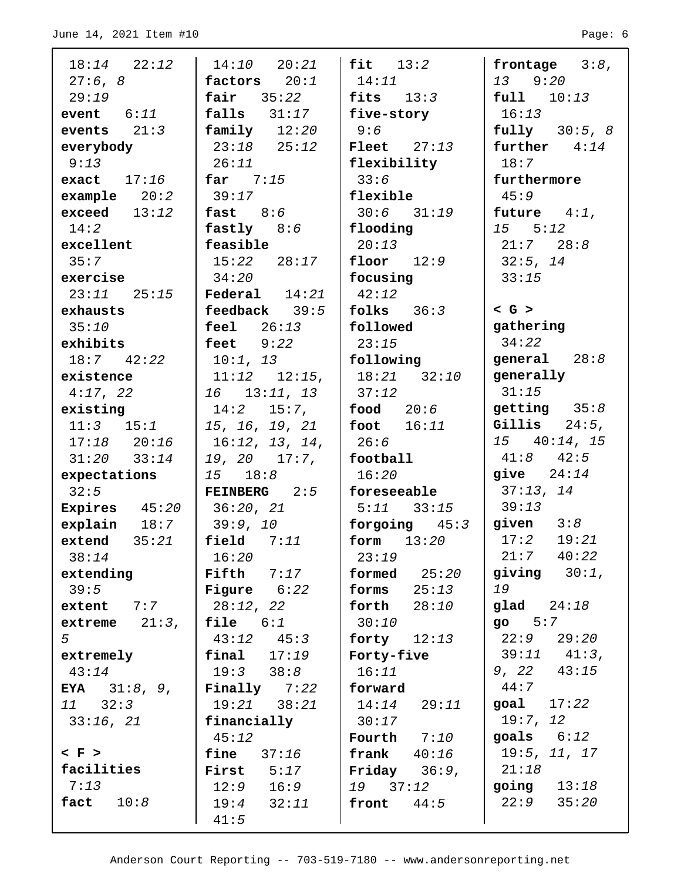18:*14* 22:*12*
27:*6*, *8*
29:*19*
**event** 6:*11*
**events** 21:*3*
**everybody**
9:*13*
**exact** 17:*16*
**example** 20:*2*
**exceed** 13:*12*
14:*2*
**excellent**
35:*7*
**exercise**
23:*11* 25:*15*
**exhausts**
35:*10*
**exhibits**
18:*7* 42:*22*
**existence**
4:*17*, *22*
**existing**
11:*3* 15:*1*
17:*18* 20:*16*
31:*20* 33:*14*
**expectations**
32:*5*
**Expires** 45:*20*
**explain** 18:*7*
**extend** 35:*21*
38:*14*
**extending**
39:*5*
**extent** 7:*7*
**extreme** 21:*3*,
*5*
**extremely**
43:*14*
**EYA** 31:*8*, *9*,
*11* 32:*3*
33:*16*, *21*

**< F >**
**facilities**
7:*13*
**fact** 10:*8*
14:*10* 20:*21*
**factors** 20:*1*
**fair** 35:*22*
**falls** 31:*17*
**family** 12:*20*
23:*18* 25:*12*
26:*11*
**far** 7:*15*
39:*17*
**fast** 8:*6*
**fastly** 8:*6*
**feasible**
15:*22* 28:*17*
34:*20*
**Federal** 14:*21*
**feedback** 39:*5*
**feel** 26:*13*
**feet** 9:*22*
10:*1*, *13*
11:*12* 12:*15*,
*16* 13:*11*, *13*
14:*2* 15:*7*,
*15*, *16*, *19*, *21*
16:*12*, *13*, *14*,
*19*, *20* 17:*7*,
*15* 18:*8*
**FEINBERG** 2:*5*
36:*20*, *21*
39:*9*, *10*
**field** 7:*11*
16:*20*
**Fifth** 7:*17*
**Figure** 6:*22*
28:*12*, *22*
**file** 6:*1*
43:*12* 45:*3*
**final** 17:*19*
19:*3* 38:*8*
**Finally** 7:*22*
19:*21* 38:*21*
**financially**
45:*12*
**fine** 37:*16*
**First** 5:*17*
12:*9* 16:*9*
19:*4* 32:*11*
41:*5*
**fit** 13:*2*
14:*11*
**fits** 13:*3*
**five-story**
9:*6*
**Fleet** 27:*13*
**flexibility**
33:*6*
**flexible**
30:*6* 31:*19*
**flooding**
20:*13*
**floor** 12:*9*
**focusing**
42:*12*
**folks** 36:*3*
**followed**
23:*15*
**following**
18:*21* 32:*10*
37:*12*
**food** 20:*6*
**foot** 16:*11*
26:*6*
**football**
16:*20*
**foreseeable**
5:*11* 33:*15*
**forgoing** 45:*3*
**form** 13:*20*
23:*19*
**formed** 25:*20*
**forms** 25:*13*
**forth** 28:*10*
30:*10*
**forty** 12:*13*
**Forty-five**
16:*11*
**forward**
14:*14* 29:*11*
30:*17*
**Fourth** 7:*10*
**frank** 40:*16*
**Friday** 36:*9*,
*19* 37:*12*
**front** 44:*5*
**frontage** 3:*8*,
*13* 9:*20*
**full** 10:*13*
16:*13*
**fully** 30:*5*, *8*
**further** 4:*14*
18:*7*
**furthermore**
45:*9*
**future** 4:*1*,
*15* 5:*12*
21:*7* 28:*8*
32:*5*, *14*
33:*15*

**< G >**
**gathering**
34:*22*
**general** 28:*8*
**generally**
31:*15*
**getting** 35:*8*
**Gillis** 24:*5*,
*15* 40:*14*, *15*
41:*8* 42:*5*
**give** 24:*14*
37:*13*, *14*
39:*13*
**given** 3:*8*
17:*2* 19:*21*
21:*7* 40:*22*
**giving** 30:*1*,
*19*
**glad** 24:*18*
**go** 5:*7*
22:*9* 29:*20*
39:*11* 41:*3*,
*9*, *22* 43:*15*
44:*7*
**goal** 17:*22*
19:*7*, *12*
**goals** 6:*12*
19:*5*, *11*, *17*
21:*18*
**going** 13:*18*
22:*9* 35:*20*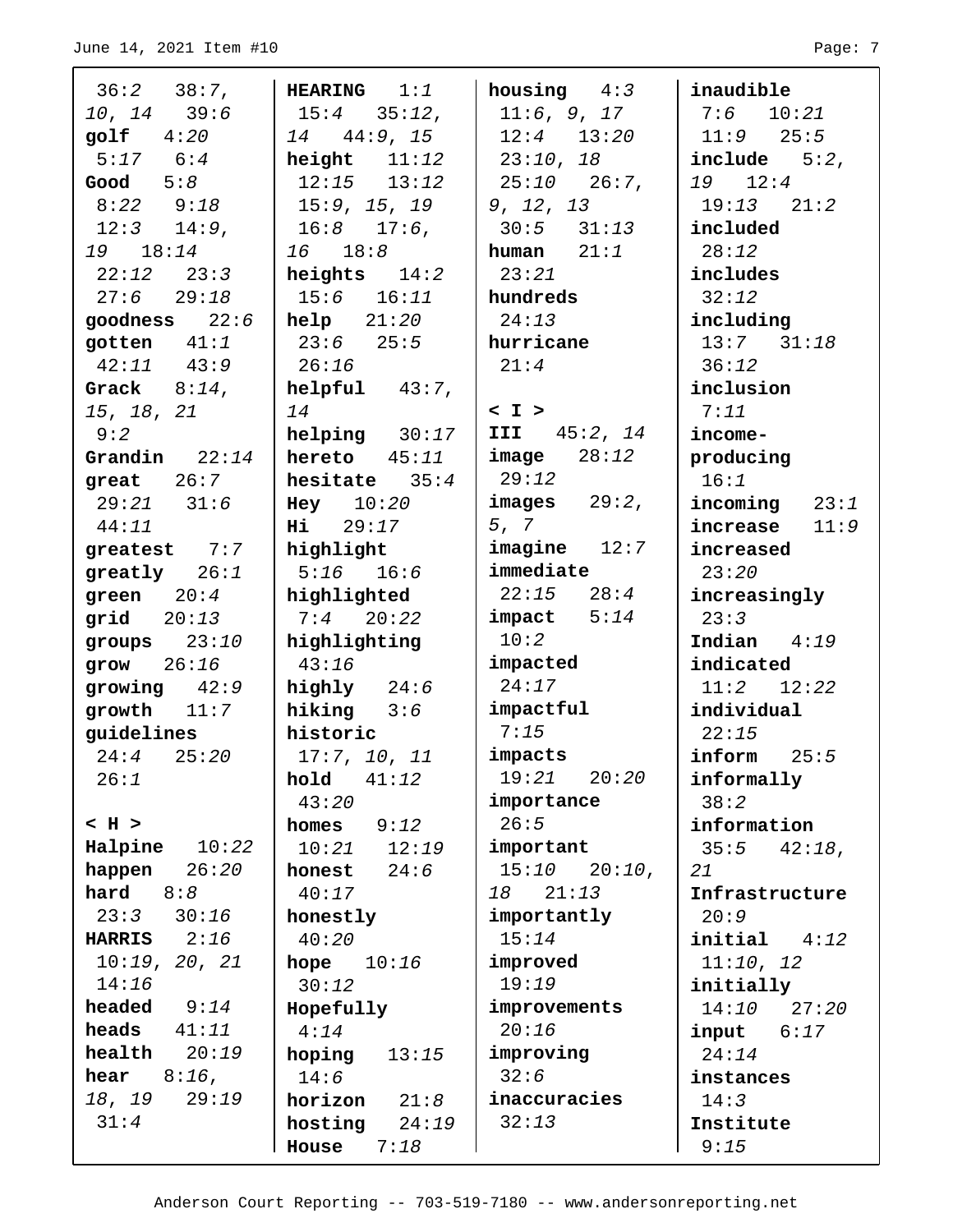36:2 38:7, 10, 14 39:6
**golf** 4:20 5:17 6:4
**Good** 5:8 8:22 9:18 12:3 14:9, 19 18:14 22:12 23:3 27:6 29:18
**goodness** 22:6
**gotten** 41:1 42:11 43:9
**Grack** 8:14, 15, 18, 21 9:2
**Grandin** 22:14
**great** 26:7 29:21 31:6 44:11
**greatest** 7:7
**greatly** 26:1
**green** 20:4
**grid** 20:13
**groups** 23:10
**grow** 26:16
**growing** 42:9
**growth** 11:7
**guidelines** 24:4 25:20 26:1

**< H >**
**Halpine** 10:22
**happen** 26:20
**hard** 8:8 23:3 30:16
**HARRIS** 2:16 10:19, 20, 21 14:16
**headed** 9:14
**heads** 41:11
**health** 20:19
**hear** 8:16, 18, 19 29:19 31:4
**HEARING** 1:1 15:4 35:12, 14 44:9, 15
**height** 11:12 12:15 13:12 15:9, 15, 19 16:8 17:6, 16 18:8
**heights** 14:2 15:6 16:11
**help** 21:20 23:6 25:5 26:16
**helpful** 43:7, 14
**helping** 30:17
**hereto** 45:11
**hesitate** 35:4
**Hey** 10:20
**Hi** 29:17
**highlight** 5:16 16:6
**highlighted** 7:4 20:22
**highlighting** 43:16
**highly** 24:6
**hiking** 3:6
**historic** 17:7, 10, 11
**hold** 41:12 43:20
**homes** 9:12 10:21 12:19
**honest** 24:6 40:17
**honestly** 40:20
**hope** 10:16 30:12
**Hopefully** 4:14
**hoping** 13:15 14:6
**horizon** 21:8
**hosting** 24:19
**House** 7:18
**housing** 4:3 11:6, 9, 17 12:4 13:20 23:10, 18 25:10 26:7, 9, 12, 13 30:5 31:13
**human** 21:1 23:21
**hundreds** 24:13
**hurricane** 21:4

**< I >**
**III** 45:2, 14
**image** 28:12 29:12
**images** 29:2, 5, 7
**imagine** 12:7
**immediate** 22:15 28:4
**impact** 5:14 10:2
**impacted** 24:17
**impactful** 7:15
**impacts** 19:21 20:20
**importance** 26:5
**important** 15:10 20:10, 18 21:13
**importantly** 15:14
**improved** 19:19
**improvements** 20:16
**improving** 32:6
**inaccuracies** 32:13
**inaudible** 7:6 10:21 11:9 25:5
**include** 5:2, 19 12:4 19:13 21:2
**included** 28:12
**includes** 32:12
**including** 13:7 31:18 36:12
**inclusion** 7:11
**income-producing** 16:1
**incoming** 23:1
**increase** 11:9
**increased** 23:20
**increasingly** 23:3
**Indian** 4:19
**indicated** 11:2 12:22
**individual** 22:15
**inform** 25:5
**informally** 38:2
**information** 35:5 42:18, 21
**Infrastructure** 20:9
**initial** 4:12 11:10, 12
**initially** 14:10 27:20
**input** 6:17 24:14
**instances** 14:3
**Institute** 9:15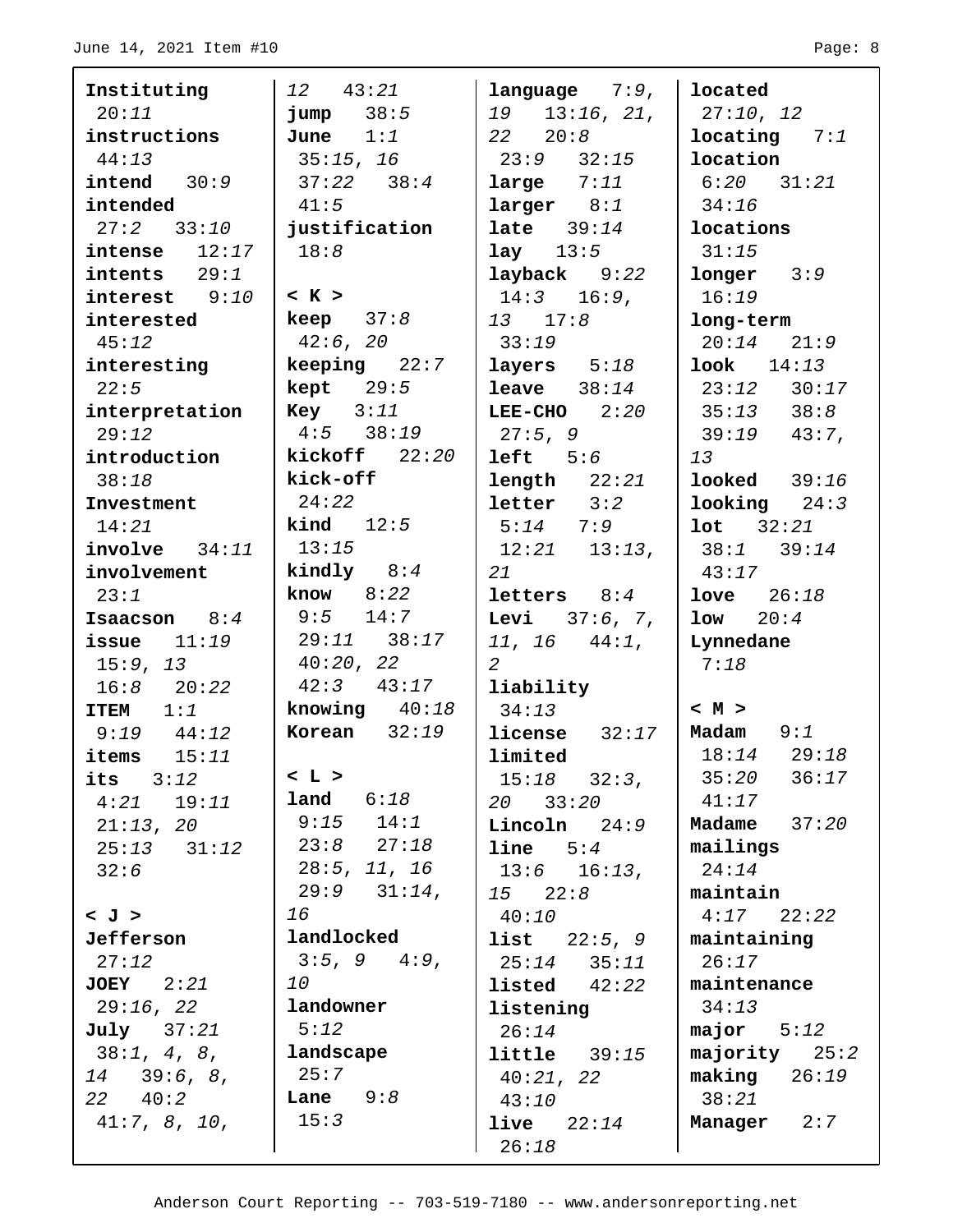**Instituting** 20:11
**instructions** 44:13
**intend** 30:9
**intended** 27:2 33:10
**intense** 12:17
**intents** 29:1
**interest** 9:10
**interested** 45:12
**interesting** 22:5
**interpretation** 29:12
**introduction** 38:18
**Investment** 14:21
**involve** 34:11
**involvement** 23:1
**Isaacson** 8:4
**issue** 11:19 15:9, 13 16:8 20:22
**ITEM** 1:1 9:19 44:12
**items** 15:11
**its** 3:12 4:21 19:11 21:13, 20 25:13 31:12 32:6

**< J >**
**Jefferson** 27:12
**JOEY** 2:21 29:16, 22
**July** 37:21 38:1, 4, 8, 14 39:6, 8, 22 40:2 41:7, 8, 10, 12 43:21
**jump** 38:5
**June** 1:1 35:15, 16 37:22 38:4 41:5
**justification** 18:8

**< K >**
**keep** 37:8 42:6, 20
**keeping** 22:7
**kept** 29:5
**Key** 3:11 4:5 38:19
**kickoff** 22:20
**kick-off** 24:22
**kind** 12:5 13:15
**kindly** 8:4
**know** 8:22 9:5 14:7 29:11 38:17 40:20, 22 42:3 43:17
**knowing** 40:18
**Korean** 32:19

**< L >**
**land** 6:18 9:15 14:1 23:8 27:18 28:5, 11, 16 29:9 31:14, 16
**landlocked** 3:5, 9 4:9, 10
**landowner** 5:12
**landscape** 25:7
**Lane** 9:8 15:3
**language** 7:9, 19 13:16, 21, 22 20:8 23:9 32:15
**large** 7:11
**larger** 8:1
**late** 39:14
**lay** 13:5
**layback** 9:22 14:3 16:9, 13 17:8 33:19
**layers** 5:18
**leave** 38:14
**LEE-CHO** 2:20 27:5, 9
**left** 5:6
**length** 22:21
**letter** 3:2 5:14 7:9 12:21 13:13, 21
**letters** 8:4
**Levi** 37:6, 7, 11, 16 44:1, 2
**liability** 34:13
**license** 32:17
**limited** 15:18 32:3, 20 33:20
**Lincoln** 24:9
**line** 5:4 13:6 16:13, 15 22:8 40:10
**list** 22:5, 9 25:14 35:11
**listed** 42:22
**listening** 26:14
**little** 39:15 40:21, 22 43:10
**live** 22:14 26:18
**located** 27:10, 12
**locating** 7:1
**location** 6:20 31:21 34:16
**locations** 31:15
**longer** 3:9 16:19
**long-term** 20:14 21:9
**look** 14:13 23:12 30:17 35:13 38:8 39:19 43:7, 13
**looked** 39:16
**looking** 24:3
**lot** 32:21 38:1 39:14 43:17
**love** 26:18
**low** 20:4
**Lynnedane** 7:18

**< M >**
**Madam** 9:1 18:14 29:18 35:20 36:17 41:17
**Madame** 37:20
**mailings** 24:14
**maintain** 4:17 22:22
**maintaining** 26:17
**maintenance** 34:13
**major** 5:12
**majority** 25:2
**making** 26:19 38:21
**Manager** 2:7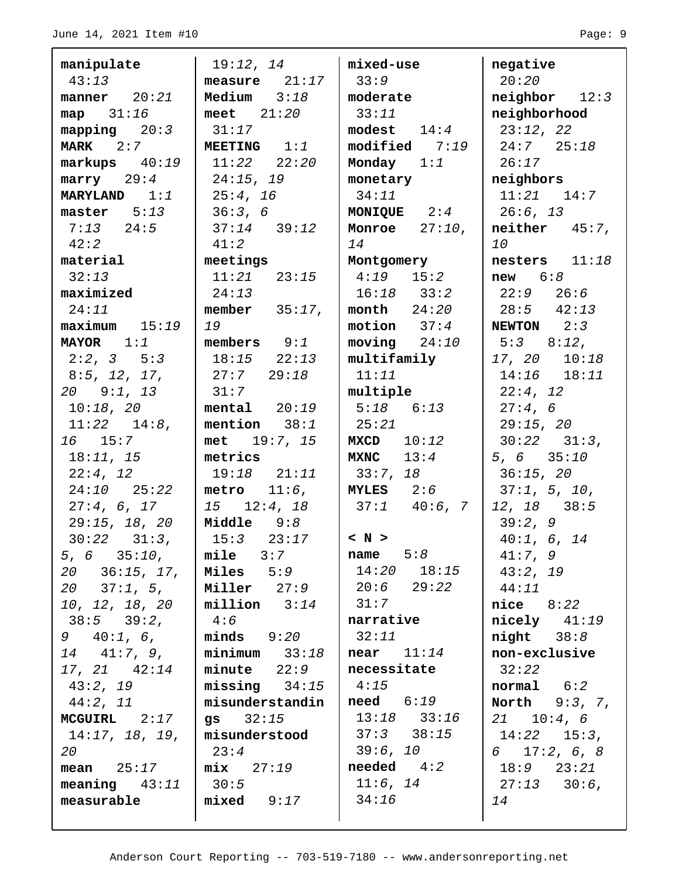**manipulate** 43:13
**manner** 20:21
**map** 31:16
**mapping** 20:3
**MARK** 2:7
**markups** 40:19
**marry** 29:4
**MARYLAND** 1:1
**master** 5:13 7:13 24:5 42:2
**material** 32:13
**maximized** 24:11
**maximum** 15:19
**MAYOR** 1:1 2:2, 3 5:3 8:5, 12, 17, 20 9:1, 13 10:18, 20 11:22 14:8, 16 15:7 18:11, 15 22:4, 12 24:10 25:22 27:4, 6, 17 29:15, 18, 20 30:22 31:3, 5, 6 35:10, 20 36:15, 17, 20 37:1, 5, 10, 12, 18, 20 38:5 39:2, 9 40:1, 6, 14 41:7, 9, 17, 21 42:14 43:2, 19 44:2, 11
**MCGUIRL** 2:17 14:17, 18, 19, 20
**mean** 25:17
**meaning** 43:11
**measurable** 19:12, 14
**measure** 21:17
**Medium** 3:18
**meet** 21:20 31:17
**MEETING** 1:1 11:22 22:20 24:15, 19 25:4, 16 36:3, 6 37:14 39:12 41:2
**meetings** 11:21 23:15 24:13
**member** 35:17, 19
**members** 9:1 18:15 22:13 27:7 29:18 31:7
**mental** 20:19
**mention** 38:1
**met** 19:7, 15
**metrics** 19:18 21:11
**metro** 11:6, 15 12:4, 18
**Middle** 9:8 15:3 23:17
**mile** 3:7
**Miles** 5:9
**Miller** 27:9
**million** 3:14 4:6
**minds** 9:20
**minimum** 33:18
**minute** 22:9
**missing** 34:15
**misunderstandings** 32:15
**misunderstood** 23:4
**mix** 27:19 30:5
**mixed** 9:17
**mixed-use** 33:9
**moderate** 33:11
**modest** 14:4
**modified** 7:19
**Monday** 1:1
**monetary** 34:11
**MONIQUE** 2:4
**Monroe** 27:10, 14
**Montgomery** 4:19 15:2 16:18 33:2
**month** 24:20
**motion** 37:4
**moving** 24:10
**multifamily** 11:11
**multiple** 5:18 6:13 25:21
**MXCD** 10:12
**MXNC** 13:4 33:7, 18
**MYLES** 2:6 37:1 40:6, 7

**< N >**

**name** 5:8 14:20 18:15 20:6 29:22 31:7
**narrative** 32:11
**near** 11:14
**necessitate** 4:15
**need** 6:19 13:18 33:16 37:3 38:15 39:6, 10
**needed** 4:2 11:6, 14 34:16
**negative** 20:20
**neighbor** 12:3
**neighborhood** 23:12, 22 24:7 25:18 26:17
**neighbors** 11:21 14:7 26:6, 13
**neither** 45:7, 10
**nesters** 11:18
**new** 6:8 22:9 26:6 28:5 42:13
**NEWTON** 2:3 5:3 8:12, 17, 20 10:18 14:16 18:11 22:4, 12 27:4, 6 29:15, 20 30:22 31:3, 5, 6 35:10 36:15, 20 37:1, 5, 10, 12, 18 38:5 39:2, 9 40:1, 6, 14 41:7, 9 43:2, 19 44:11
**nice** 8:22
**nicely** 41:19
**night** 38:8
**non-exclusive** 32:22
**normal** 6:2
**North** 9:3, 7, 21 10:4, 6 14:22 15:3, 6 17:2, 6, 8 18:9 23:21 27:13 30:6, 14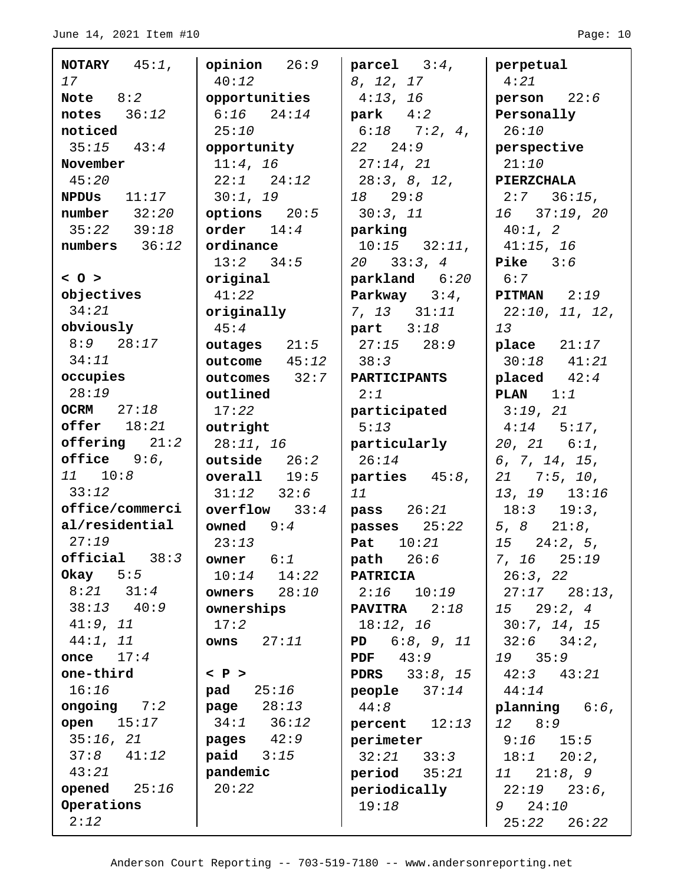**NOTARY** 45:*1*, *17*
**Note** 8:*2*
**notes** 36:*12*
**noticed** 35:*15* 43:*4*
**November** 45:*20*
**NPDUs** 11:*17*
**number** 32:*20* 35:*22* 39:*18*
**numbers** 36:*12*

**< O >**
**objectives** 34:*21*
**obviously** 8:*9* 28:*17* 34:*11*
**occupies** 28:*19*
**OCRM** 27:*18*
**offer** 18:*21*
**offering** 21:*2*
**office** 9:*6*, *11* 10:*8* 33:*12*
**office/commercial/residential** 27:*19*
**official** 38:*3*
**Okay** 5:*5* 8:*21* 31:*4* 38:*13* 40:*9* 41:*9*, *11* 44:*1*, *11*
**once** 17:*4*
**one-third** 16:*16*
**ongoing** 7:*2*
**open** 15:*17* 35:*16*, *21* 37:*8* 41:*12* 43:*21*
**opened** 25:*16*
**Operations** 2:*12*
**opinion** 26:*9* 40:*12*
**opportunities** 6:*16* 24:*14* 25:*10*
**opportunity** 11:*4*, *16* 22:*1* 24:*12* 30:*1*, *19*
**options** 20:*5*
**order** 14:*4*
**ordinance** 13:*2* 34:*5*
**original** 41:*22*
**originally** 45:*4*
**outages** 21:*5*
**outcome** 45:*12*
**outcomes** 32:*7*
**outlined** 17:*22*
**outright** 28:*11*, *16*
**outside** 26:*2*
**overall** 19:*5* 31:*12* 32:*6*
**overflow** 33:*4*
**owned** 9:*4* 23:*13*
**owner** 6:*1* 10:*14* 14:*22*
**owners** 28:*10*
**ownerships** 17:*2*
**owns** 27:*11*

**< P >**
**pad** 25:*16*
**page** 28:*13* 34:*1* 36:*12*
**pages** 42:*9*
**paid** 3:*15*
**pandemic** 20:*22*
**parcel** 3:*4*, *8*, *12*, *17* 4:*13*, *16*
**park** 4:*2* 6:*18* 7:*2*, *4*, *22* 24:*9* 27:*14*, *21* 28:*3*, *8*, *12*, *18* 29:*8* 30:*3*, *11*
**parking** 10:*15* 32:*11*, *20* 33:*3*, *4*
**parkland** 6:*20*
**Parkway** 3:*4*, *7*, *13* 31:*11*
**part** 3:*18* 27:*15* 28:*9* 38:*3*
**PARTICIPANTS** 2:*1*
**participated** 5:*13*
**particularly** 26:*14*
**parties** 45:*8*, *11*
**pass** 26:*21*
**passes** 25:*22*
**Pat** 10:*21*
**path** 26:*6*
**PATRICIA** 2:*16* 10:*19*
**PAVITRA** 2:*18* 18:*12*, *16*
**PD** 6:*8*, *9*, *11*
**PDF** 43:*9*
**PDRS** 33:*8*, *15*
**people** 37:*14* 44:*8*
**percent** 12:*13*
**perimeter** 32:*21* 33:*3*
**period** 35:*21*
**periodically** 19:*18*
**perpetual** 4:*21*
**person** 22:*6*
**Personally** 26:*10*
**perspective** 21:*10*
**PIERZCHALA** 2:*7* 36:*15*, *16* 37:*19*, *20* 40:*1*, *2* 41:*15*, *16*
**Pike** 3:*6* 6:*7*
**PITMAN** 2:*19* 22:*10*, *11*, *12*, *13*
**place** 21:*17* 30:*18* 41:*21*
**placed** 42:*4*
**PLAN** 1:*1* 3:*19*, *21* 4:*14* 5:*17*, *20*, *21* 6:*1*, *6*, *7*, *14*, *15*, *21* 7:*5*, *10*, *13*, *19* 13:*16* 18:*3* 19:*3*, *5*, *8* 21:*8*, *15* 24:*2*, *5*, *7*, *16* 25:*19* 26:*3*, *22* 27:*17* 28:*13*, *15* 29:*2*, *4* 30:*7*, *14*, *15* 32:*6* 34:*2*, *19* 35:*9* 42:*3* 43:*21* 44:*14*
**planning** 6:*6*, *12* 8:*9* 9:*16* 15:*5* 18:*1* 20:*2*, *11* 21:*8*, *9* 22:*19* 23:*6*, *9* 24:*10* 25:*22* 26:*22*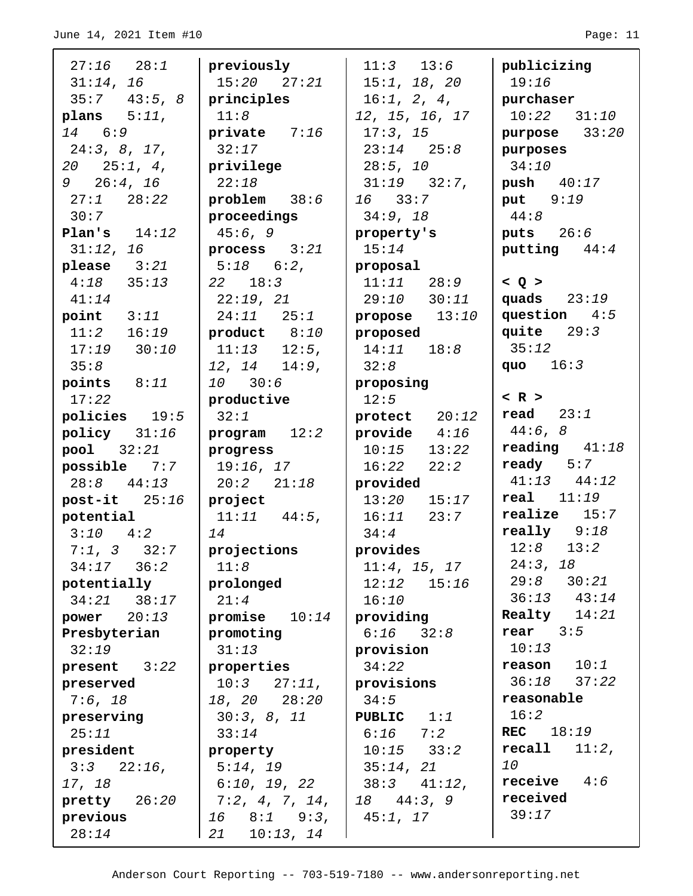27:16 28:1
31:14, 16
35:7 43:5, 8
**plans** 5:11, 14 6:9
24:3, 8, 17, 20 25:1, 4, 9 26:4, 16
27:1 28:22
30:7
**Plan's** 14:12
31:12, 16
**please** 3:21
4:18 35:13
41:14
**point** 3:11
11:2 16:19
17:19 30:10
35:8
**points** 8:11
17:22
**policies** 19:5
**policy** 31:16
**pool** 32:21
**possible** 7:7
28:8 44:13
**post-it** 25:16
**potential**
3:10 4:2
7:1, 3 32:7
34:17 36:2
**potentially**
34:21 38:17
**power** 20:13
**Presbyterian**
32:19
**present** 3:22
**preserved**
7:6, 18
**preserving**
25:11
**president**
3:3 22:16, 17, 18
**pretty** 26:20
**previous**
28:14
**previously**
15:20 27:21
**principles**
11:8
**private** 7:16
32:17
**privilege**
22:18
**problem** 38:6
**proceedings**
45:6, 9
**process** 3:21
5:18 6:2, 22 18:3
22:19, 21
24:11 25:1
**product** 8:10
11:13 12:5, 12, 14 14:9, 10 30:6
**productive**
32:1
**program** 12:2
**progress**
19:16, 17
20:2 21:18
**project**
11:11 44:5, 14
**projections**
11:8
**prolonged**
21:4
**promise** 10:14
**promoting**
31:13
**properties**
10:3 27:11, 18, 20 28:20
30:3, 8, 11
33:14
**property**
5:14, 19
6:10, 19, 22
7:2, 4, 7, 14, 16 8:1 9:3, 21 10:13, 14
11:3 13:6
15:1, 18, 20
16:1, 2, 4, 12, 15, 16, 17
17:3, 15
23:14 25:8
28:5, 10
31:19 32:7, 16 33:7
34:9, 18
**property's**
15:14
**proposal**
11:11 28:9
29:10 30:11
**propose** 13:10
**proposed**
14:11 18:8
32:8
**proposing**
12:5
**protect** 20:12
**provide** 4:16
10:15 13:22
16:22 22:2
**provided**
13:20 15:17
16:11 23:7
34:4
**provides**
11:4, 15, 17
12:12 15:16
16:10
**providing**
6:16 32:8
**provision**
34:22
**provisions**
34:5
**PUBLIC** 1:1
6:16 7:2
10:15 33:2
35:14, 21
38:3 41:12, 18 44:3, 9
45:1, 17
**publicizing**
19:16
**purchaser**
10:22 31:10
**purpose** 33:20
**purposes**
34:10
**push** 40:17
**put** 9:19
44:8
**puts** 26:6
**putting** 44:4

**< Q >**
**quads** 23:19
**question** 4:5
**quite** 29:3
35:12
**quo** 16:3

**< R >**
**read** 23:1
44:6, 8
**reading** 41:18
**ready** 5:7
41:13 44:12
**real** 11:19
**realize** 15:7
**really** 9:18
12:8 13:2
24:3, 18
29:8 30:21
36:13 43:14
**Realty** 14:21
**rear** 3:5
10:13
**reason** 10:1
36:18 37:22
**reasonable**
16:2
**REC** 18:19
**recall** 11:2, 10
**receive** 4:6
**received**
39:17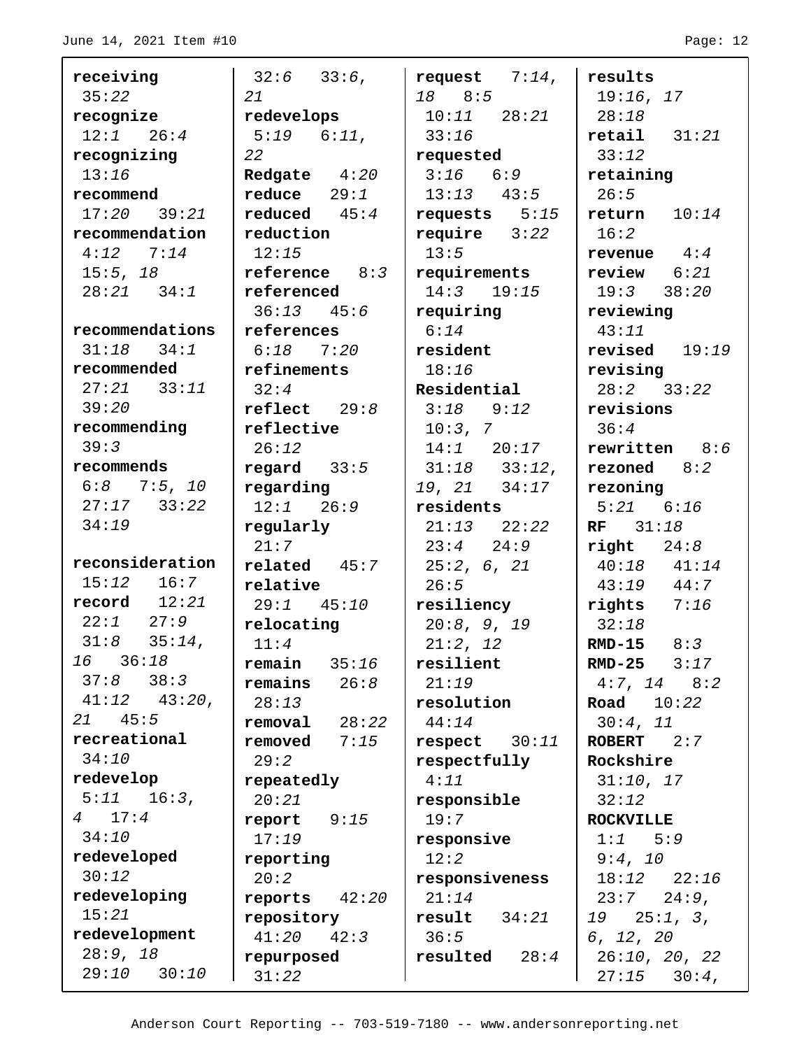**receiving**
35:22
**recognize**
12:1 26:4
**recognizing**
13:16
**recommend**
17:20 39:21
**recommendation**
4:12 7:14
15:5, 18
28:21 34:1

**recommendations**
31:18 34:1
**recommended**
27:21 33:11
39:20
**recommending**
39:3
**recommends**
6:8 7:5, 10
27:17 33:22
34:19

**reconsideration**
15:12 16:7
**record** 12:21
22:1 27:9
31:8 35:14,
16 36:18
37:8 38:3
41:12 43:20,
21 45:5
**recreational**
34:10
**redevelop**
5:11 16:3,
4 17:4
34:10
**redeveloped**
30:12
**redeveloping**
15:21
**redevelopment**
28:9, 18
29:10 30:10
32:6 33:6,
21
**redevelops**
5:19 6:11,
22
**Redgate** 4:20
**reduce** 29:1
**reduced** 45:4
**reduction**
12:15
**reference** 8:3
**referenced**
36:13 45:6
**references**
6:18 7:20
**refinements**
32:4
**reflect** 29:8
**reflective**
26:12
**regard** 33:5
**regarding**
12:1 26:9
**regularly**
21:7
**related** 45:7
**relative**
29:1 45:10
**relocating**
11:4
**remain** 35:16
**remains** 26:8
28:13
**removal** 28:22
**removed** 7:15
29:2
**repeatedly**
20:21
**report** 9:15
17:19
**reporting**
20:2
**reports** 42:20
**repository**
41:20 42:3
**repurposed**
31:22
**request** 7:14,
18 8:5
10:11 28:21
33:16
**requested**
3:16 6:9
13:13 43:5
**requests** 5:15
**require** 3:22
13:5
**requirements**
14:3 19:15
**requiring**
6:14
**resident**
18:16
**Residential**
3:18 9:12
10:3, 7
14:1 20:17
31:18 33:12,
19, 21 34:17
**residents**
21:13 22:22
23:4 24:9
25:2, 6, 21
26:5
**resiliency**
20:8, 9, 19
21:2, 12
**resilient**
21:19
**resolution**
44:14
**respect** 30:11
**respectfully**
4:11
**responsible**
19:7
**responsive**
12:2
**responsiveness**
21:14
**result** 34:21
36:5
**resulted** 28:4
**results**
19:16, 17
28:18
**retail** 31:21
33:12
**retaining**
26:5
**return** 10:14
16:2
**revenue** 4:4
**review** 6:21
19:3 38:20
**reviewing**
43:11
**revised** 19:19
**revising**
28:2 33:22
**revisions**
36:4
**rewritten** 8:6
**rezoned** 8:2
**rezoning**
5:21 6:16
**RF** 31:18
**right** 24:8
40:18 41:14
43:19 44:7
**rights** 7:16
32:18
**RMD-15** 8:3
**RMD-25** 3:17
4:7, 14 8:2
**Road** 10:22
30:4, 11
**ROBERT** 2:7
**Rockshire**
31:10, 17
32:12
**ROCKVILLE**
1:1 5:9
9:4, 10
18:12 22:16
23:7 24:9,
19 25:1, 3,
6, 12, 20
26:10, 20, 22
27:15 30:4,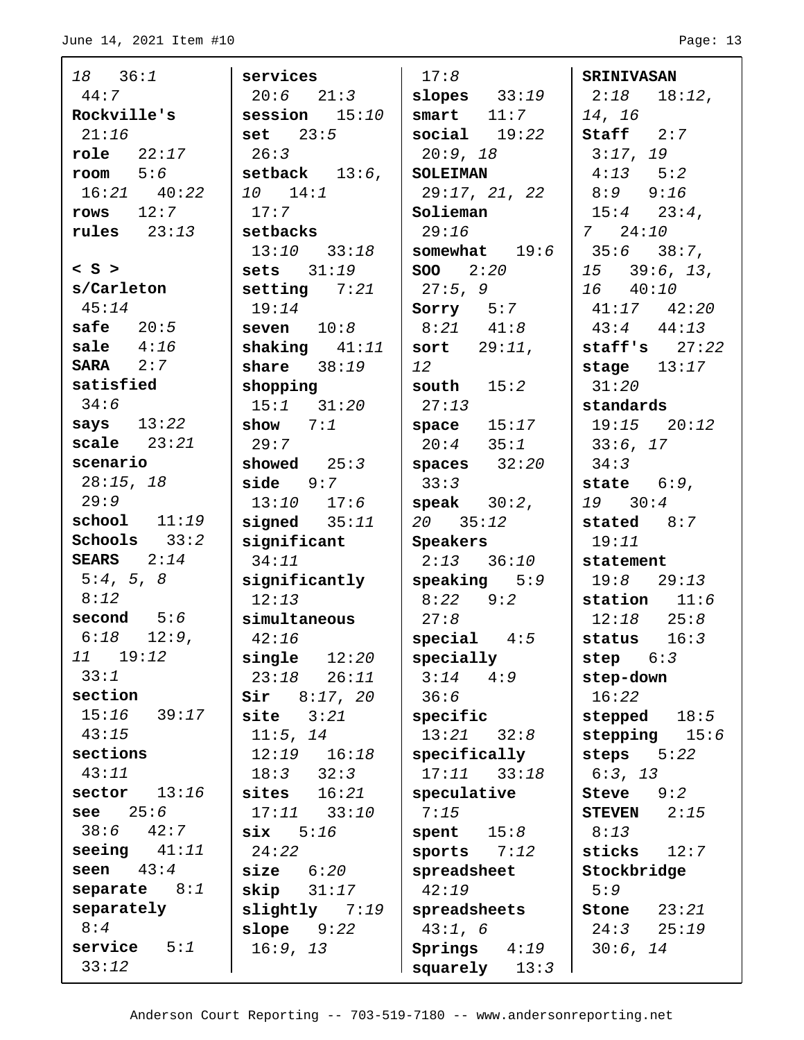18 36:1
44:7
**Rockville's** 21:16
**role** 22:17
**room** 5:6 16:21 40:22
**rows** 12:7
**rules** 23:13

**< S >**
**s/Carleton** 45:14
**safe** 20:5
**sale** 4:16
**SARA** 2:7
**satisfied** 34:6
**says** 13:22
**scale** 23:21
**scenario** 28:15, 18 29:9
**school** 11:19
**Schools** 33:2
**SEARS** 2:14 5:4, 5, 8 8:12
**second** 5:6 6:18 12:9, 11 19:12 33:1
**section** 15:16 39:17 43:15
**sections** 43:11
**sector** 13:16
**see** 25:6 38:6 42:7
**seeing** 41:11
**seen** 43:4
**separate** 8:1
**separately** 8:4
**service** 5:1 33:12
**services** 20:6 21:3
**session** 15:10
**set** 23:5 26:3
**setback** 13:6, 10 14:1 17:7
**setbacks** 13:10 33:18
**sets** 31:19
**setting** 7:21 19:14
**seven** 10:8
**shaking** 41:11
**share** 38:19
**shopping** 15:1 31:20
**show** 7:1 29:7
**showed** 25:3
**side** 9:7 13:10 17:6
**signed** 35:11
**significant** 34:11
**significantly** 12:13
**simultaneous** 42:16
**single** 12:20 23:18 26:11
**Sir** 8:17, 20
**site** 3:21 11:5, 14 12:19 16:18 18:3 32:3
**sites** 16:21 17:11 33:10
**six** 5:16 24:22
**size** 6:20
**skip** 31:17
**slightly** 7:19
**slope** 9:22 16:9, 13
17:8
**slopes** 33:19
**smart** 11:7
**social** 19:22 20:9, 18
**SOLEIMAN** 29:17, 21, 22
**Solieman** 29:16
**somewhat** 19:6
**SOO** 2:20 27:5, 9
**Sorry** 5:7 8:21 41:8
**sort** 29:11, 12
**south** 15:2 27:13
**space** 15:17 20:4 35:1
**spaces** 32:20 33:3
**speak** 30:2, 20 35:12
**Speakers** 2:13 36:10
**speaking** 5:9 8:22 9:2 27:8
**special** 4:5
**specially** 3:14 4:9 36:6
**specific** 13:21 32:8
**specifically** 17:11 33:18
**speculative** 7:15
**spent** 15:8
**sports** 7:12
**spreadsheet** 42:19
**spreadsheets** 43:1, 6
**Springs** 4:19
**squarely** 13:3
**SRINIVASAN** 2:18 18:12, 14, 16
**Staff** 2:7 3:17, 19 4:13 5:2 8:9 9:16 15:4 23:4, 7 24:10 35:6 38:7, 15 39:6, 13, 16 40:10 41:17 42:20 43:4 44:13
**staff's** 27:22
**stage** 13:17 31:20
**standards** 19:15 20:12 33:6, 17 34:3
**state** 6:9, 19 30:4
**stated** 8:7 19:11
**statement** 19:8 29:13
**station** 11:6 12:18 25:8
**status** 16:3
**step** 6:3
**step-down** 16:22
**stepped** 18:5
**stepping** 15:6
**steps** 5:22 6:3, 13
**Steve** 9:2
**STEVEN** 2:15 8:13
**sticks** 12:7
**Stockbridge** 5:9
**Stone** 23:21 24:3 25:19 30:6, 14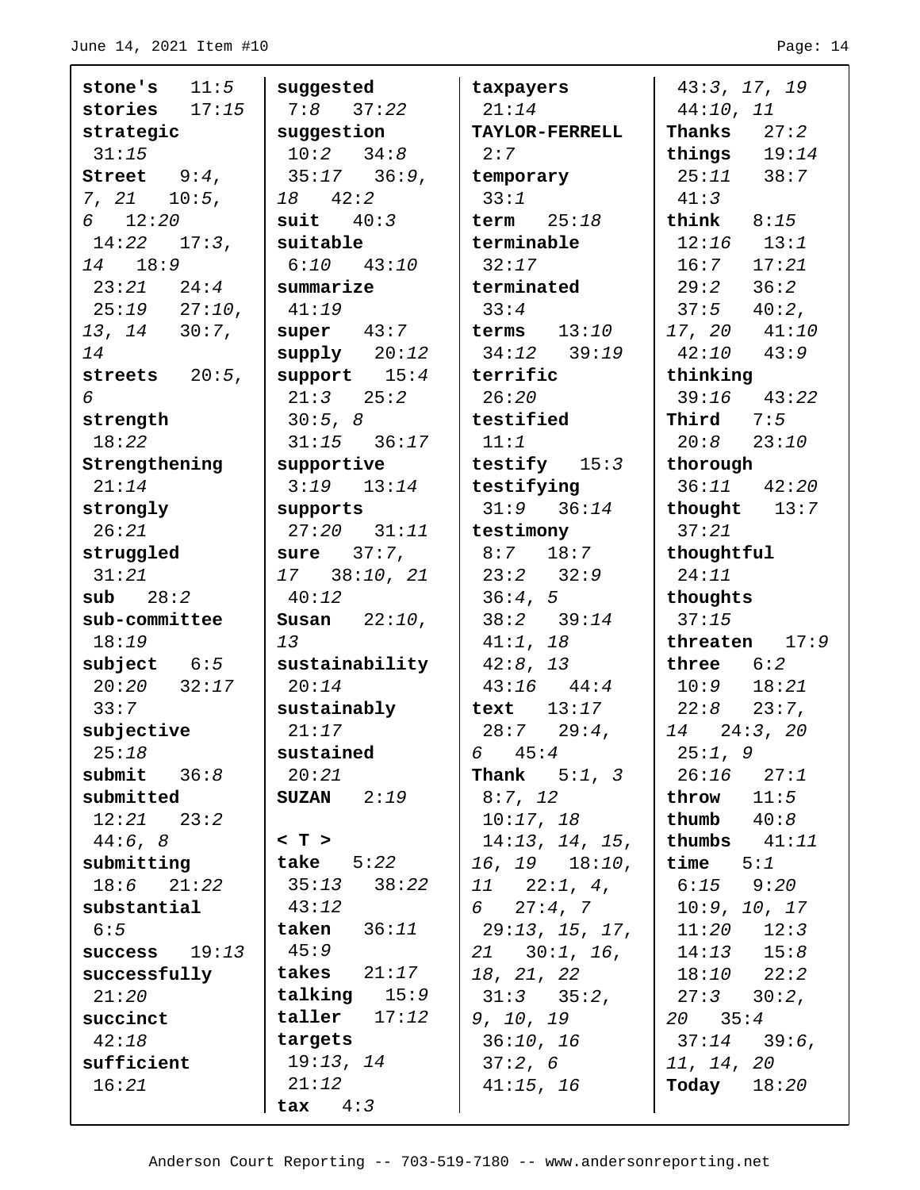**stone's** 11:5
**stories** 17:15
**strategic** 31:15
**Street** 9:4, 7, 21 10:5, 6 12:20 14:22 17:3, 14 18:9 23:21 24:4 25:19 27:10, 13, 14 30:7, 14
**streets** 20:5, 6
**strength** 18:22
**Strengthening** 21:14
**strongly** 26:21
**struggled** 31:21
**sub** 28:2
**sub-committee** 18:19
**subject** 6:5 20:20 32:17 33:7
**subjective** 25:18
**submit** 36:8
**submitted** 12:21 23:2 44:6, 8
**submitting** 18:6 21:22
**substantial** 6:5
**success** 19:13
**successfully** 21:20
**succinct** 42:18
**sufficient** 16:21

**suggested** 7:8 37:22
**suggestion** 10:2 34:8 35:17 36:9, 18 42:2
**suit** 40:3
**suitable** 6:10 43:10
**summarize** 41:19
**super** 43:7
**supply** 20:12
**support** 15:4 21:3 25:2 30:5, 8 31:15 36:17
**supportive** 3:19 13:14
**supports** 27:20 31:11
**sure** 37:7, 17 38:10, 21 40:12
**Susan** 22:10, 13
**sustainability** 20:14
**sustainably** 21:17
**sustained** 20:21
**SUZAN** 2:19

**< T >**
**take** 5:22 35:13 38:22 43:12
**taken** 36:11 45:9
**takes** 21:17
**talking** 15:9
**taller** 17:12
**targets** 19:13, 14 21:12
**tax** 4:3

**taxpayers** 21:14
**TAYLOR-FERRELL** 2:7
**temporary** 33:1
**term** 25:18
**terminable** 32:17
**terminated** 33:4
**terms** 13:10 34:12 39:19
**terrific** 26:20
**testified** 11:1
**testify** 15:3
**testifying** 31:9 36:14
**testimony** 8:7 18:7 23:2 32:9 36:4, 5 38:2 39:14 41:1, 18 42:8, 13 43:16 44:4
**text** 13:17 28:7 29:4, 6 45:4
**Thank** 5:1, 3 8:7, 12 10:17, 18 14:13, 14, 15, 16, 19 18:10, 11 22:1, 4, 6 27:4, 7 29:13, 15, 17, 21 30:1, 16, 18, 21, 22 31:3 35:2, 9, 10, 19 36:10, 16 37:2, 6 41:15, 16

43:3, 17, 19 44:10, 11
**Thanks** 27:2
**things** 19:14 25:11 38:7 41:3
**think** 8:15 12:16 13:1 16:7 17:21 29:2 36:2 37:5 40:2, 17, 20 41:10 42:10 43:9
**thinking** 39:16 43:22
**Third** 7:5 20:8 23:10
**thorough** 36:11 42:20
**thought** 13:7 37:21
**thoughtful** 24:11
**thoughts** 37:15
**threaten** 17:9
**three** 6:2 10:9 18:21 22:8 23:7, 14 24:3, 20 25:1, 9 26:16 27:1
**throw** 11:5
**thumb** 40:8
**thumbs** 41:11
**time** 5:1 6:15 9:20 10:9, 10, 17 11:20 12:3 14:13 15:8 18:10 22:2 27:3 30:2, 20 35:4 37:14 39:6, 11, 14, 20
**Today** 18:20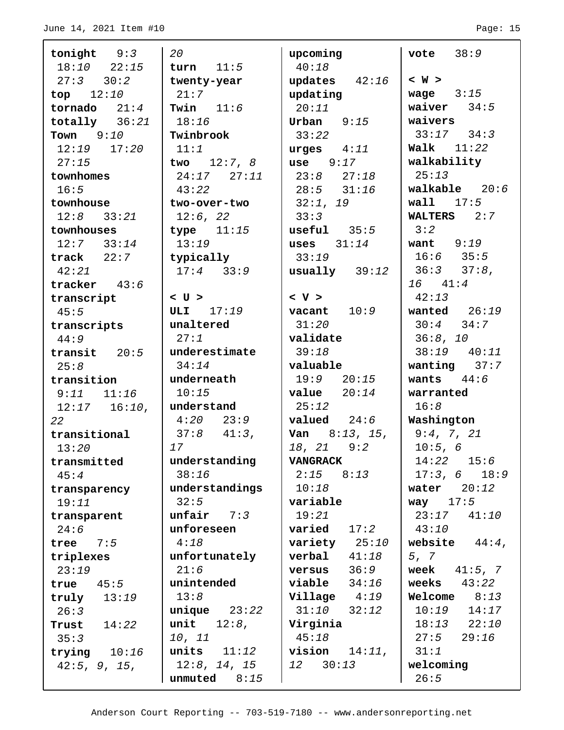**tonight** 9:3 18:10 22:15 27:3 30:2
**top** 12:10
**tornado** 21:4
**totally** 36:21
**Town** 9:10 12:19 17:20 27:15
**townhomes** 16:5
**townhouse** 12:8 33:21
**townhouses** 12:7 33:14
**track** 22:7 42:21
**tracker** 43:6
**transcript** 45:5
**transcripts** 44:9
**transit** 20:5 25:8
**transition** 9:11 11:16 12:17 16:10, 22
**transitional** 13:20
**transmitted** 45:4
**transparency** 19:11
**transparent** 24:6
**tree** 7:5
**triplexes** 23:19
**true** 45:5
**truly** 13:19 26:3
**Trust** 14:22 35:3
**trying** 10:16 42:5, 9, 15, 20
**turn** 11:5
**twenty-year** 21:7
**Twin** 11:6 18:16
**Twinbrook** 11:1
**two** 12:7, 8 24:17 27:11 43:22
**two-over-two** 12:6, 22
**type** 11:15 13:19
**typically** 17:4 33:9

**< U >**
**ULI** 17:19
**unaltered** 27:1
**underestimate** 34:14
**underneath** 10:15
**understand** 4:20 23:9 37:8 41:3, 17
**understanding** 38:16
**understandings** 32:5
**unfair** 7:3
**unforeseen** 4:18
**unfortunately** 21:6
**unintended** 13:8
**unique** 23:22
**unit** 12:8, 10, 11
**units** 11:12 12:8, 14, 15
**unmuted** 8:15
**upcoming** 40:18
**updates** 42:16
**updating** 20:11
**Urban** 9:15 33:22
**urges** 4:11
**use** 9:17 23:8 27:18 28:5 31:16 32:1, 19 33:3
**useful** 35:5
**uses** 31:14 33:19
**usually** 39:12

**< V >**
**vacant** 10:9 31:20
**validate** 39:18
**valuable** 19:9 20:15
**value** 20:14 25:12
**valued** 24:6
**Van** 8:13, 15, 18, 21 9:2
**VANGRACK** 2:15 8:13 10:18
**variable** 19:21
**varied** 17:2
**variety** 25:10
**verbal** 41:18
**versus** 36:9
**viable** 34:16
**Village** 4:19 31:10 32:12
**Virginia** 45:18
**vision** 14:11, 12 30:13
**vote** 38:9

**< W >**
**wage** 3:15
**waiver** 34:5
**waivers** 33:17 34:3
**Walk** 11:22
**walkability** 25:13
**walkable** 20:6
**wall** 17:5
**WALTERS** 2:7 3:2
**want** 9:19 16:6 35:5 36:3 37:8, 16 41:4 42:13
**wanted** 26:19 30:4 34:7 36:8, 10 38:19 40:11
**wanting** 37:7
**wants** 44:6
**warranted** 16:8
**Washington** 9:4, 7, 21 10:5, 6 14:22 15:6 17:3, 6 18:9
**water** 20:12
**way** 17:5 23:17 41:10 43:10
**website** 44:4, 5, 7
**week** 41:5, 7
**weeks** 43:22
**Welcome** 8:13 10:19 14:17 18:13 22:10 27:5 29:16 31:1
**welcoming** 26:5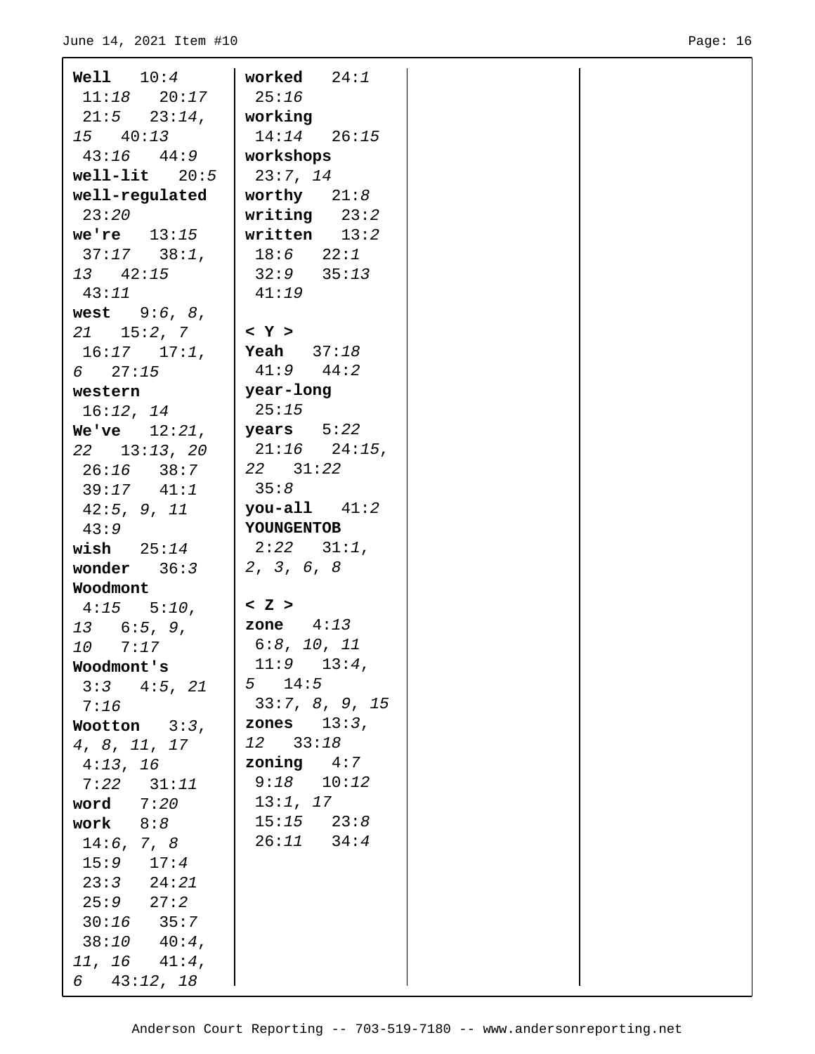**Well** 10:*4* 11:*18* 20:*17* 21:*5* 23:*14*, *15* 40:*13* 43:*16* 44:*9*
**well-lit** 20:*5*
**well-regulated** 23:*20*
**we're** 13:*15* 37:*17* 38:*1*, *13* 42:*15* 43:*11*
**west** 9:*6*, *8*, *21* 15:*2*, *7* 16:*17* 17:*1*, *6* 27:*15*
**western** 16:*12*, *14*
**We've** 12:*21*, *22* 13:*13*, *20* 26:*16* 38:*7* 39:*17* 41:*1* 42:*5*, *9*, *11* 43:*9*
**wish** 25:*14*
**wonder** 36:*3*
**Woodmont** 4:*15* 5:*10*, *13* 6:*5*, *9*, *10* 7:*17*
**Woodmont's** 3:*3* 4:*5*, *21* 7:*16*
**Wootton** 3:*3*, *4*, *8*, *11*, *17* 4:*13*, *16* 7:*22* 31:*11*
**word** 7:*20*
**work** 8:*8* 14:*6*, *7*, *8* 15:*9* 17:*4* 23:*3* 24:*21* 25:*9* 27:*2* 30:*16* 35:*7* 38:*10* 40:*4*, *11*, *16* 41:*4*, *6* 43:*12*, *18*
**worked** 24:*1* 25:*16*
**working** 14:*14* 26:*15*
**workshops** 23:*7*, *14*
**worthy** 21:*8*
**writing** 23:*2*
**written** 13:*2* 18:*6* 22:*1* 32:*9* 35:*13* 41:*19*

**< Y >**

**Yeah** 37:*18* 41:*9* 44:*2*
**year-long** 25:*15*
**years** 5:*22* 21:*16* 24:*15*, *22* 31:*22* 35:*8*
**you-all** 41:*2*
**YOUNGENTOB** 2:*22* 31:*1*, *2*, *3*, *6*, *8*

**< Z >**

**zone** 4:*13* 6:*8*, *10*, *11* 11:*9* 13:*4*, *5* 14:*5* 33:*7*, *8*, *9*, *15*
**zones** 13:*3*, *12* 33:*18*
**zoning** 4:*7* 9:*18* 10:*12* 13:*1*, *17* 15:*15* 23:*8* 26:*11* 34:*4*